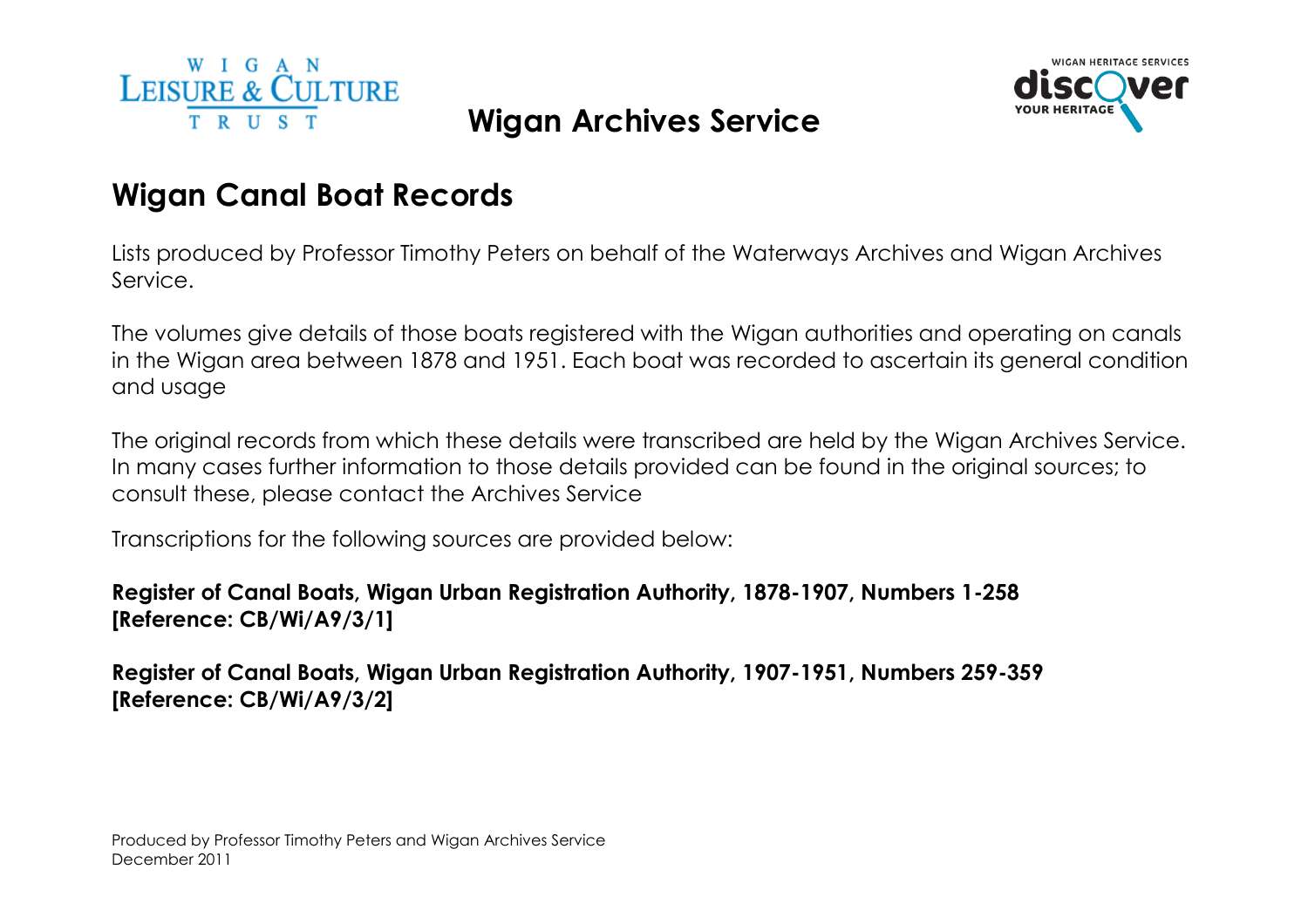WIGAN LEISURE & CULTURE TRUST

# Wigan Archives Service

WIGAN HERITAGE SERVICES discover YOUR HERITAGE

## Wigan Canal Boat Records

Lists produced by Professor Timothy Peters on behalf of the Waterways Archives and Wigan Archives Service.

The volumes give details of those boats registered with the Wigan authorities and operating on canals in the Wigan area between 1878 and 1951. Each boat was recorded to ascertain its general condition and usage

The original records from which these details were transcribed are held by the Wigan Archives Service. In many cases further information to those details provided can be found in the original sources; to consult these, please contact the Archives Service

Transcriptions for the following sources are provided below:

**Register of Canal Boats, Wigan Urban Registration Authority, 1878-1907, Numbers 1-258 [Reference: CB/Wi/A9/3/1]**

**Register of Canal Boats, Wigan Urban Registration Authority, 1907-1951, Numbers 259-359 [Reference: CB/Wi/A9/3/2]**

Produced by Professor Timothy Peters and Wigan Archives Service
December 2011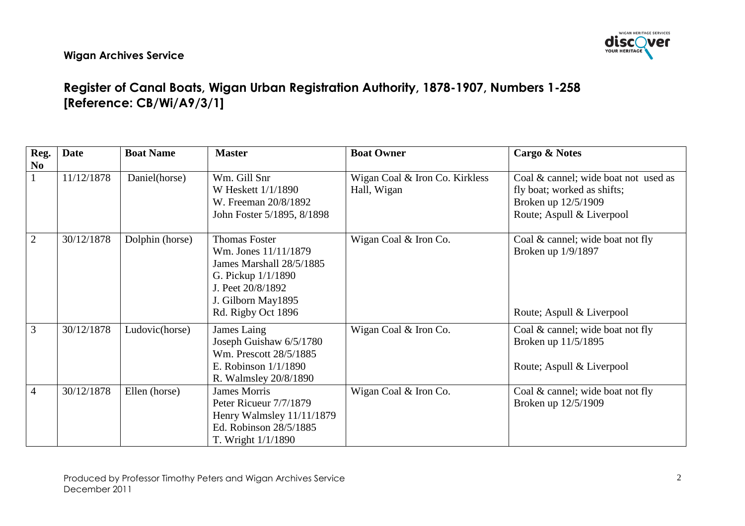**Wigan Archives Service**

## Register of Canal Boats, Wigan Urban Registration Authority, 1878-1907, Numbers 1-258 [Reference: CB/Wi/A9/3/1]

| Reg. No | Date | Boat Name | Master | Boat Owner | Cargo & Notes |
|---|---|---|---|---|---|
| 1 | 11/12/1878 | Daniel(horse) | Wm. Gill Snr<br>W Heskett 1/1/1890<br>W. Freeman 20/8/1892<br>John Foster 5/1895, 8/1898 | Wigan Coal & Iron Co. Kirkless Hall, Wigan | Coal & cannel; wide boat not used as fly boat; worked as shifts;<br>Broken up 12/5/1909<br>Route; Aspull & Liverpool |
| 2 | 30/12/1878 | Dolphin (horse) | Thomas Foster<br>Wm. Jones 11/11/1879<br>James Marshall 28/5/1885<br>G. Pickup 1/1/1890<br>J. Peet 20/8/1892<br>J. Gilborn May1895<br>Rd. Rigby Oct 1896 | Wigan Coal & Iron Co. | Coal & cannel; wide boat not fly<br>Broken up 1/9/1897<br>Route; Aspull & Liverpool |
| 3 | 30/12/1878 | Ludovic(horse) | James Laing<br>Joseph Guishaw 6/5/1780<br>Wm. Prescott 28/5/1885<br>E. Robinson 1/1/1890<br>R. Walmsley 20/8/1890 | Wigan Coal & Iron Co. | Coal & cannel; wide boat not fly<br>Broken up 11/5/1895<br>Route; Aspull & Liverpool |
| 4 | 30/12/1878 | Ellen (horse) | James Morris<br>Peter Ricueur 7/7/1879<br>Henry Walmsley 11/11/1879<br>Ed. Robinson 28/5/1885<br>T. Wright 1/1/1890 | Wigan Coal & Iron Co. | Coal & cannel; wide boat not fly<br>Broken up 12/5/1909 |

Produced by Professor Timothy Peters and Wigan Archives Service
December 2011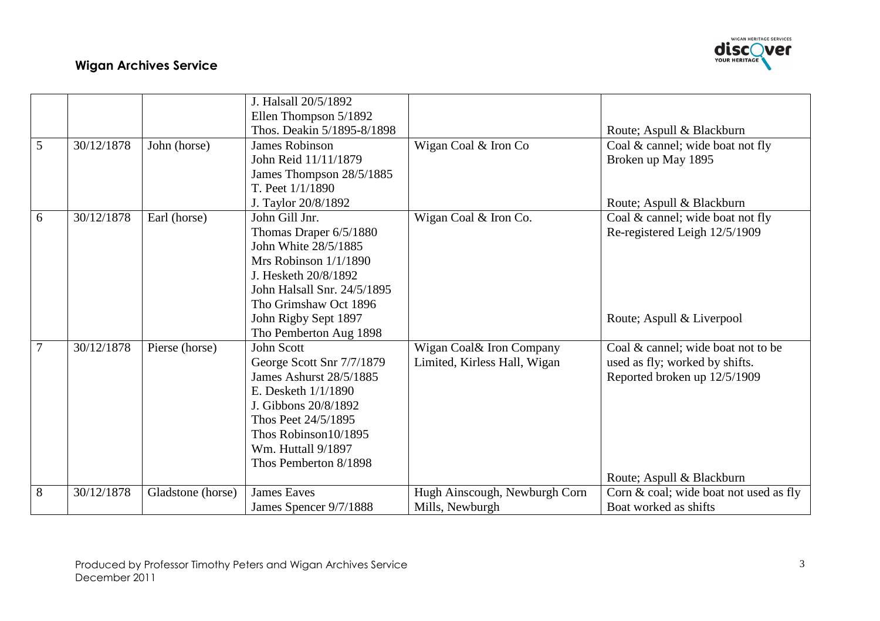| | | | | | |
|---|---|---|---|---|---|
| | | | J. Halsall 20/5/1892<br>Ellen Thompson 5/1892<br>Thos. Deakin 5/1895-8/1898 | | Route; Aspull & Blackburn |
| 5 | 30/12/1878 | John (horse) | James Robinson<br>John Reid 11/11/1879<br>James Thompson 28/5/1885<br>T. Peet 1/1/1890<br>J. Taylor 20/8/1892 | Wigan Coal & Iron Co | Coal & cannel; wide boat not fly<br>Broken up May 1895<br><br>Route; Aspull & Blackburn |
| 6 | 30/12/1878 | Earl (horse) | John Gill Jnr.<br>Thomas Draper 6/5/1880<br>John White 28/5/1885<br>Mrs Robinson 1/1/1890<br>J. Hesketh 20/8/1892<br>John Halsall Snr. 24/5/1895<br>Tho Grimshaw Oct 1896<br>John Rigby Sept 1897<br>Tho Pemberton Aug 1898 | Wigan Coal & Iron Co. | Coal & cannel; wide boat not fly<br>Re-registered Leigh 12/5/1909<br><br>Route; Aspull & Liverpool |
| 7 | 30/12/1878 | Pierse (horse) | John Scott<br>George Scott Snr 7/7/1879<br>James Ashurst 28/5/1885<br>E. Desketh 1/1/1890<br>J. Gibbons 20/8/1892<br>Thos Peet 24/5/1895<br>Thos Robinson10/1895<br>Wm. Huttall 9/1897<br>Thos Pemberton 8/1898 | Wigan Coal& Iron Company Limited, Kirless Hall, Wigan | Coal & cannel; wide boat not to be used as fly; worked by shifts.<br>Reported broken up 12/5/1909<br><br>Route; Aspull & Blackburn |
| 8 | 30/12/1878 | Gladstone (horse) | James Eaves<br>James Spencer 9/7/1888 | Hugh Ainscough, Newburgh Corn Mills, Newburgh | Corn & coal; wide boat not used as fly<br>Boat worked as shifts |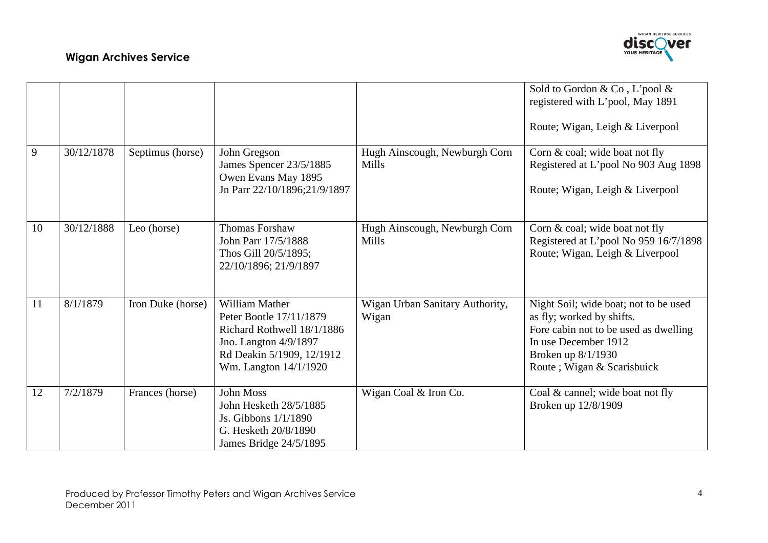| | | | | | |
|---|---|---|---|---|---|
| | | | | | Sold to Gordon & Co , L'pool & registered with L'pool, May 1891<br><br>Route; Wigan, Leigh & Liverpool |
| 9 | 30/12/1878 | Septimus (horse) | John Gregson<br>James Spencer 23/5/1885<br>Owen Evans May 1895<br>Jn Parr 22/10/1896;21/9/1897 | Hugh Ainscough, Newburgh Corn Mills | Corn & coal; wide boat not fly<br>Registered at L'pool No 903 Aug 1898<br><br>Route; Wigan, Leigh & Liverpool |
| 10 | 30/12/1888 | Leo (horse) | Thomas Forshaw<br>John Parr 17/5/1888<br>Thos Gill 20/5/1895;<br>22/10/1896; 21/9/1897 | Hugh Ainscough, Newburgh Corn Mills | Corn & coal; wide boat not fly<br>Registered at L'pool No 959 16/7/1898<br>Route; Wigan, Leigh & Liverpool |
| 11 | 8/1/1879 | Iron Duke (horse) | William Mather<br>Peter Bootle 17/11/1879<br>Richard Rothwell 18/1/1886<br>Jno. Langton 4/9/1897<br>Rd Deakin 5/1909, 12/1912<br>Wm. Langton 14/1/1920 | Wigan Urban Sanitary Authority, Wigan | Night Soil; wide boat; not to be used as fly; worked by shifts.<br>Fore cabin not to be used as dwelling<br>In use December 1912<br>Broken up 8/1/1930<br>Route ; Wigan & Scarisbuick |
| 12 | 7/2/1879 | Frances (horse) | John Moss<br>John Hesketh 28/5/1885<br>Js. Gibbons 1/1/1890<br>G. Hesketh 20/8/1890<br>James Bridge 24/5/1895 | Wigan Coal & Iron Co. | Coal & cannel; wide boat not fly<br>Broken up 12/8/1909 |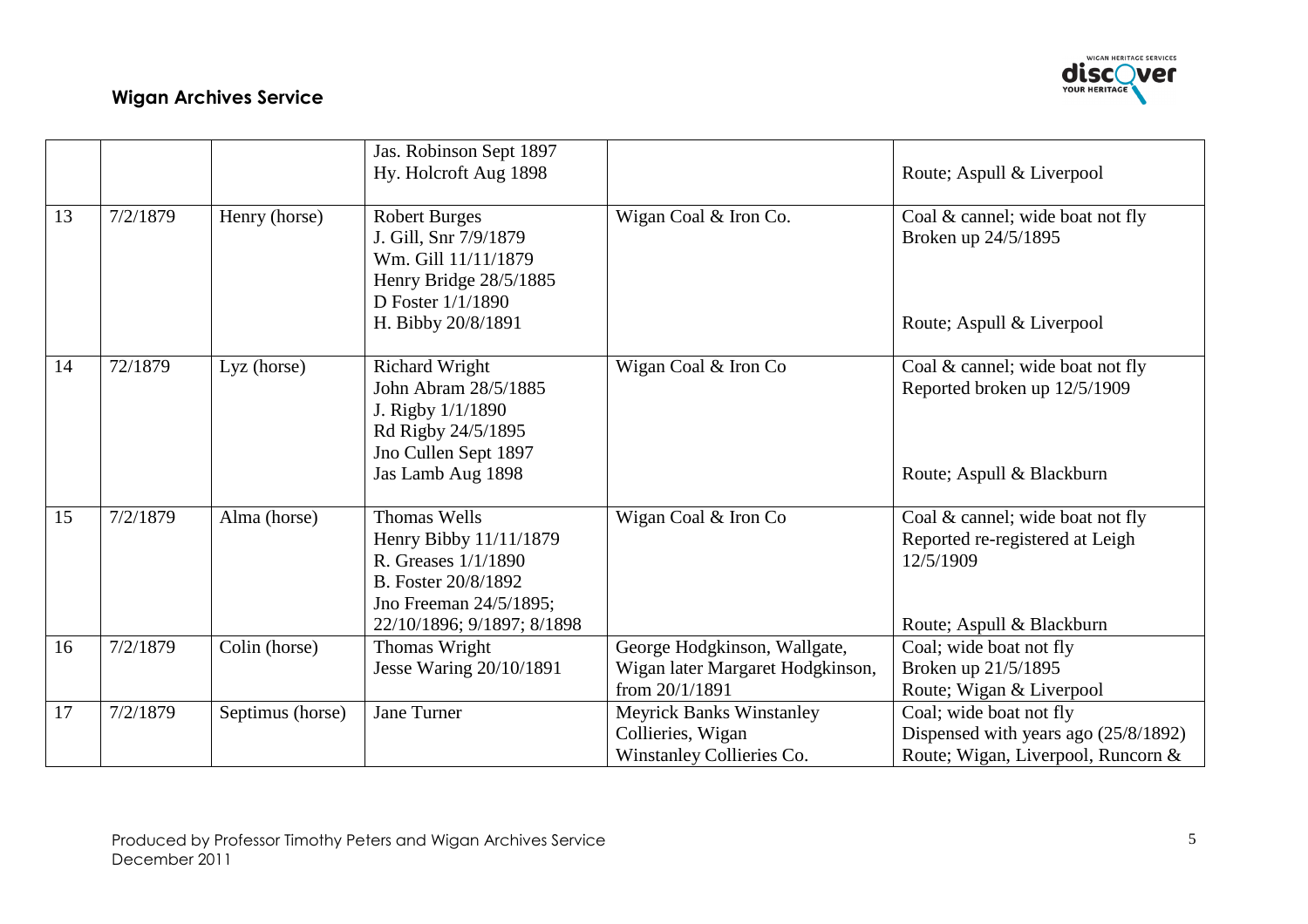| | | | | | |
|---|---|---|---|---|---|
| | | | Jas. Robinson Sept 1897<br>Hy. Holcroft Aug 1898 | | Route; Aspull & Liverpool |
| 13 | 7/2/1879 | Henry (horse) | Robert Burges<br>J. Gill, Snr 7/9/1879<br>Wm. Gill 11/11/1879<br>Henry Bridge 28/5/1885<br>D Foster 1/1/1890<br>H. Bibby 20/8/1891 | Wigan Coal & Iron Co. | Coal & cannel; wide boat not fly<br>Broken up 24/5/1895<br><br>Route; Aspull & Liverpool |
| 14 | 72/1879 | Lyz (horse) | Richard Wright<br>John Abram 28/5/1885<br>J. Rigby 1/1/1890<br>Rd Rigby 24/5/1895<br>Jno Cullen Sept 1897<br>Jas Lamb Aug 1898 | Wigan Coal & Iron Co | Coal & cannel; wide boat not fly<br>Reported broken up 12/5/1909<br><br>Route; Aspull & Blackburn |
| 15 | 7/2/1879 | Alma (horse) | Thomas Wells<br>Henry Bibby 11/11/1879<br>R. Greases 1/1/1890<br>B. Foster 20/8/1892<br>Jno Freeman 24/5/1895;<br>22/10/1896; 9/1897; 8/1898 | Wigan Coal & Iron Co | Coal & cannel; wide boat not fly<br>Reported re-registered at Leigh 12/5/1909<br><br>Route; Aspull & Blackburn |
| 16 | 7/2/1879 | Colin (horse) | Thomas Wright<br>Jesse Waring 20/10/1891 | George Hodgkinson, Wallgate, Wigan later Margaret Hodgkinson, from 20/1/1891 | Coal; wide boat not fly<br>Broken up 21/5/1895<br>Route; Wigan & Liverpool |
| 17 | 7/2/1879 | Septimus (horse) | Jane Turner | Meyrick Banks Winstanley Collieries, Wigan<br>Winstanley Collieries Co. | Coal; wide boat not fly<br>Dispensed with years ago (25/8/1892)<br>Route; Wigan, Liverpool, Runcorn & |

Produced by Professor Timothy Peters and Wigan Archives Service
December 2011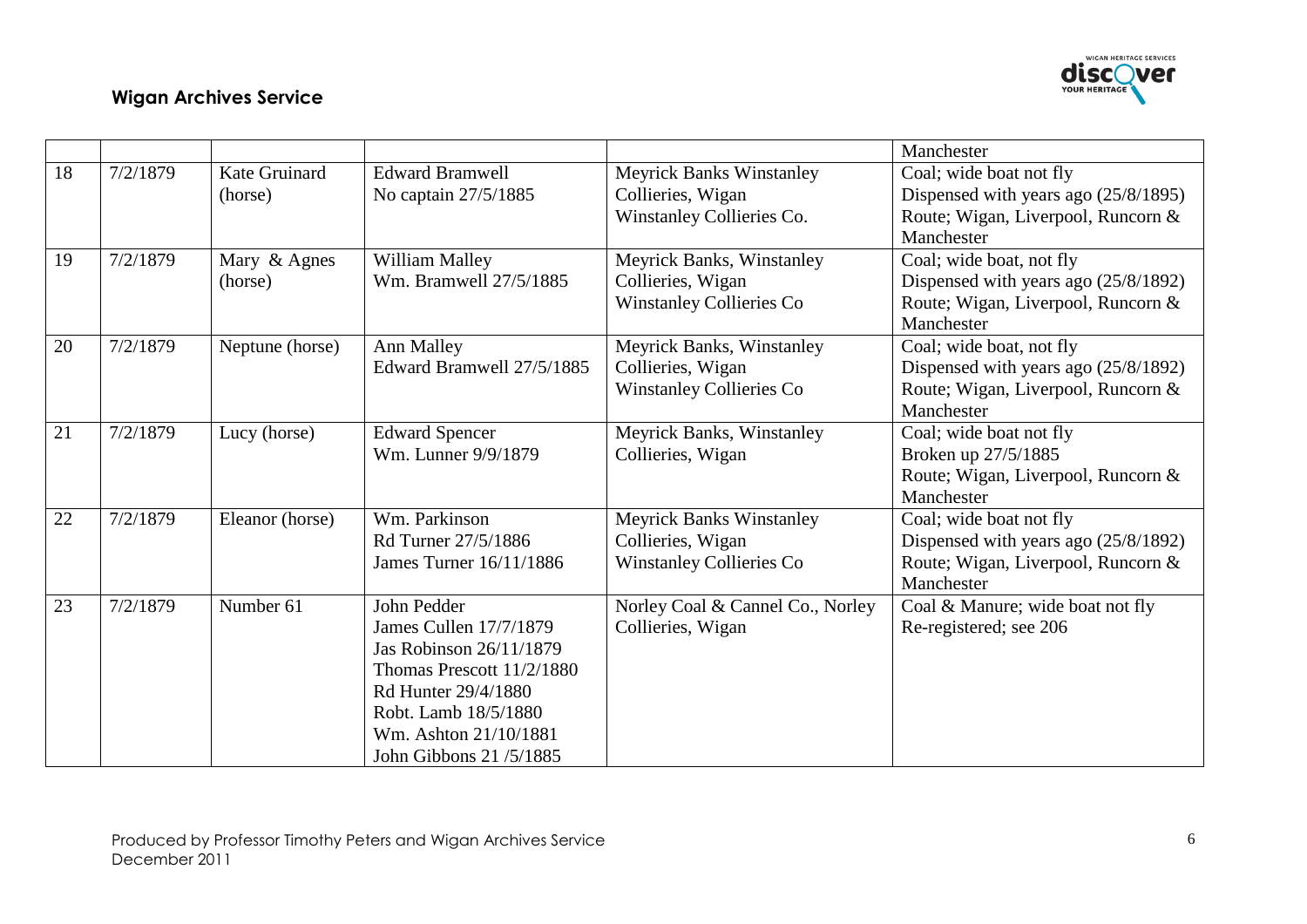| | | | | | Manchester |
|---|---|---|---|---|---|
| 18 | 7/2/1879 | Kate Gruinard (horse) | Edward Bramwell<br>No captain 27/5/1885 | Meyrick Banks Winstanley Collieries, Wigan<br>Winstanley Collieries Co. | Coal; wide boat not fly<br>Dispensed with years ago (25/8/1895)<br>Route; Wigan, Liverpool, Runcorn & Manchester |
| 19 | 7/2/1879 | Mary & Agnes (horse) | William Malley<br>Wm. Bramwell 27/5/1885 | Meyrick Banks, Winstanley Collieries, Wigan<br>Winstanley Collieries Co | Coal; wide boat, not fly<br>Dispensed with years ago (25/8/1892)<br>Route; Wigan, Liverpool, Runcorn & Manchester |
| 20 | 7/2/1879 | Neptune (horse) | Ann Malley<br>Edward Bramwell 27/5/1885 | Meyrick Banks, Winstanley Collieries, Wigan<br>Winstanley Collieries Co | Coal; wide boat, not fly<br>Dispensed with years ago (25/8/1892)<br>Route; Wigan, Liverpool, Runcorn & Manchester |
| 21 | 7/2/1879 | Lucy (horse) | Edward Spencer<br>Wm. Lunner 9/9/1879 | Meyrick Banks, Winstanley Collieries, Wigan | Coal; wide boat not fly<br>Broken up 27/5/1885<br>Route; Wigan, Liverpool, Runcorn & Manchester |
| 22 | 7/2/1879 | Eleanor (horse) | Wm. Parkinson<br>Rd Turner 27/5/1886<br>James Turner 16/11/1886 | Meyrick Banks Winstanley Collieries, Wigan<br>Winstanley Collieries Co | Coal; wide boat not fly<br>Dispensed with years ago (25/8/1892)<br>Route; Wigan, Liverpool, Runcorn & Manchester |
| 23 | 7/2/1879 | Number 61 | John Pedder<br>James Cullen 17/7/1879<br>Jas Robinson 26/11/1879<br>Thomas Prescott 11/2/1880<br>Rd Hunter 29/4/1880<br>Robt. Lamb 18/5/1880<br>Wm. Ashton 21/10/1881<br>John Gibbons 21 /5/1885 | Norley Coal & Cannel Co., Norley Collieries, Wigan | Coal & Manure; wide boat not fly<br>Re-registered; see 206 |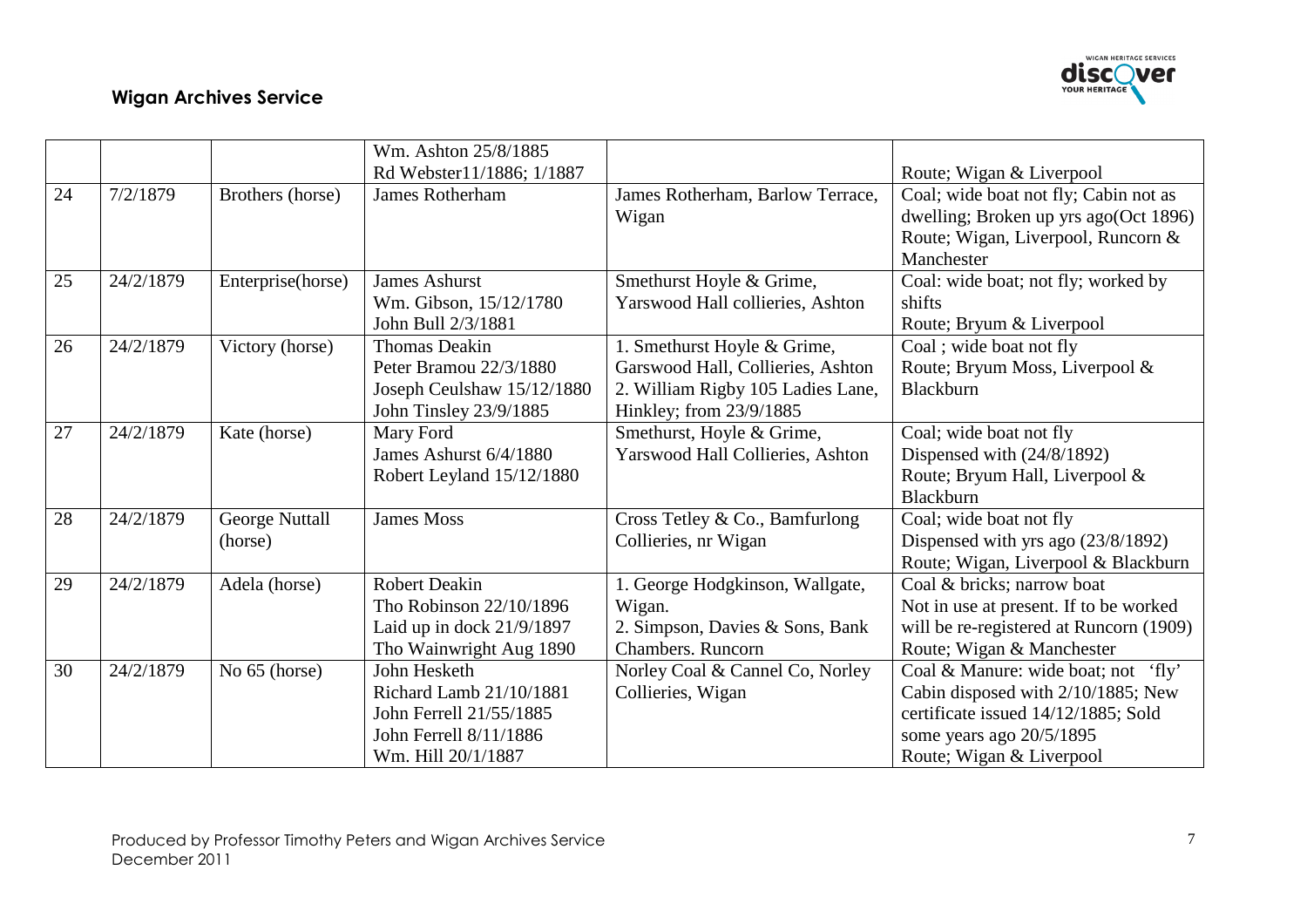| | | | | | |
|---|---|---|---|---|---|
| | | | Wm. Ashton 25/8/1885<br>Rd Webster11/1886; 1/1887 | | Route; Wigan & Liverpool |
| 24 | 7/2/1879 | Brothers (horse) | James Rotherham | James Rotherham, Barlow Terrace, Wigan | Coal; wide boat not fly; Cabin not as dwelling; Broken up yrs ago(Oct 1896)<br>Route; Wigan, Liverpool, Runcorn & Manchester |
| 25 | 24/2/1879 | Enterprise(horse) | James Ashurst<br>Wm. Gibson, 15/12/1780<br>John Bull 2/3/1881 | Smethurst Hoyle & Grime, Yarswood Hall collieries, Ashton | Coal: wide boat; not fly; worked by shifts<br>Route; Bryum & Liverpool |
| 26 | 24/2/1879 | Victory (horse) | Thomas Deakin<br>Peter Bramou 22/3/1880<br>Joseph Ceulshaw 15/12/1880<br>John Tinsley 23/9/1885 | 1. Smethurst Hoyle & Grime, Garswood Hall, Collieries, Ashton<br>2. William Rigby 105 Ladies Lane, Hinkley; from 23/9/1885 | Coal ; wide boat not fly<br>Route; Bryum Moss, Liverpool & Blackburn |
| 27 | 24/2/1879 | Kate (horse) | Mary Ford<br>James Ashurst 6/4/1880<br>Robert Leyland 15/12/1880 | Smethurst, Hoyle & Grime, Yarswood Hall Collieries, Ashton | Coal; wide boat not fly<br>Dispensed with (24/8/1892)<br>Route; Bryum Hall, Liverpool & Blackburn |
| 28 | 24/2/1879 | George Nuttall (horse) | James Moss | Cross Tetley & Co., Bamfurlong Collieries, nr Wigan | Coal; wide boat not fly<br>Dispensed with yrs ago (23/8/1892)<br>Route; Wigan, Liverpool & Blackburn |
| 29 | 24/2/1879 | Adela (horse) | Robert Deakin<br>Tho Robinson 22/10/1896<br>Laid up in dock 21/9/1897<br>Tho Wainwright Aug 1890 | 1. George Hodgkinson, Wallgate, Wigan.<br>2. Simpson, Davies & Sons, Bank Chambers. Runcorn | Coal & bricks; narrow boat<br>Not in use at present. If to be worked will be re-registered at Runcorn (1909)<br>Route; Wigan & Manchester |
| 30 | 24/2/1879 | No 65 (horse) | John Hesketh<br>Richard Lamb 21/10/1881<br>John Ferrell 21/55/1885<br>John Ferrell 8/11/1886<br>Wm. Hill 20/1/1887 | Norley Coal & Cannel Co, Norley Collieries, Wigan | Coal & Manure: wide boat; not 'fly'<br>Cabin disposed with 2/10/1885; New certificate issued 14/12/1885; Sold some years ago 20/5/1895<br>Route; Wigan & Liverpool |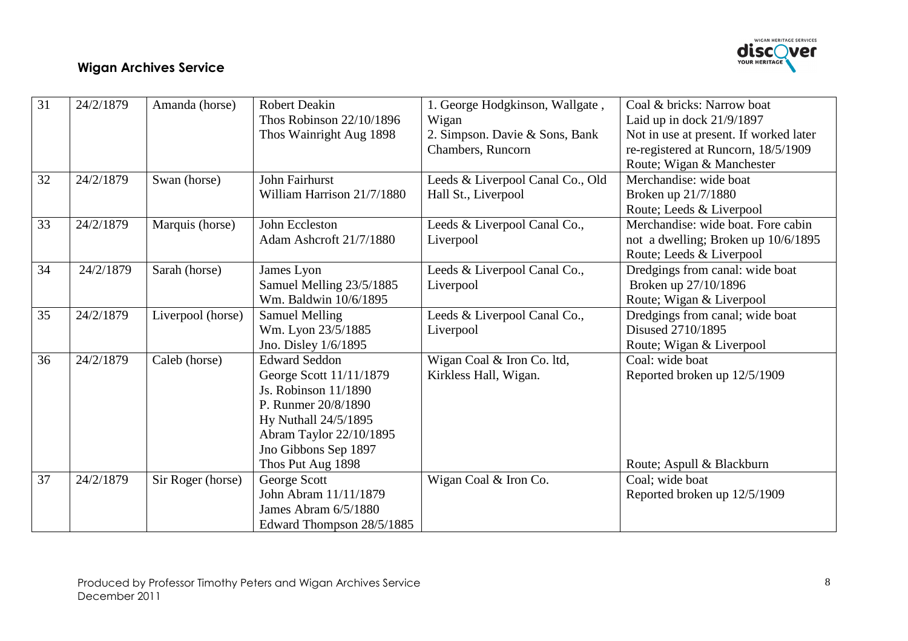| | | | | | |
|---|---|---|---|---|---|
| 31 | 24/2/1879 | Amanda (horse) | Robert Deakin<br>Thos Robinson 22/10/1896<br>Thos Wainright Aug 1898 | 1. George Hodgkinson, Wallgate , Wigan<br>2. Simpson. Davie & Sons, Bank Chambers, Runcorn | Coal & bricks: Narrow boat<br>Laid up in dock 21/9/1897<br>Not in use at present. If worked later re-registered at Runcorn, 18/5/1909<br>Route; Wigan & Manchester |
| 32 | 24/2/1879 | Swan (horse) | John Fairhurst<br>William Harrison 21/7/1880 | Leeds & Liverpool Canal Co., Old Hall St., Liverpool | Merchandise: wide boat<br>Broken up 21/7/1880<br>Route; Leeds & Liverpool |
| 33 | 24/2/1879 | Marquis (horse) | John Eccleston<br>Adam Ashcroft 21/7/1880 | Leeds & Liverpool Canal Co., Liverpool | Merchandise: wide boat. Fore cabin not a dwelling; Broken up 10/6/1895<br>Route; Leeds & Liverpool |
| 34 | 24/2/1879 | Sarah (horse) | James Lyon<br>Samuel Melling 23/5/1885<br>Wm. Baldwin 10/6/1895 | Leeds & Liverpool Canal Co., Liverpool | Dredgings from canal: wide boat<br>Broken up 27/10/1896<br>Route; Wigan & Liverpool |
| 35 | 24/2/1879 | Liverpool (horse) | Samuel Melling<br>Wm. Lyon 23/5/1885<br>Jno. Disley 1/6/1895 | Leeds & Liverpool Canal Co., Liverpool | Dredgings from canal; wide boat<br>Disused 2710/1895<br>Route; Wigan & Liverpool |
| 36 | 24/2/1879 | Caleb (horse) | Edward Seddon<br>George Scott 11/11/1879<br>Js. Robinson 11/1890<br>P. Runmer 20/8/1890<br>Hy Nuthall 24/5/1895<br>Abram Taylor 22/10/1895<br>Jno Gibbons Sep 1897<br>Thos Put Aug 1898 | Wigan Coal & Iron Co. ltd, Kirkless Hall, Wigan. | Coal: wide boat<br>Reported broken up 12/5/1909<br>Route; Aspull & Blackburn |
| 37 | 24/2/1879 | Sir Roger (horse) | George Scott<br>John Abram 11/11/1879<br>James Abram 6/5/1880<br>Edward Thompson 28/5/1885 | Wigan Coal & Iron Co. | Coal; wide boat<br>Reported broken up 12/5/1909 |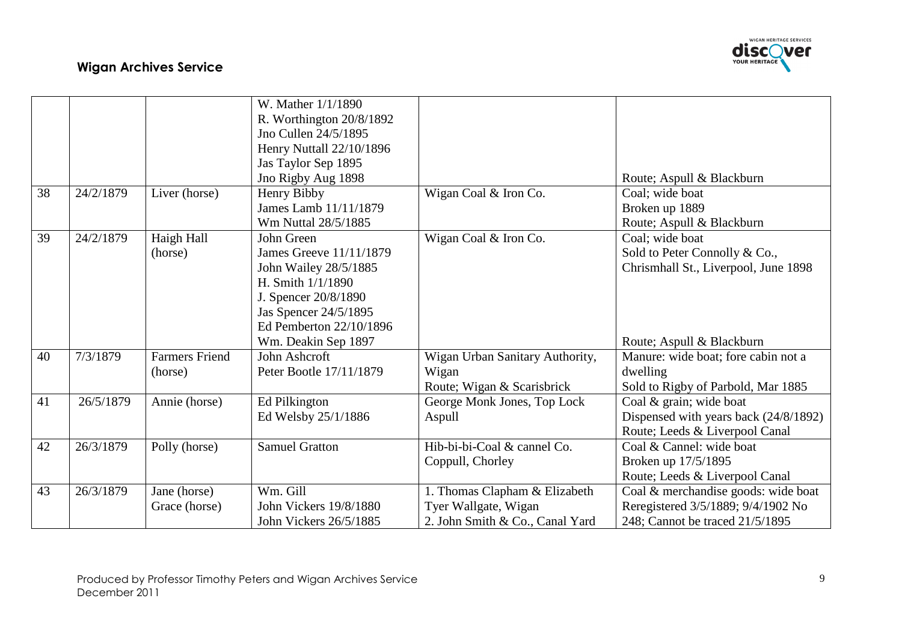|  |  |  | W. Mather 1/1/1890<br>R. Worthington 20/8/1892<br>Jno Cullen 24/5/1895<br>Henry Nuttall 22/10/1896<br>Jas Taylor Sep 1895<br>Jno Rigby Aug 1898 |  | Route; Aspull & Blackburn |
|---|---|---|---|---|---|
| 38 | 24/2/1879 | Liver (horse) | Henry Bibby<br>James Lamb 11/11/1879<br>Wm Nuttal 28/5/1885 | Wigan Coal & Iron Co. | Coal; wide boat<br>Broken up 1889<br>Route; Aspull & Blackburn |
| 39 | 24/2/1879 | Haigh Hall (horse) | John Green<br>James Greeve 11/11/1879<br>John Wailey 28/5/1885<br>H. Smith 1/1/1890<br>J. Spencer 20/8/1890<br>Jas Spencer 24/5/1895<br>Ed Pemberton 22/10/1896<br>Wm. Deakin Sep 1897 | Wigan Coal & Iron Co. | Coal; wide boat<br>Sold to Peter Connolly & Co., Chrismhall St., Liverpool, June 1898<br>Route; Aspull & Blackburn |
| 40 | 7/3/1879 | Farmers Friend (horse) | John Ashcroft<br>Peter Bootle 17/11/1879 | Wigan Urban Sanitary Authority, Wigan<br>Route; Wigan & Scarisbrick | Manure: wide boat; fore cabin not a dwelling<br>Sold to Rigby of Parbold, Mar 1885 |
| 41 | 26/5/1879 | Annie (horse) | Ed Pilkington<br>Ed Welsby 25/1/1886 | George Monk Jones, Top Lock Aspull | Coal & grain; wide boat<br>Dispensed with years back (24/8/1892)<br>Route; Leeds & Liverpool Canal |
| 42 | 26/3/1879 | Polly (horse) | Samuel Gratton | Hib-bi-bi-Coal & cannel Co. Coppull, Chorley | Coal & Cannel: wide boat<br>Broken up 17/5/1895<br>Route; Leeds & Liverpool Canal |
| 43 | 26/3/1879 | Jane (horse)<br>Grace (horse) | Wm. Gill<br>John Vickers 19/8/1880<br>John Vickers 26/5/1885 | 1. Thomas Clapham & Elizabeth Tyer Wallgate, Wigan<br>2. John Smith & Co., Canal Yard | Coal & merchandise goods: wide boat<br>Reregistered 3/5/1889; 9/4/1902 No 248; Cannot be traced 21/5/1895 |

Produced by Professor Timothy Peters and Wigan Archives Service
December 2011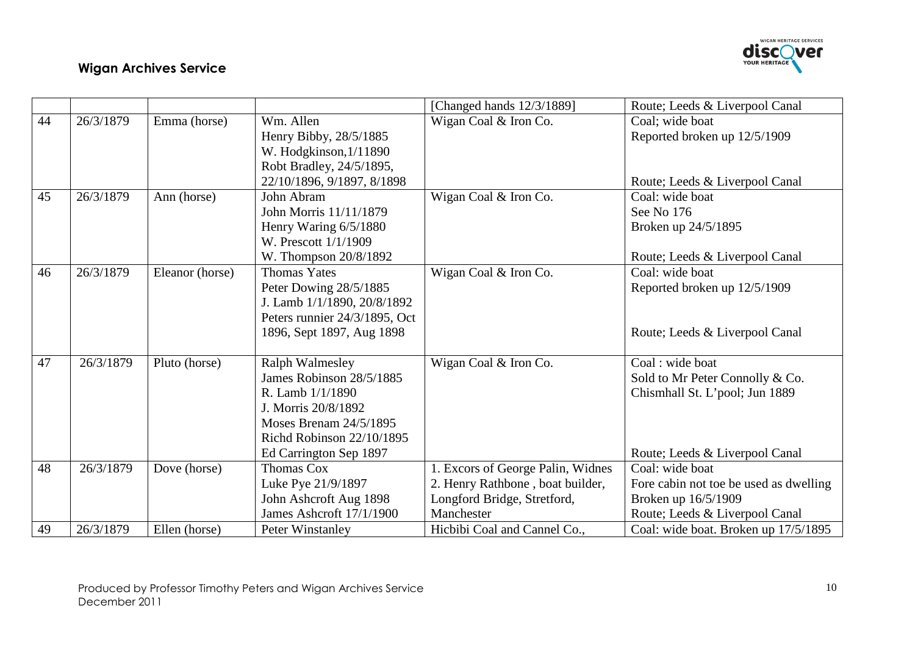|  |  |  |  | [Changed hands 12/3/1889] | Route; Leeds & Liverpool Canal |
|---|---|---|---|---|---|
| 44 | 26/3/1879 | Emma (horse) | Wm. Allen<br>Henry Bibby, 28/5/1885<br>W. Hodgkinson,1/11890<br>Robt Bradley, 24/5/1895,<br>22/10/1896, 9/1897, 8/1898 | Wigan Coal & Iron Co. | Coal; wide boat<br>Reported broken up 12/5/1909<br><br>Route; Leeds & Liverpool Canal |
| 45 | 26/3/1879 | Ann (horse) | John Abram<br>John Morris 11/11/1879<br>Henry Waring 6/5/1880<br>W. Prescott 1/1/1909<br>W. Thompson 20/8/1892 | Wigan Coal & Iron Co. | Coal: wide boat<br>See No 176<br>Broken up 24/5/1895<br><br>Route; Leeds & Liverpool Canal |
| 46 | 26/3/1879 | Eleanor (horse) | Thomas Yates<br>Peter Dowing 28/5/1885<br>J. Lamb 1/1/1890, 20/8/1892<br>Peters runnier 24/3/1895, Oct 1896, Sept 1897, Aug 1898 | Wigan Coal & Iron Co. | Coal: wide boat<br>Reported broken up 12/5/1909<br><br>Route; Leeds & Liverpool Canal |
| 47 | 26/3/1879 | Pluto (horse) | Ralph Walmesley<br>James Robinson 28/5/1885<br>R. Lamb 1/1/1890<br>J. Morris 20/8/1892<br>Moses Brenam 24/5/1895<br>Richd Robinson 22/10/1895<br>Ed Carrington Sep 1897 | Wigan Coal & Iron Co. | Coal : wide boat<br>Sold to Mr Peter Connolly & Co. Chismhall St. L'pool; Jun 1889<br><br>Route; Leeds & Liverpool Canal |
| 48 | 26/3/1879 | Dove (horse) | Thomas Cox<br>Luke Pye 21/9/1897<br>John Ashcroft Aug 1898<br>James Ashcroft 17/1/1900 | 1. Excors of George Palin, Widnes<br>2. Henry Rathbone , boat builder, Longford Bridge, Stretford, Manchester | Coal: wide boat<br>Fore cabin not toe be used as dwelling<br>Broken up 16/5/1909<br>Route; Leeds & Liverpool Canal |
| 49 | 26/3/1879 | Ellen (horse) | Peter Winstanley | Hicbibi Coal and Cannel Co., | Coal: wide boat. Broken up 17/5/1895 |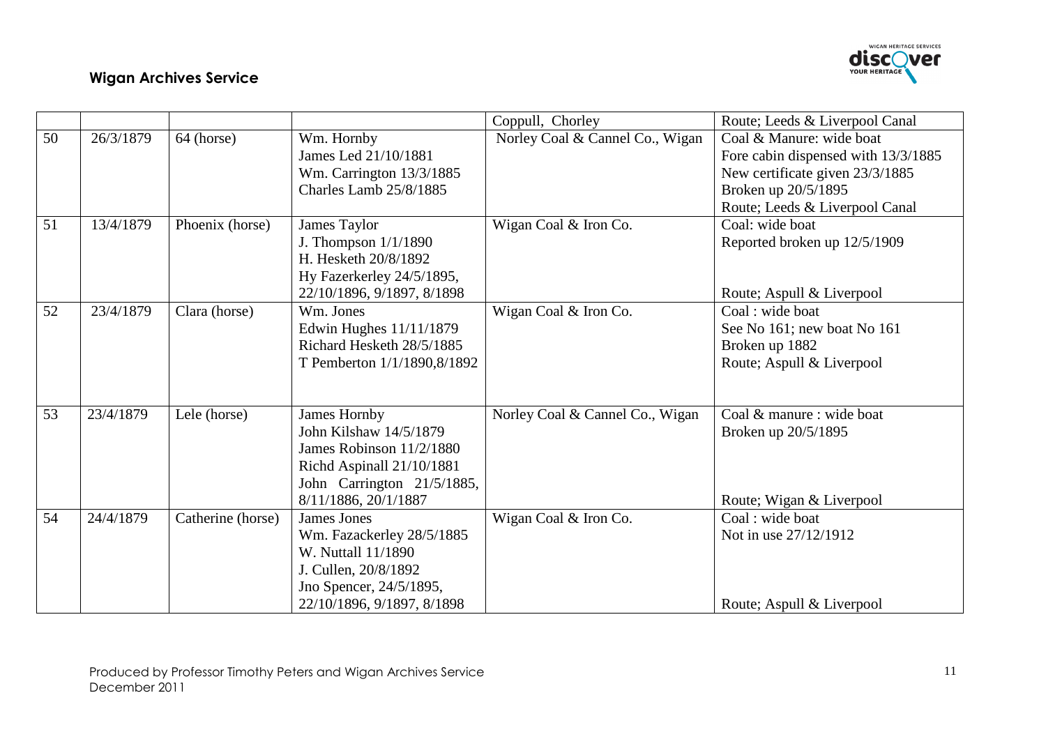| | | | | Coppull, Chorley | Route; Leeds & Liverpool Canal |
|---|---|---|---|---|---|
| 50 | 26/3/1879 | 64 (horse) | Wm. Hornby<br>James Led 21/10/1881<br>Wm. Carrington 13/3/1885<br>Charles Lamb 25/8/1885 | Norley Coal & Cannel Co., Wigan | Coal & Manure: wide boat<br>Fore cabin dispensed with 13/3/1885<br>New certificate given 23/3/1885<br>Broken up 20/5/1895<br>Route; Leeds & Liverpool Canal |
| 51 | 13/4/1879 | Phoenix (horse) | James Taylor<br>J. Thompson 1/1/1890<br>H. Hesketh 20/8/1892<br>Hy Fazerkerley 24/5/1895,<br>22/10/1896, 9/1897, 8/1898 | Wigan Coal & Iron Co. | Coal: wide boat<br>Reported broken up 12/5/1909<br>Route; Aspull & Liverpool |
| 52 | 23/4/1879 | Clara (horse) | Wm. Jones<br>Edwin Hughes 11/11/1879<br>Richard Hesketh 28/5/1885<br>T Pemberton 1/1/1890,8/1892 | Wigan Coal & Iron Co. | Coal : wide boat<br>See No 161; new boat No 161<br>Broken up 1882<br>Route; Aspull & Liverpool |
| 53 | 23/4/1879 | Lele (horse) | James Hornby<br>John Kilshaw 14/5/1879<br>James Robinson 11/2/1880<br>Richd Aspinall 21/10/1881<br>John Carrington 21/5/1885,<br>8/11/1886, 20/1/1887 | Norley Coal & Cannel Co., Wigan | Coal & manure : wide boat<br>Broken up 20/5/1895<br>Route; Wigan & Liverpool |
| 54 | 24/4/1879 | Catherine (horse) | James Jones<br>Wm. Fazackerley 28/5/1885<br>W. Nuttall 11/1890<br>J. Cullen, 20/8/1892<br>Jno Spencer, 24/5/1895,<br>22/10/1896, 9/1897, 8/1898 | Wigan Coal & Iron Co. | Coal : wide boat<br>Not in use 27/12/1912<br>Route; Aspull & Liverpool |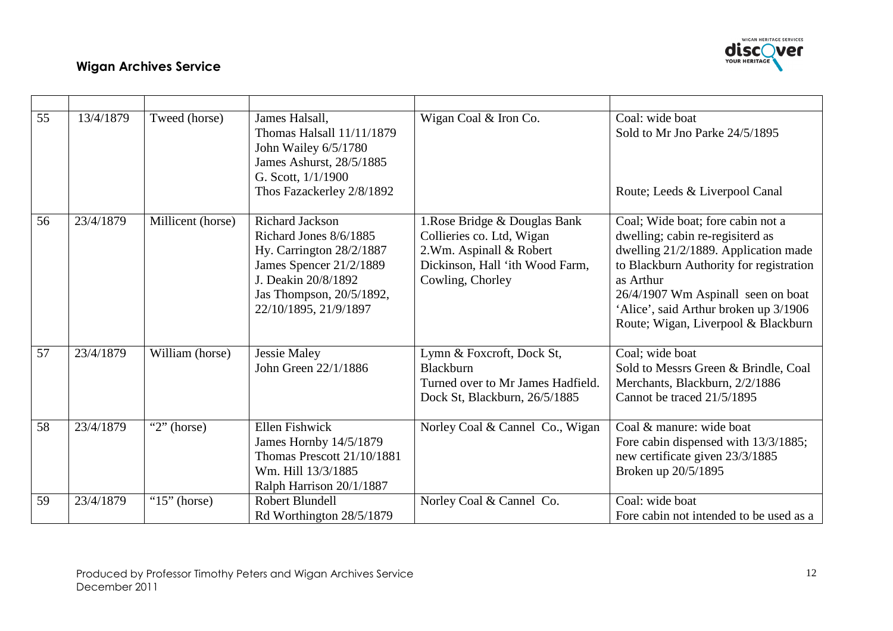| | | | | | |
|---|---|---|---|---|---|
| 55 | 13/4/1879 | Tweed (horse) | James Halsall,<br>Thomas Halsall 11/11/1879<br>John Wailey 6/5/1780<br>James Ashurst, 28/5/1885<br>G. Scott, 1/1/1900<br>Thos Fazackerley 2/8/1892 | Wigan Coal & Iron Co. | Coal: wide boat<br>Sold to Mr Jno Parke 24/5/1895<br><br>Route; Leeds & Liverpool Canal |
| 56 | 23/4/1879 | Millicent (horse) | Richard Jackson<br>Richard Jones 8/6/1885<br>Hy. Carrington 28/2/1887<br>James Spencer 21/2/1889<br>J. Deakin 20/8/1892<br>Jas Thompson, 20/5/1892, 22/10/1895, 21/9/1897 | 1.Rose Bridge & Douglas Bank Collieries co. Ltd, Wigan<br>2.Wm. Aspinall & Robert Dickinson, Hall 'ith Wood Farm, Cowling, Chorley | Coal; Wide boat; fore cabin not a dwelling; cabin re-regisiterd as dwelling 21/2/1889. Application made to Blackburn Authority for registration as Arthur<br>26/4/1907 Wm Aspinall seen on boat 'Alice', said Arthur broken up 3/1906<br>Route; Wigan, Liverpool & Blackburn |
| 57 | 23/4/1879 | William (horse) | Jessie Maley<br>John Green 22/1/1886 | Lymn & Foxcroft, Dock St, Blackburn<br>Turned over to Mr James Hadfield. Dock St, Blackburn, 26/5/1885 | Coal; wide boat<br>Sold to Messrs Green & Brindle, Coal Merchants, Blackburn, 2/2/1886<br>Cannot be traced 21/5/1895 |
| 58 | 23/4/1879 | "2" (horse) | Ellen Fishwick<br>James Hornby 14/5/1879<br>Thomas Prescott 21/10/1881<br>Wm. Hill 13/3/1885<br>Ralph Harrison 20/1/1887 | Norley Coal & Cannel Co., Wigan | Coal & manure: wide boat<br>Fore cabin dispensed with 13/3/1885; new certificate given 23/3/1885<br>Broken up 20/5/1895 |
| 59 | 23/4/1879 | "15" (horse) | Robert Blundell<br>Rd Worthington 28/5/1879 | Norley Coal & Cannel Co. | Coal: wide boat<br>Fore cabin not intended to be used as a |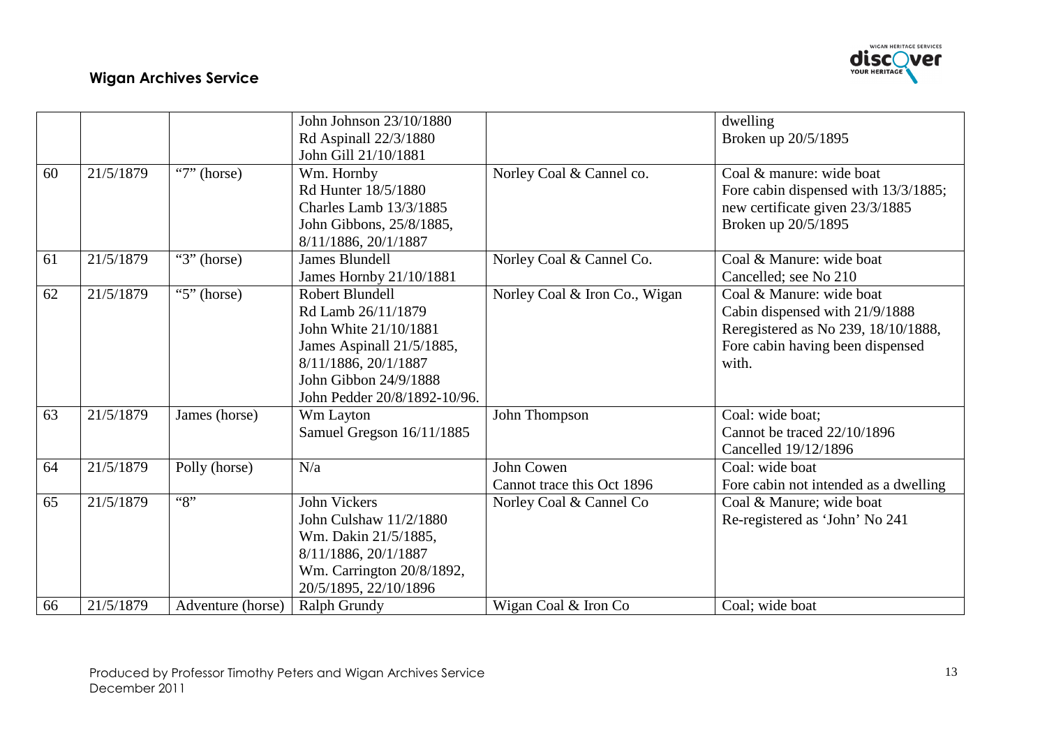|  |  |  | John Johnson 23/10/1880<br>Rd Aspinall 22/3/1880<br>John Gill 21/10/1881 |  | dwelling<br>Broken up 20/5/1895 |
|---|---|---|---|---|---|
| 60 | 21/5/1879 | "7" (horse) | Wm. Hornby<br>Rd Hunter 18/5/1880<br>Charles Lamb 13/3/1885<br>John Gibbons, 25/8/1885, 8/11/1886, 20/1/1887 | Norley Coal & Cannel co. | Coal & manure: wide boat<br>Fore cabin dispensed with 13/3/1885; new certificate given 23/3/1885<br>Broken up 20/5/1895 |
| 61 | 21/5/1879 | "3" (horse) | James Blundell<br>James Hornby 21/10/1881 | Norley Coal & Cannel Co. | Coal & Manure: wide boat<br>Cancelled; see No 210 |
| 62 | 21/5/1879 | "5" (horse) | Robert Blundell<br>Rd Lamb 26/11/1879<br>John White 21/10/1881<br>James Aspinall 21/5/1885, 8/11/1886, 20/1/1887<br>John Gibbon 24/9/1888<br>John Pedder 20/8/1892-10/96. | Norley Coal & Iron Co., Wigan | Coal & Manure: wide boat<br>Cabin dispensed with 21/9/1888<br>Reregistered as No 239, 18/10/1888, Fore cabin having been dispensed with. |
| 63 | 21/5/1879 | James (horse) | Wm Layton<br>Samuel Gregson 16/11/1885 | John Thompson | Coal: wide boat;<br>Cannot be traced 22/10/1896<br>Cancelled 19/12/1896 |
| 64 | 21/5/1879 | Polly (horse) | N/a | John Cowen<br>Cannot trace this Oct 1896 | Coal: wide boat<br>Fore cabin not intended as a dwelling |
| 65 | 21/5/1879 | "8" | John Vickers<br>John Culshaw 11/2/1880<br>Wm. Dakin 21/5/1885, 8/11/1886, 20/1/1887<br>Wm. Carrington 20/8/1892, 20/5/1895, 22/10/1896 | Norley Coal & Cannel Co | Coal & Manure; wide boat<br>Re-registered as 'John' No 241 |
| 66 | 21/5/1879 | Adventure (horse) | Ralph Grundy | Wigan Coal & Iron Co | Coal; wide boat |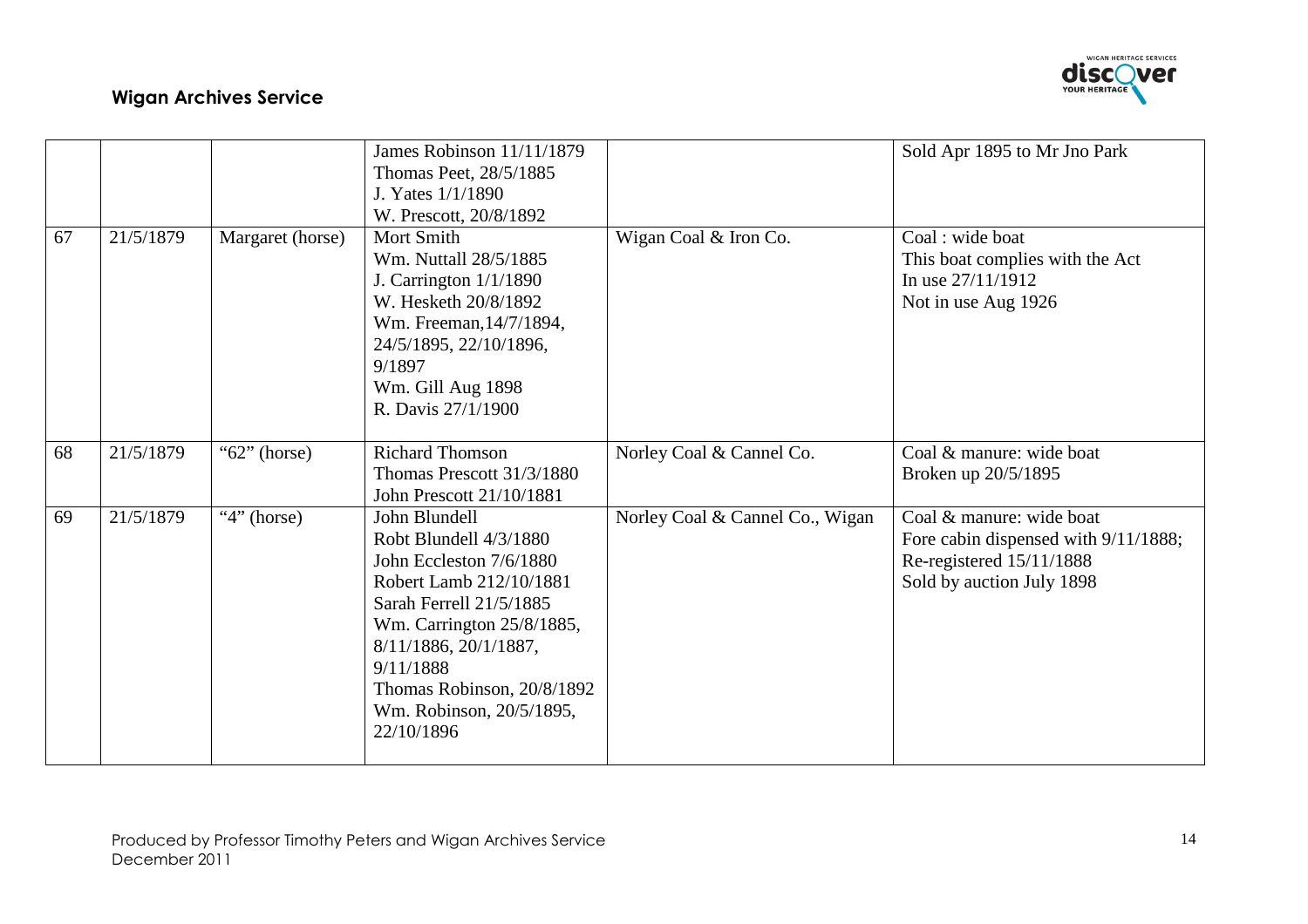| | | | | | |
|---|---|---|---|---|---|
| | | | James Robinson 11/11/1879<br>Thomas Peet, 28/5/1885<br>J. Yates 1/1/1890<br>W. Prescott, 20/8/1892 | | Sold Apr 1895 to Mr Jno Park |
| 67 | 21/5/1879 | Margaret (horse) | Mort Smith<br>Wm. Nuttall 28/5/1885<br>J. Carrington 1/1/1890<br>W. Hesketh 20/8/1892<br>Wm. Freeman,14/7/1894, 24/5/1895, 22/10/1896, 9/1897<br>Wm. Gill Aug 1898<br>R. Davis 27/1/1900 | Wigan Coal & Iron Co. | Coal : wide boat<br>This boat complies with the Act<br>In use 27/11/1912<br>Not in use Aug 1926 |
| 68 | 21/5/1879 | "62" (horse) | Richard Thomson<br>Thomas Prescott 31/3/1880<br>John Prescott 21/10/1881 | Norley Coal & Cannel Co. | Coal & manure: wide boat<br>Broken up 20/5/1895 |
| 69 | 21/5/1879 | "4" (horse) | John Blundell<br>Robt Blundell 4/3/1880<br>John Eccleston 7/6/1880<br>Robert Lamb 212/10/1881<br>Sarah Ferrell 21/5/1885<br>Wm. Carrington 25/8/1885, 8/11/1886, 20/1/1887, 9/11/1888<br>Thomas Robinson, 20/8/1892<br>Wm. Robinson, 20/5/1895, 22/10/1896 | Norley Coal & Cannel Co., Wigan | Coal & manure: wide boat<br>Fore cabin dispensed with 9/11/1888;<br>Re-registered 15/11/1888<br>Sold by auction July 1898 |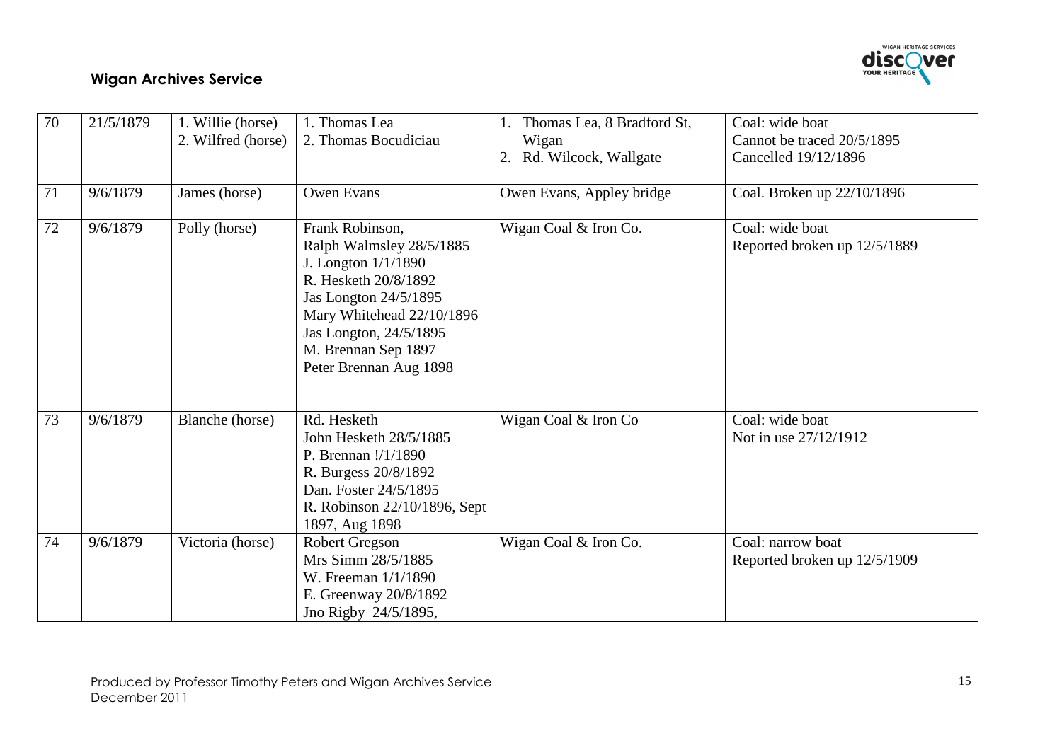**Wigan Archives Service**

| | | | | | |
|---|---|---|---|---|---|
| 70 | 21/5/1879 | 1. Willie (horse)<br>2. Wilfred (horse) | 1. Thomas Lea<br>2. Thomas Bocudiciau | 1. Thomas Lea, 8 Bradford St, Wigan<br>2. Rd. Wilcock, Wallgate | Coal: wide boat<br>Cannot be traced 20/5/1895<br>Cancelled 19/12/1896 |
| 71 | 9/6/1879 | James (horse) | Owen Evans | Owen Evans, Appley bridge | Coal. Broken up 22/10/1896 |
| 72 | 9/6/1879 | Polly (horse) | Frank Robinson,<br>Ralph Walmsley 28/5/1885<br>J. Longton 1/1/1890<br>R. Hesketh 20/8/1892<br>Jas Longton 24/5/1895<br>Mary Whitehead 22/10/1896<br>Jas Longton, 24/5/1895<br>M. Brennan Sep 1897<br>Peter Brennan Aug 1898 | Wigan Coal & Iron Co. | Coal: wide boat<br>Reported broken up 12/5/1889 |
| 73 | 9/6/1879 | Blanche (horse) | Rd. Hesketh<br>John Hesketh 28/5/1885<br>P. Brennan !/1/1890<br>R. Burgess 20/8/1892<br>Dan. Foster 24/5/1895<br>R. Robinson 22/10/1896, Sept 1897, Aug 1898 | Wigan Coal & Iron Co | Coal: wide boat<br>Not in use 27/12/1912 |
| 74 | 9/6/1879 | Victoria (horse) | Robert Gregson<br>Mrs Simm 28/5/1885<br>W. Freeman 1/1/1890<br>E. Greenway 20/8/1892<br>Jno Rigby 24/5/1895, | Wigan Coal & Iron Co. | Coal: narrow boat<br>Reported broken up 12/5/1909 |

Produced by Professor Timothy Peters and Wigan Archives Service
December 2011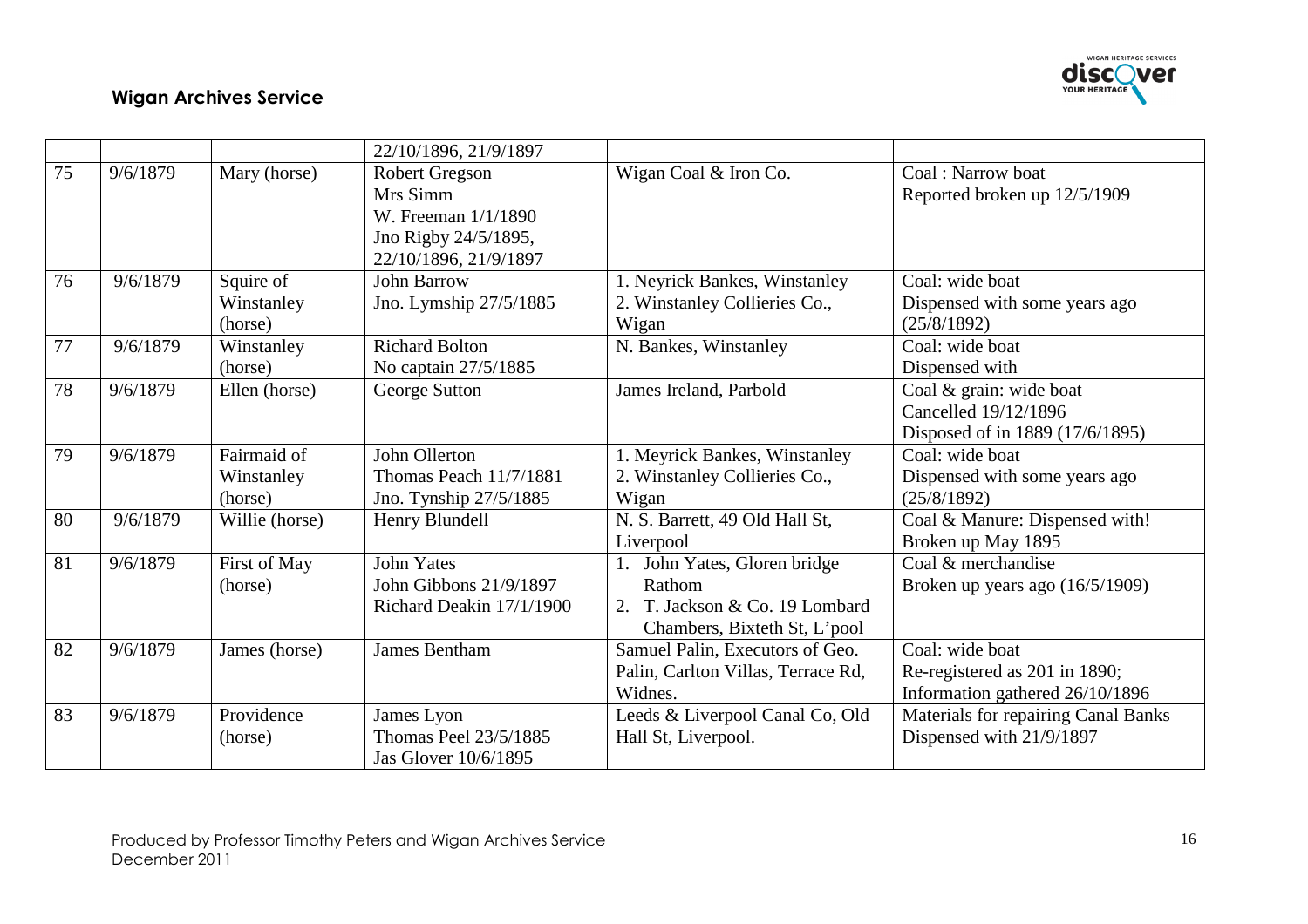| | | | 22/10/1896, 21/9/1897 | | |
|---|---|---|---|---|---|
| 75 | 9/6/1879 | Mary (horse) | Robert Gregson<br>Mrs Simm<br>W. Freeman 1/1/1890<br>Jno Rigby 24/5/1895,<br>22/10/1896, 21/9/1897 | Wigan Coal & Iron Co. | Coal : Narrow boat<br>Reported broken up 12/5/1909 |
| 76 | 9/6/1879 | Squire of Winstanley (horse) | John Barrow<br>Jno. Lymship 27/5/1885 | 1. Neyrick Bankes, Winstanley<br>2. Winstanley Collieries Co., Wigan | Coal: wide boat<br>Dispensed with some years ago (25/8/1892) |
| 77 | 9/6/1879 | Winstanley (horse) | Richard Bolton<br>No captain 27/5/1885 | N. Bankes, Winstanley | Coal: wide boat<br>Dispensed with |
| 78 | 9/6/1879 | Ellen (horse) | George Sutton | James Ireland, Parbold | Coal & grain: wide boat<br>Cancelled 19/12/1896<br>Disposed of in 1889 (17/6/1895) |
| 79 | 9/6/1879 | Fairmaid of Winstanley (horse) | John Ollerton<br>Thomas Peach 11/7/1881<br>Jno. Tynship 27/5/1885 | 1. Meyrick Bankes, Winstanley<br>2. Winstanley Collieries Co., Wigan | Coal: wide boat<br>Dispensed with some years ago (25/8/1892) |
| 80 | 9/6/1879 | Willie (horse) | Henry Blundell | N. S. Barrett, 49 Old Hall St, Liverpool | Coal & Manure: Dispensed with!<br>Broken up May 1895 |
| 81 | 9/6/1879 | First of May (horse) | John Yates<br>John Gibbons 21/9/1897<br>Richard Deakin 17/1/1900 | 1. John Yates, Gloren bridge Rathom<br>2. T. Jackson & Co. 19 Lombard Chambers, Bixteth St, L'pool | Coal & merchandise<br>Broken up years ago (16/5/1909) |
| 82 | 9/6/1879 | James (horse) | James Bentham | Samuel Palin, Executors of Geo. Palin, Carlton Villas, Terrace Rd, Widnes. | Coal: wide boat<br>Re-registered as 201 in 1890;<br>Information gathered 26/10/1896 |
| 83 | 9/6/1879 | Providence (horse) | James Lyon<br>Thomas Peel 23/5/1885<br>Jas Glover 10/6/1895 | Leeds & Liverpool Canal Co, Old Hall St, Liverpool. | Materials for repairing Canal Banks<br>Dispensed with 21/9/1897 |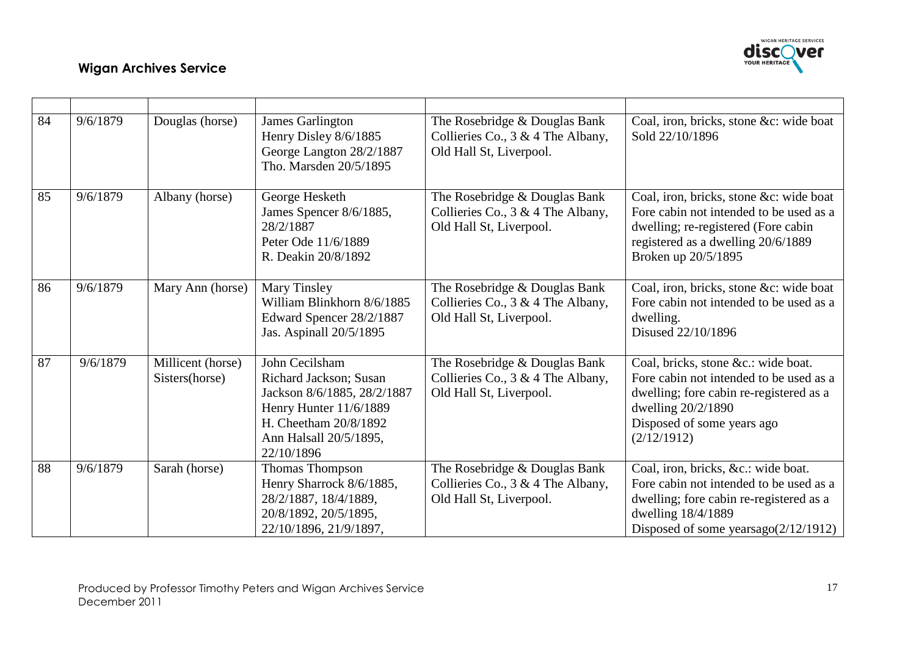| | | | | | |
|---|---|---|---|---|---|
| 84 | 9/6/1879 | Douglas (horse) | James Garlington<br>Henry Disley 8/6/1885<br>George Langton 28/2/1887<br>Tho. Marsden 20/5/1895 | The Rosebridge & Douglas Bank Collieries Co., 3 & 4 The Albany, Old Hall St, Liverpool. | Coal, iron, bricks, stone &c: wide boat<br>Sold 22/10/1896 |
| 85 | 9/6/1879 | Albany (horse) | George Hesketh<br>James Spencer 8/6/1885, 28/2/1887<br>Peter Ode 11/6/1889<br>R. Deakin 20/8/1892 | The Rosebridge & Douglas Bank Collieries Co., 3 & 4 The Albany, Old Hall St, Liverpool. | Coal, iron, bricks, stone &c: wide boat<br>Fore cabin not intended to be used as a dwelling; re-registered (Fore cabin registered as a dwelling 20/6/1889<br>Broken up 20/5/1895 |
| 86 | 9/6/1879 | Mary Ann (horse) | Mary Tinsley<br>William Blinkhorn 8/6/1885<br>Edward Spencer 28/2/1887<br>Jas. Aspinall 20/5/1895 | The Rosebridge & Douglas Bank Collieries Co., 3 & 4 The Albany, Old Hall St, Liverpool. | Coal, iron, bricks, stone &c: wide boat<br>Fore cabin not intended to be used as a dwelling.<br>Disused 22/10/1896 |
| 87 | 9/6/1879 | Millicent (horse)<br>Sisters(horse) | John Cecilsham<br>Richard Jackson; Susan Jackson 8/6/1885, 28/2/1887<br>Henry Hunter 11/6/1889<br>H. Cheetham 20/8/1892<br>Ann Halsall 20/5/1895, 22/10/1896 | The Rosebridge & Douglas Bank Collieries Co., 3 & 4 The Albany, Old Hall St, Liverpool. | Coal, bricks, stone &c.: wide boat.<br>Fore cabin not intended to be used as a dwelling; fore cabin re-registered as a dwelling 20/2/1890<br>Disposed of some years ago (2/12/1912) |
| 88 | 9/6/1879 | Sarah (horse) | Thomas Thompson<br>Henry Sharrock 8/6/1885, 28/2/1887, 18/4/1889, 20/8/1892, 20/5/1895, 22/10/1896, 21/9/1897, | The Rosebridge & Douglas Bank Collieries Co., 3 & 4 The Albany, Old Hall St, Liverpool. | Coal, iron, bricks, &c.: wide boat.<br>Fore cabin not intended to be used as a dwelling; fore cabin re-registered as a dwelling 18/4/1889<br>Disposed of some yearsago(2/12/1912) |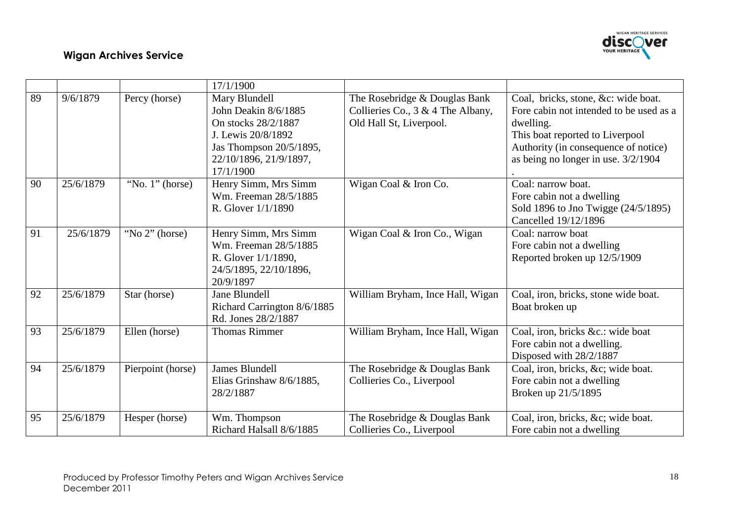| | | | 17/1/1900 | | |
|---|---|---|---|---|---|
| 89 | 9/6/1879 | Percy (horse) | Mary Blundell<br>John Deakin 8/6/1885<br>On stocks 28/2/1887<br>J. Lewis 20/8/1892<br>Jas Thompson 20/5/1895, 22/10/1896, 21/9/1897, 17/1/1900 | The Rosebridge & Douglas Bank Collieries Co., 3 & 4 The Albany, Old Hall St, Liverpool. | Coal, bricks, stone, &c: wide boat.<br>Fore cabin not intended to be used as a dwelling.<br>This boat reported to Liverpool Authority (in consequence of notice) as being no longer in use. 3/2/1904<br>. |
| 90 | 25/6/1879 | "No. 1" (horse) | Henry Simm, Mrs Simm<br>Wm. Freeman 28/5/1885<br>R. Glover 1/1/1890 | Wigan Coal & Iron Co. | Coal: narrow boat.<br>Fore cabin not a dwelling<br>Sold 1896 to Jno Twigge (24/5/1895)<br>Cancelled 19/12/1896 |
| 91 | 25/6/1879 | "No 2" (horse) | Henry Simm, Mrs Simm<br>Wm. Freeman 28/5/1885<br>R. Glover 1/1/1890, 24/5/1895, 22/10/1896, 20/9/1897 | Wigan Coal & Iron Co., Wigan | Coal: narrow boat<br>Fore cabin not a dwelling<br>Reported broken up 12/5/1909 |
| 92 | 25/6/1879 | Star (horse) | Jane Blundell<br>Richard Carrington 8/6/1885<br>Rd. Jones 28/2/1887 | William Bryham, Ince Hall, Wigan | Coal, iron, bricks, stone wide boat.<br>Boat broken up |
| 93 | 25/6/1879 | Ellen (horse) | Thomas Rimmer | William Bryham, Ince Hall, Wigan | Coal, iron, bricks &c.: wide boat<br>Fore cabin not a dwelling.<br>Disposed with 28/2/1887 |
| 94 | 25/6/1879 | Pierpoint (horse) | James Blundell<br>Elias Grinshaw 8/6/1885, 28/2/1887 | The Rosebridge & Douglas Bank Collieries Co., Liverpool | Coal, iron, bricks, &c; wide boat.<br>Fore cabin not a dwelling<br>Broken up 21/5/1895 |
| 95 | 25/6/1879 | Hesper (horse) | Wm. Thompson<br>Richard Halsall 8/6/1885 | The Rosebridge & Douglas Bank Collieries Co., Liverpool | Coal, iron, bricks, &c; wide boat.<br>Fore cabin not a dwelling |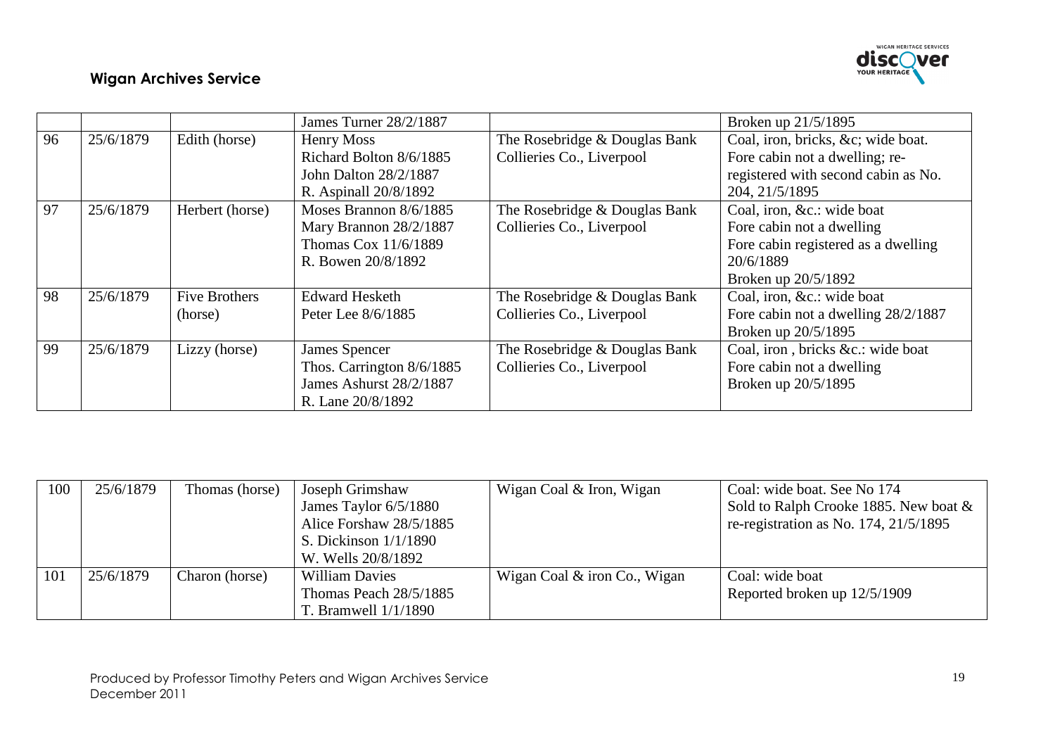|  |  |  | James Turner 28/2/1887 |  | Broken up 21/5/1895 |
|---|---|---|---|---|---|
| 96 | 25/6/1879 | Edith (horse) | Henry Moss<br>Richard Bolton 8/6/1885<br>John Dalton 28/2/1887<br>R. Aspinall 20/8/1892 | The Rosebridge & Douglas Bank Collieries Co., Liverpool | Coal, iron, bricks, &c; wide boat. Fore cabin not a dwelling; re-registered with second cabin as No. 204, 21/5/1895 |
| 97 | 25/6/1879 | Herbert (horse) | Moses Brannon 8/6/1885<br>Mary Brannon 28/2/1887<br>Thomas Cox 11/6/1889<br>R. Bowen 20/8/1892 | The Rosebridge & Douglas Bank Collieries Co., Liverpool | Coal, iron, &c.: wide boat<br>Fore cabin not a dwelling<br>Fore cabin registered as a dwelling 20/6/1889<br>Broken up 20/5/1892 |
| 98 | 25/6/1879 | Five Brothers (horse) | Edward Hesketh<br>Peter Lee 8/6/1885 | The Rosebridge & Douglas Bank Collieries Co., Liverpool | Coal, iron, &c.: wide boat<br>Fore cabin not a dwelling 28/2/1887<br>Broken up 20/5/1895 |
| 99 | 25/6/1879 | Lizzy (horse) | James Spencer<br>Thos. Carrington 8/6/1885<br>James Ashurst 28/2/1887<br>R. Lane 20/8/1892 | The Rosebridge & Douglas Bank Collieries Co., Liverpool | Coal, iron , bricks &c.: wide boat<br>Fore cabin not a dwelling<br>Broken up 20/5/1895 |

| 100 | 25/6/1879 | Thomas (horse) | Joseph Grimshaw<br>James Taylor 6/5/1880<br>Alice Forshaw 28/5/1885<br>S. Dickinson 1/1/1890<br>W. Wells 20/8/1892 | Wigan Coal & Iron, Wigan | Coal: wide boat. See No 174<br>Sold to Ralph Crooke 1885. New boat & re-registration as No. 174, 21/5/1895 |
|---|---|---|---|---|---|
| 101 | 25/6/1879 | Charon (horse) | William Davies<br>Thomas Peach 28/5/1885<br>T. Bramwell 1/1/1890 | Wigan Coal & iron Co., Wigan | Coal: wide boat<br>Reported broken up 12/5/1909 |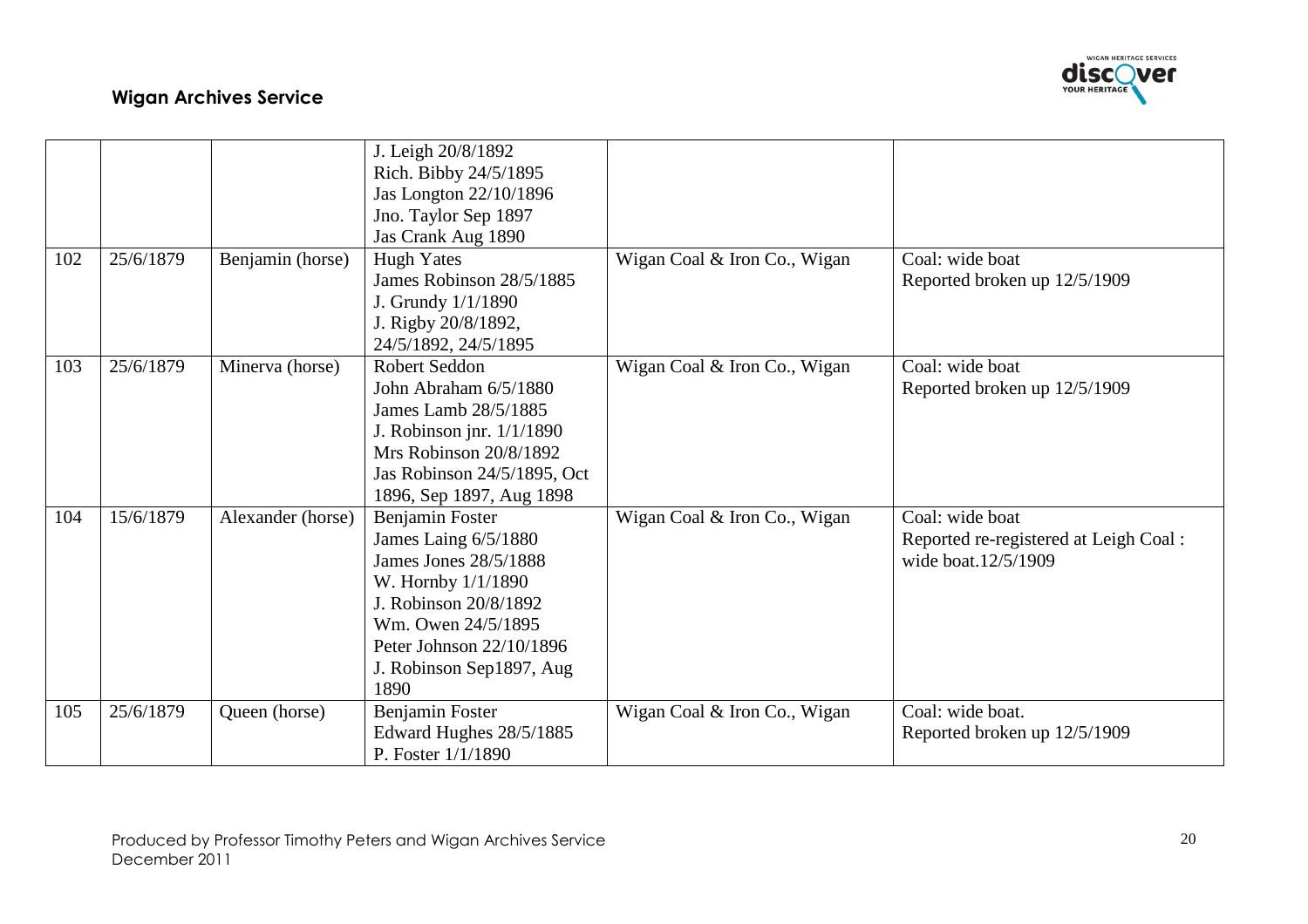| | | | | | |
|---|---|---|---|---|---|
| | | | J. Leigh 20/8/1892<br>Rich. Bibby 24/5/1895<br>Jas Longton 22/10/1896<br>Jno. Taylor Sep 1897<br>Jas Crank Aug 1890 | | |
| 102 | 25/6/1879 | Benjamin (horse) | Hugh Yates<br>James Robinson 28/5/1885<br>J. Grundy 1/1/1890<br>J. Rigby 20/8/1892,<br>24/5/1892, 24/5/1895 | Wigan Coal & Iron Co., Wigan | Coal: wide boat<br>Reported broken up 12/5/1909 |
| 103 | 25/6/1879 | Minerva (horse) | Robert Seddon<br>John Abraham 6/5/1880<br>James Lamb 28/5/1885<br>J. Robinson jnr. 1/1/1890<br>Mrs Robinson 20/8/1892<br>Jas Robinson 24/5/1895, Oct 1896, Sep 1897, Aug 1898 | Wigan Coal & Iron Co., Wigan | Coal: wide boat<br>Reported broken up 12/5/1909 |
| 104 | 15/6/1879 | Alexander (horse) | Benjamin Foster<br>James Laing 6/5/1880<br>James Jones 28/5/1888<br>W. Hornby 1/1/1890<br>J. Robinson 20/8/1892<br>Wm. Owen 24/5/1895<br>Peter Johnson 22/10/1896<br>J. Robinson Sep1897, Aug 1890 | Wigan Coal & Iron Co., Wigan | Coal: wide boat<br>Reported re-registered at Leigh Coal : wide boat.12/5/1909 |
| 105 | 25/6/1879 | Queen (horse) | Benjamin Foster<br>Edward Hughes 28/5/1885<br>P. Foster 1/1/1890 | Wigan Coal & Iron Co., Wigan | Coal: wide boat.<br>Reported broken up 12/5/1909 |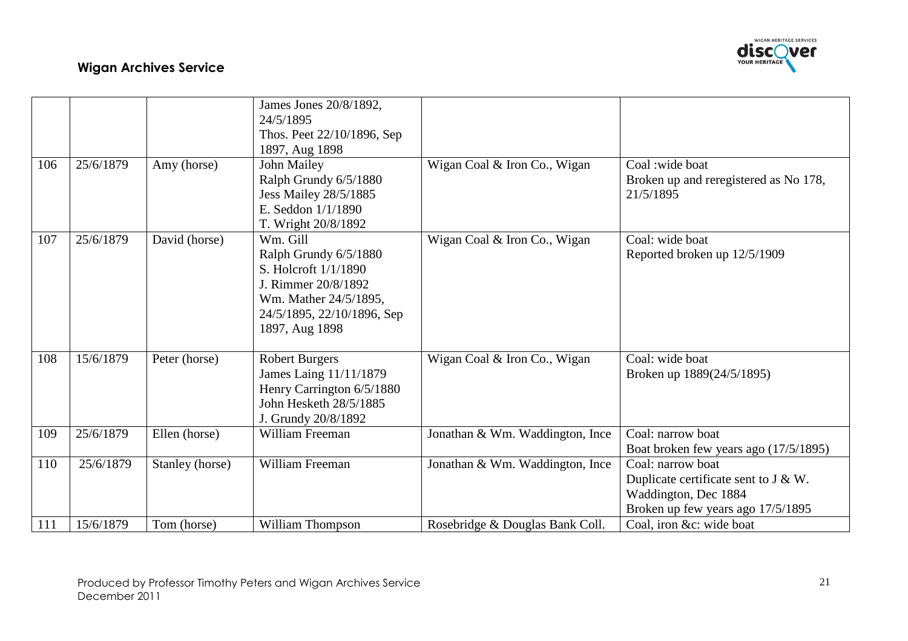|  |  |  |  |  |  |
|---|---|---|---|---|---|
|  |  |  | James Jones 20/8/1892, 24/5/1895<br>Thos. Peet 22/10/1896, Sep 1897, Aug 1898 |  |  |
| 106 | 25/6/1879 | Amy (horse) | John Mailey<br>Ralph Grundy 6/5/1880<br>Jess Mailey 28/5/1885<br>E. Seddon 1/1/1890<br>T. Wright 20/8/1892 | Wigan Coal & Iron Co., Wigan | Coal :wide boat<br>Broken up and reregistered as No 178, 21/5/1895 |
| 107 | 25/6/1879 | David (horse) | Wm. Gill<br>Ralph Grundy 6/5/1880<br>S. Holcroft 1/1/1890<br>J. Rimmer 20/8/1892<br>Wm. Mather 24/5/1895, 24/5/1895, 22/10/1896, Sep 1897, Aug 1898 | Wigan Coal & Iron Co., Wigan | Coal: wide boat<br>Reported broken up 12/5/1909 |
| 108 | 15/6/1879 | Peter (horse) | Robert Burgers<br>James Laing 11/11/1879<br>Henry Carrington 6/5/1880<br>John Hesketh 28/5/1885<br>J. Grundy 20/8/1892 | Wigan Coal & Iron Co., Wigan | Coal: wide boat<br>Broken up 1889(24/5/1895) |
| 109 | 25/6/1879 | Ellen (horse) | William Freeman | Jonathan & Wm. Waddington, Ince | Coal: narrow boat<br>Boat broken few years ago (17/5/1895) |
| 110 | 25/6/1879 | Stanley (horse) | William Freeman | Jonathan & Wm. Waddington, Ince | Coal: narrow boat<br>Duplicate certificate sent to J & W. Waddington, Dec 1884<br>Broken up few years ago 17/5/1895 |
| 111 | 15/6/1879 | Tom (horse) | William Thompson | Rosebridge & Douglas Bank Coll. | Coal, iron &c: wide boat |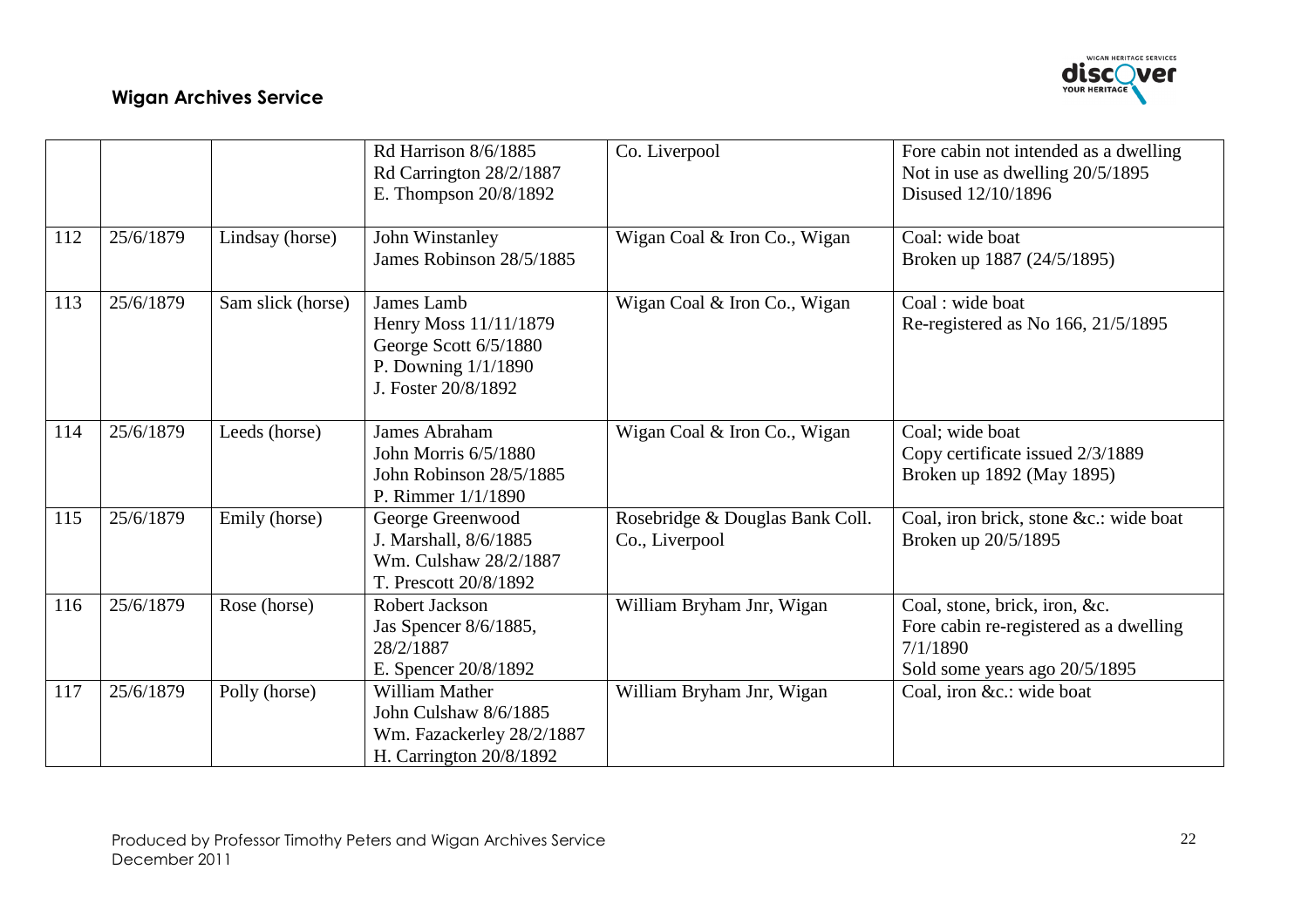|  |  |  | Rd Harrison 8/6/1885<br>Rd Carrington 28/2/1887<br>E. Thompson 20/8/1892 | Co. Liverpool | Fore cabin not intended as a dwelling<br>Not in use as dwelling 20/5/1895<br>Disused 12/10/1896 |
|---|---|---|---|---|---|
| 112 | 25/6/1879 | Lindsay (horse) | John Winstanley<br>James Robinson 28/5/1885 | Wigan Coal & Iron Co., Wigan | Coal: wide boat<br>Broken up 1887 (24/5/1895) |
| 113 | 25/6/1879 | Sam slick (horse) | James Lamb<br>Henry Moss 11/11/1879<br>George Scott 6/5/1880<br>P. Downing 1/1/1890<br>J. Foster 20/8/1892 | Wigan Coal & Iron Co., Wigan | Coal : wide boat<br>Re-registered as No 166, 21/5/1895 |
| 114 | 25/6/1879 | Leeds (horse) | James Abraham<br>John Morris 6/5/1880<br>John Robinson 28/5/1885<br>P. Rimmer 1/1/1890 | Wigan Coal & Iron Co., Wigan | Coal; wide boat<br>Copy certificate issued 2/3/1889<br>Broken up 1892 (May 1895) |
| 115 | 25/6/1879 | Emily (horse) | George Greenwood<br>J. Marshall, 8/6/1885<br>Wm. Culshaw 28/2/1887<br>T. Prescott 20/8/1892 | Rosebridge & Douglas Bank Coll. Co., Liverpool | Coal, iron brick, stone &c.: wide boat<br>Broken up 20/5/1895 |
| 116 | 25/6/1879 | Rose (horse) | Robert Jackson<br>Jas Spencer 8/6/1885, 28/2/1887<br>E. Spencer 20/8/1892 | William Bryham Jnr, Wigan | Coal, stone, brick, iron, &c.<br>Fore cabin re-registered as a dwelling 7/1/1890<br>Sold some years ago 20/5/1895 |
| 117 | 25/6/1879 | Polly (horse) | William Mather<br>John Culshaw 8/6/1885<br>Wm. Fazackerley 28/2/1887<br>H. Carrington 20/8/1892 | William Bryham Jnr, Wigan | Coal, iron &c.: wide boat |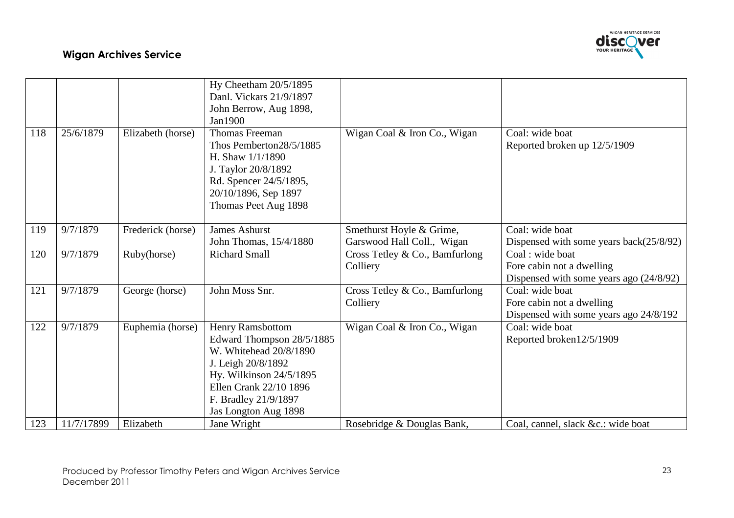|  |  |  | Hy Cheetham 20/5/1895<br>Danl. Vickars 21/9/1897<br>John Berrow, Aug 1898, Jan1900 |  |  |
|---|---|---|---|---|---|
| 118 | 25/6/1879 | Elizabeth (horse) | Thomas Freeman<br>Thos Pemberton28/5/1885<br>H. Shaw 1/1/1890<br>J. Taylor 20/8/1892<br>Rd. Spencer 24/5/1895, 20/10/1896, Sep 1897<br>Thomas Peet Aug 1898 | Wigan Coal & Iron Co., Wigan | Coal: wide boat<br>Reported broken up 12/5/1909 |
| 119 | 9/7/1879 | Frederick (horse) | James Ashurst<br>John Thomas, 15/4/1880 | Smethurst Hoyle & Grime, Garswood Hall Coll., Wigan | Coal: wide boat<br>Dispensed with some years back(25/8/92) |
| 120 | 9/7/1879 | Ruby(horse) | Richard Small | Cross Tetley & Co., Bamfurlong Colliery | Coal : wide boat<br>Fore cabin not a dwelling<br>Dispensed with some years ago (24/8/92) |
| 121 | 9/7/1879 | George (horse) | John Moss Snr. | Cross Tetley & Co., Bamfurlong Colliery | Coal: wide boat<br>Fore cabin not a dwelling<br>Dispensed with some years ago 24/8/192 |
| 122 | 9/7/1879 | Euphemia (horse) | Henry Ramsbottom<br>Edward Thompson 28/5/1885<br>W. Whitehead 20/8/1890<br>J. Leigh 20/8/1892<br>Hy. Wilkinson 24/5/1895<br>Ellen Crank 22/10 1896<br>F. Bradley 21/9/1897<br>Jas Longton Aug 1898 | Wigan Coal & Iron Co., Wigan | Coal: wide boat<br>Reported broken12/5/1909 |
| 123 | 11/7/17899 | Elizabeth | Jane Wright | Rosebridge & Douglas Bank, | Coal, cannel, slack &c.: wide boat |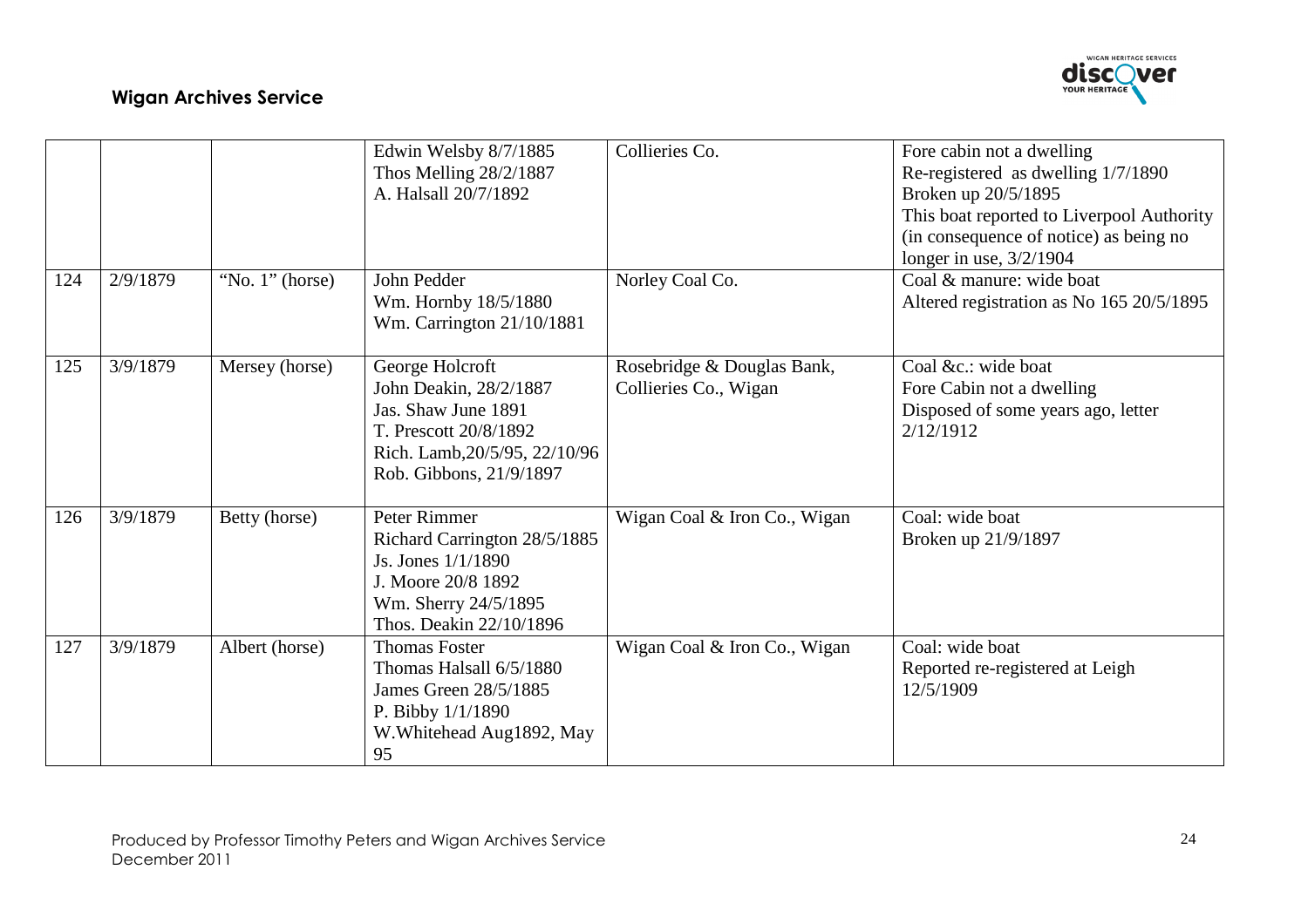| | | | | | |
|---|---|---|---|---|---|
| | | | Edwin Welsby 8/7/1885<br>Thos Melling 28/2/1887<br>A. Halsall 20/7/1892 | Collieries Co. | Fore cabin not a dwelling<br>Re-registered as dwelling 1/7/1890<br>Broken up 20/5/1895<br>This boat reported to Liverpool Authority (in consequence of notice) as being no longer in use, 3/2/1904 |
| 124 | 2/9/1879 | "No. 1" (horse) | John Pedder<br>Wm. Hornby 18/5/1880<br>Wm. Carrington 21/10/1881 | Norley Coal Co. | Coal & manure: wide boat<br>Altered registration as No 165 20/5/1895 |
| 125 | 3/9/1879 | Mersey (horse) | George Holcroft<br>John Deakin, 28/2/1887<br>Jas. Shaw June 1891<br>T. Prescott 20/8/1892<br>Rich. Lamb,20/5/95, 22/10/96<br>Rob. Gibbons, 21/9/1897 | Rosebridge & Douglas Bank, Collieries Co., Wigan | Coal &c.: wide boat<br>Fore Cabin not a dwelling<br>Disposed of some years ago, letter 2/12/1912 |
| 126 | 3/9/1879 | Betty (horse) | Peter Rimmer<br>Richard Carrington 28/5/1885<br>Js. Jones 1/1/1890<br>J. Moore 20/8 1892<br>Wm. Sherry 24/5/1895<br>Thos. Deakin 22/10/1896 | Wigan Coal & Iron Co., Wigan | Coal: wide boat<br>Broken up 21/9/1897 |
| 127 | 3/9/1879 | Albert (horse) | Thomas Foster<br>Thomas Halsall 6/5/1880<br>James Green 28/5/1885<br>P. Bibby 1/1/1890<br>W.Whitehead Aug1892, May 95 | Wigan Coal & Iron Co., Wigan | Coal: wide boat<br>Reported re-registered at Leigh 12/5/1909 |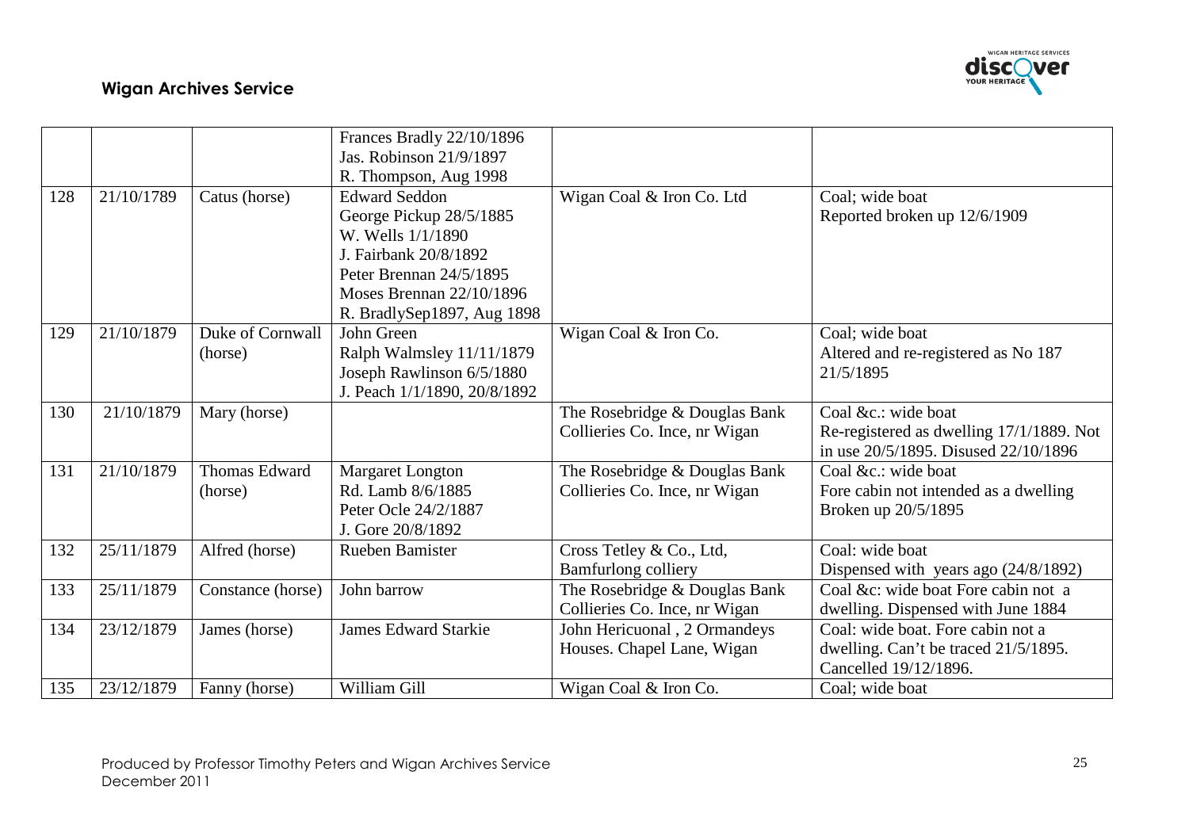| | | | Frances Bradly 22/10/1896<br>Jas. Robinson 21/9/1897<br>R. Thompson, Aug 1998 | | |
|---|---|---|---|---|---|
| 128 | 21/10/1789 | Catus (horse) | Edward Seddon<br>George Pickup 28/5/1885<br>W. Wells 1/1/1890<br>J. Fairbank 20/8/1892<br>Peter Brennan 24/5/1895<br>Moses Brennan 22/10/1896<br>R. BradlySep1897, Aug 1898 | Wigan Coal & Iron Co. Ltd | Coal; wide boat<br>Reported broken up 12/6/1909 |
| 129 | 21/10/1879 | Duke of Cornwall (horse) | John Green<br>Ralph Walmsley 11/11/1879<br>Joseph Rawlinson 6/5/1880<br>J. Peach 1/1/1890, 20/8/1892 | Wigan Coal & Iron Co. | Coal; wide boat<br>Altered and re-registered as No 187 21/5/1895 |
| 130 | 21/10/1879 | Mary (horse) | | The Rosebridge & Douglas Bank Collieries Co. Ince, nr Wigan | Coal &c.: wide boat<br>Re-registered as dwelling 17/1/1889. Not in use 20/5/1895. Disused 22/10/1896 |
| 131 | 21/10/1879 | Thomas Edward (horse) | Margaret Longton<br>Rd. Lamb 8/6/1885<br>Peter Ocle 24/2/1887<br>J. Gore 20/8/1892 | The Rosebridge & Douglas Bank Collieries Co. Ince, nr Wigan | Coal &c.: wide boat<br>Fore cabin not intended as a dwelling<br>Broken up 20/5/1895 |
| 132 | 25/11/1879 | Alfred (horse) | Rueben Bamister | Cross Tetley & Co., Ltd, Bamfurlong colliery | Coal: wide boat<br>Dispensed with years ago (24/8/1892) |
| 133 | 25/11/1879 | Constance (horse) | John barrow | The Rosebridge & Douglas Bank Collieries Co. Ince, nr Wigan | Coal &c: wide boat Fore cabin not a dwelling. Dispensed with June 1884 |
| 134 | 23/12/1879 | James (horse) | James Edward Starkie | John Hericuonal , 2 Ormandeys Houses. Chapel Lane, Wigan | Coal: wide boat. Fore cabin not a dwelling. Can't be traced 21/5/1895. Cancelled 19/12/1896. |
| 135 | 23/12/1879 | Fanny (horse) | William Gill | Wigan Coal & Iron Co. | Coal; wide boat |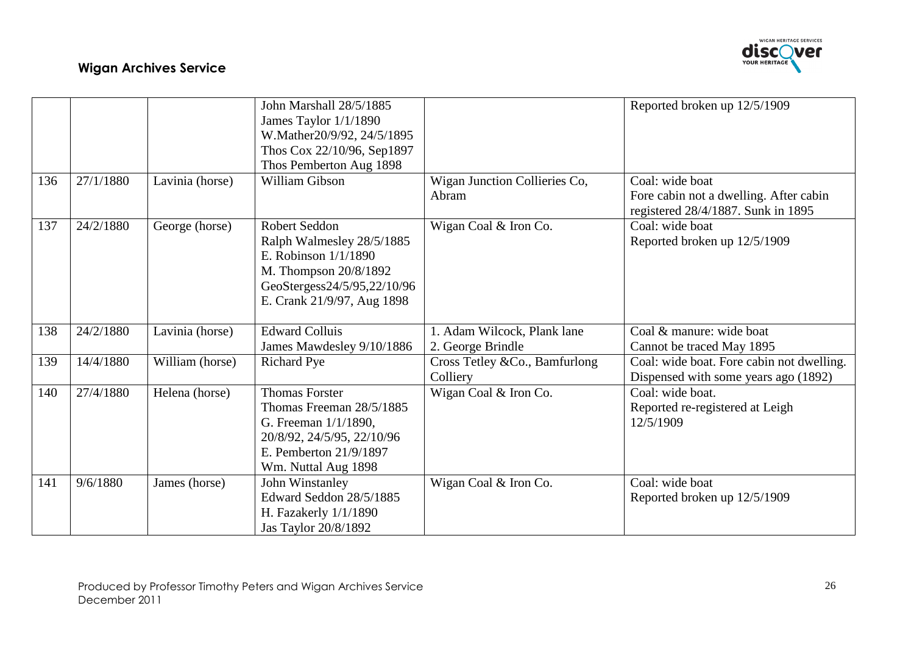|  |  |  |  |  |  |
|---|---|---|---|---|---|
|  |  |  | John Marshall 28/5/1885<br>James Taylor 1/1/1890<br>W.Mather20/9/92, 24/5/1895<br>Thos Cox 22/10/96, Sep1897<br>Thos Pemberton Aug 1898 |  | Reported broken up 12/5/1909 |
| 136 | 27/1/1880 | Lavinia (horse) | William Gibson | Wigan Junction Collieries Co, Abram | Coal: wide boat<br>Fore cabin not a dwelling. After cabin registered 28/4/1887. Sunk in 1895 |
| 137 | 24/2/1880 | George (horse) | Robert Seddon<br>Ralph Walmesley 28/5/1885<br>E. Robinson 1/1/1890<br>M. Thompson 20/8/1892<br>GeoStergess24/5/95,22/10/96<br>E. Crank 21/9/97, Aug 1898 | Wigan Coal & Iron Co. | Coal: wide boat<br>Reported broken up 12/5/1909 |
| 138 | 24/2/1880 | Lavinia (horse) | Edward Colluis<br>James Mawdesley 9/10/1886 | 1. Adam Wilcock, Plank lane<br>2. George Brindle | Coal & manure: wide boat<br>Cannot be traced May 1895 |
| 139 | 14/4/1880 | William (horse) | Richard Pye | Cross Tetley &Co., Bamfurlong Colliery | Coal: wide boat. Fore cabin not dwelling. Dispensed with some years ago (1892) |
| 140 | 27/4/1880 | Helena (horse) | Thomas Forster<br>Thomas Freeman 28/5/1885<br>G. Freeman 1/1/1890,<br>20/8/92, 24/5/95, 22/10/96<br>E. Pemberton 21/9/1897<br>Wm. Nuttal Aug 1898 | Wigan Coal & Iron Co. | Coal: wide boat.<br>Reported re-registered at Leigh 12/5/1909 |
| 141 | 9/6/1880 | James (horse) | John Winstanley<br>Edward Seddon 28/5/1885<br>H. Fazakerly 1/1/1890<br>Jas Taylor 20/8/1892 | Wigan Coal & Iron Co. | Coal: wide boat<br>Reported broken up 12/5/1909 |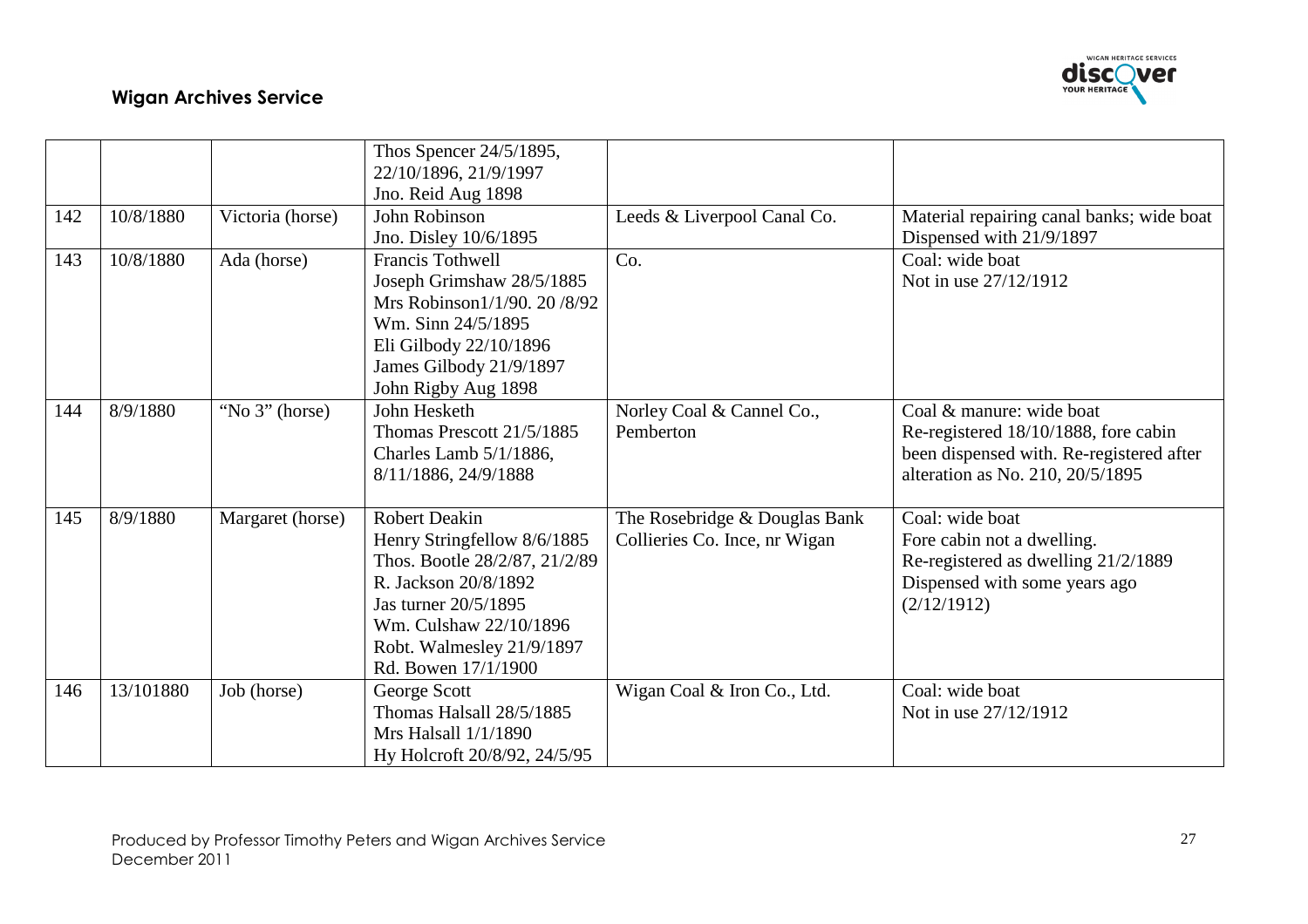| | | | | | |
|---|---|---|---|---|---|
| | | | Thos Spencer 24/5/1895, 22/10/1896, 21/9/1997<br>Jno. Reid Aug 1898 | | |
| 142 | 10/8/1880 | Victoria (horse) | John Robinson<br>Jno. Disley 10/6/1895 | Leeds & Liverpool Canal Co. | Material repairing canal banks; wide boat<br>Dispensed with 21/9/1897 |
| 143 | 10/8/1880 | Ada (horse) | Francis Tothwell<br>Joseph Grimshaw 28/5/1885<br>Mrs Robinson1/1/90. 20 /8/92<br>Wm. Sinn 24/5/1895<br>Eli Gilbody 22/10/1896<br>James Gilbody 21/9/1897<br>John Rigby Aug 1898 | Co. | Coal: wide boat<br>Not in use 27/12/1912 |
| 144 | 8/9/1880 | "No 3" (horse) | John Hesketh<br>Thomas Prescott 21/5/1885<br>Charles Lamb 5/1/1886, 8/11/1886, 24/9/1888 | Norley Coal & Cannel Co., Pemberton | Coal & manure: wide boat<br>Re-registered 18/10/1888, fore cabin been dispensed with. Re-registered after alteration as No. 210, 20/5/1895 |
| 145 | 8/9/1880 | Margaret (horse) | Robert Deakin<br>Henry Stringfellow 8/6/1885<br>Thos. Bootle 28/2/87, 21/2/89<br>R. Jackson 20/8/1892<br>Jas turner 20/5/1895<br>Wm. Culshaw 22/10/1896<br>Robt. Walmesley 21/9/1897<br>Rd. Bowen 17/1/1900 | The Rosebridge & Douglas Bank Collieries Co. Ince, nr Wigan | Coal: wide boat<br>Fore cabin not a dwelling.<br>Re-registered as dwelling 21/2/1889<br>Dispensed with some years ago (2/12/1912) |
| 146 | 13/101880 | Job (horse) | George Scott<br>Thomas Halsall 28/5/1885<br>Mrs Halsall 1/1/1890<br>Hy Holcroft 20/8/92, 24/5/95 | Wigan Coal & Iron Co., Ltd. | Coal: wide boat<br>Not in use 27/12/1912 |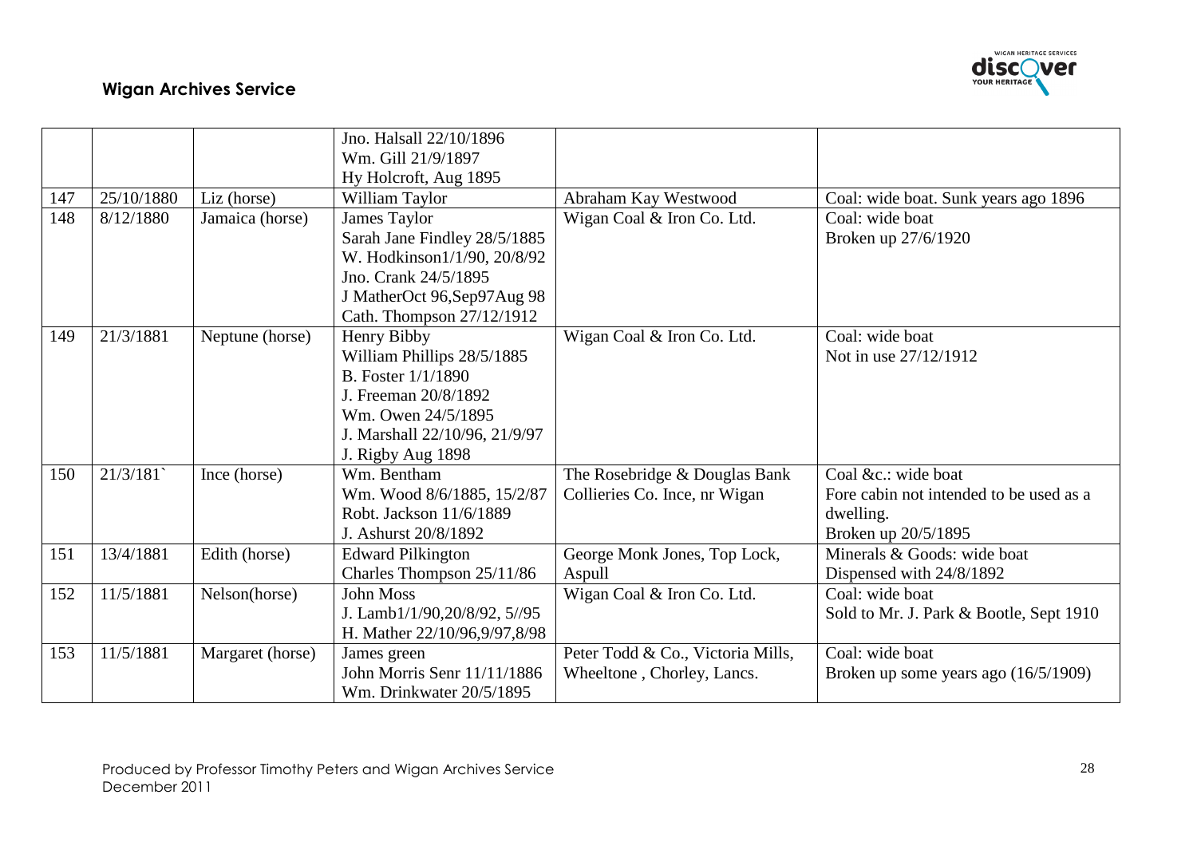|  |  |  | Jno. Halsall 22/10/1896<br>Wm. Gill 21/9/1897<br>Hy Holcroft, Aug 1895 |  |  |
|---|---|---|---|---|---|
| 147 | 25/10/1880 | Liz (horse) | William Taylor | Abraham Kay Westwood | Coal: wide boat. Sunk years ago 1896 |
| 148 | 8/12/1880 | Jamaica (horse) | James Taylor<br>Sarah Jane Findley 28/5/1885<br>W. Hodkinson1/1/90, 20/8/92<br>Jno. Crank 24/5/1895<br>J MatherOct 96,Sep97Aug 98<br>Cath. Thompson 27/12/1912 | Wigan Coal & Iron Co. Ltd. | Coal: wide boat<br>Broken up 27/6/1920 |
| 149 | 21/3/1881 | Neptune (horse) | Henry Bibby<br>William Phillips 28/5/1885<br>B. Foster 1/1/1890<br>J. Freeman 20/8/1892<br>Wm. Owen 24/5/1895<br>J. Marshall 22/10/96, 21/9/97<br>J. Rigby Aug 1898 | Wigan Coal & Iron Co. Ltd. | Coal: wide boat<br>Not in use 27/12/1912 |
| 150 | 21/3/181` | Ince (horse) | Wm. Bentham<br>Wm. Wood 8/6/1885, 15/2/87<br>Robt. Jackson 11/6/1889<br>J. Ashurst 20/8/1892 | The Rosebridge & Douglas Bank Collieries Co. Ince, nr Wigan | Coal &c.: wide boat<br>Fore cabin not intended to be used as a dwelling.<br>Broken up 20/5/1895 |
| 151 | 13/4/1881 | Edith (horse) | Edward Pilkington<br>Charles Thompson 25/11/86 | George Monk Jones, Top Lock, Aspull | Minerals & Goods: wide boat<br>Dispensed with 24/8/1892 |
| 152 | 11/5/1881 | Nelson(horse) | John Moss<br>J. Lamb1/1/90,20/8/92, 5//95<br>H. Mather 22/10/96,9/97,8/98 | Wigan Coal & Iron Co. Ltd. | Coal: wide boat<br>Sold to Mr. J. Park & Bootle, Sept 1910 |
| 153 | 11/5/1881 | Margaret (horse) | James green<br>John Morris Senr 11/11/1886<br>Wm. Drinkwater 20/5/1895 | Peter Todd & Co., Victoria Mills, Wheeltone , Chorley, Lancs. | Coal: wide boat<br>Broken up some years ago (16/5/1909) |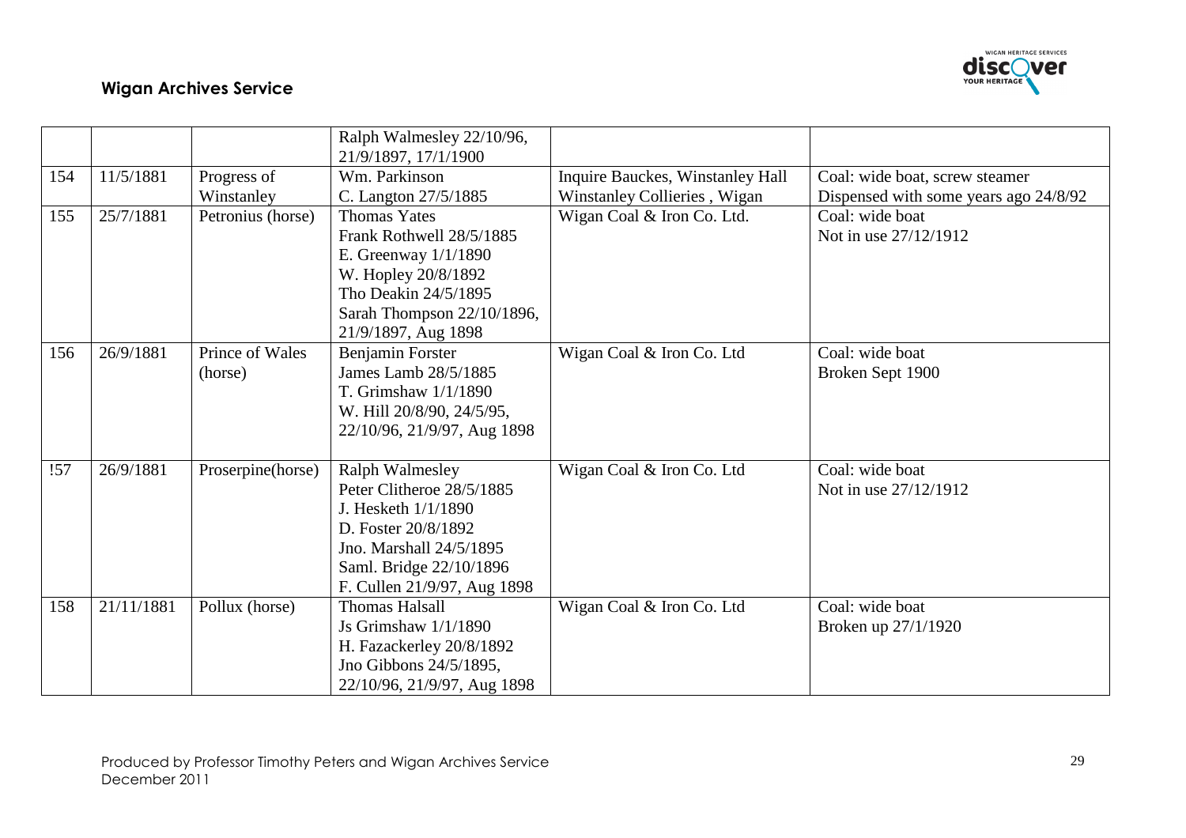| | | | Ralph Walmesley 22/10/96, 21/9/1897, 17/1/1900 | | |
|---|---|---|---|---|---|
| 154 | 11/5/1881 | Progress of Winstanley | Wm. Parkinson<br>C. Langton 27/5/1885 | Inquire Bauckes, Winstanley Hall Winstanley Collieries , Wigan | Coal: wide boat, screw steamer<br>Dispensed with some years ago 24/8/92 |
| 155 | 25/7/1881 | Petronius (horse) | Thomas Yates<br>Frank Rothwell 28/5/1885<br>E. Greenway 1/1/1890<br>W. Hopley 20/8/1892<br>Tho Deakin 24/5/1895<br>Sarah Thompson 22/10/1896, 21/9/1897, Aug 1898 | Wigan Coal & Iron Co. Ltd. | Coal: wide boat<br>Not in use 27/12/1912 |
| 156 | 26/9/1881 | Prince of Wales (horse) | Benjamin Forster<br>James Lamb 28/5/1885<br>T. Grimshaw 1/1/1890<br>W. Hill 20/8/90, 24/5/95, 22/10/96, 21/9/97, Aug 1898 | Wigan Coal & Iron Co. Ltd | Coal: wide boat<br>Broken Sept 1900 |
| !57 | 26/9/1881 | Proserpine(horse) | Ralph Walmesley<br>Peter Clitheroe 28/5/1885<br>J. Hesketh 1/1/1890<br>D. Foster 20/8/1892<br>Jno. Marshall 24/5/1895<br>Saml. Bridge 22/10/1896<br>F. Cullen 21/9/97, Aug 1898 | Wigan Coal & Iron Co. Ltd | Coal: wide boat<br>Not in use 27/12/1912 |
| 158 | 21/11/1881 | Pollux (horse) | Thomas Halsall<br>Js Grimshaw 1/1/1890<br>H. Fazackerley 20/8/1892<br>Jno Gibbons 24/5/1895, 22/10/96, 21/9/97, Aug 1898 | Wigan Coal & Iron Co. Ltd | Coal: wide boat<br>Broken up 27/1/1920 |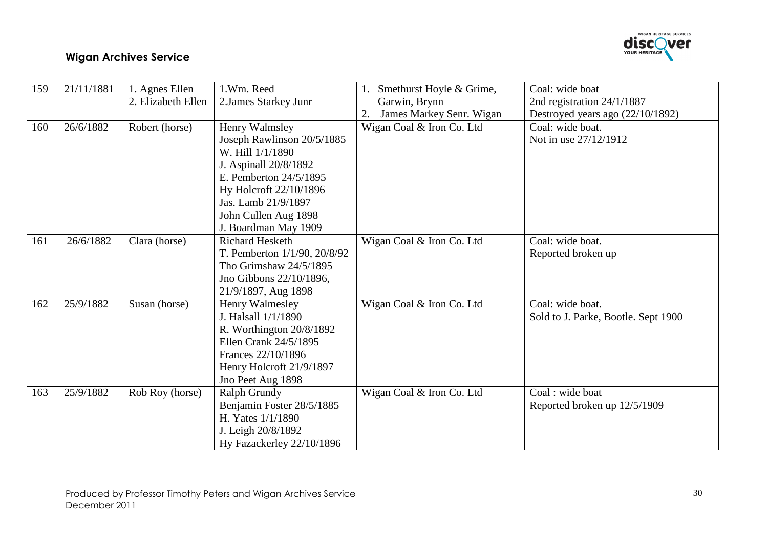| 159 | 21/11/1881 | 1. Agnes Ellen<br>2. Elizabeth Ellen | 1.Wm. Reed<br>2.James Starkey Junr | 1. Smethurst Hoyle & Grime, Garwin, Brynn<br>2. James Markey Senr. Wigan | Coal: wide boat<br>2nd registration 24/1/1887<br>Destroyed years ago (22/10/1892) |
|---|---|---|---|---|---|
| 160 | 26/6/1882 | Robert (horse) | Henry Walmsley<br>Joseph Rawlinson 20/5/1885<br>W. Hill 1/1/1890<br>J. Aspinall 20/8/1892<br>E. Pemberton 24/5/1895<br>Hy Holcroft 22/10/1896<br>Jas. Lamb 21/9/1897<br>John Cullen Aug 1898<br>J. Boardman May 1909 | Wigan Coal & Iron Co. Ltd | Coal: wide boat.<br>Not in use 27/12/1912 |
| 161 | 26/6/1882 | Clara (horse) | Richard Hesketh<br>T. Pemberton 1/1/90, 20/8/92<br>Tho Grimshaw 24/5/1895<br>Jno Gibbons 22/10/1896, 21/9/1897, Aug 1898 | Wigan Coal & Iron Co. Ltd | Coal: wide boat.<br>Reported broken up |
| 162 | 25/9/1882 | Susan (horse) | Henry Walmesley<br>J. Halsall 1/1/1890<br>R. Worthington 20/8/1892<br>Ellen Crank 24/5/1895<br>Frances 22/10/1896<br>Henry Holcroft 21/9/1897<br>Jno Peet Aug 1898 | Wigan Coal & Iron Co. Ltd | Coal: wide boat.<br>Sold to J. Parke, Bootle. Sept 1900 |
| 163 | 25/9/1882 | Rob Roy (horse) | Ralph Grundy<br>Benjamin Foster 28/5/1885<br>H. Yates 1/1/1890<br>J. Leigh 20/8/1892<br>Hy Fazackerley 22/10/1896 | Wigan Coal & Iron Co. Ltd | Coal : wide boat<br>Reported broken up 12/5/1909 |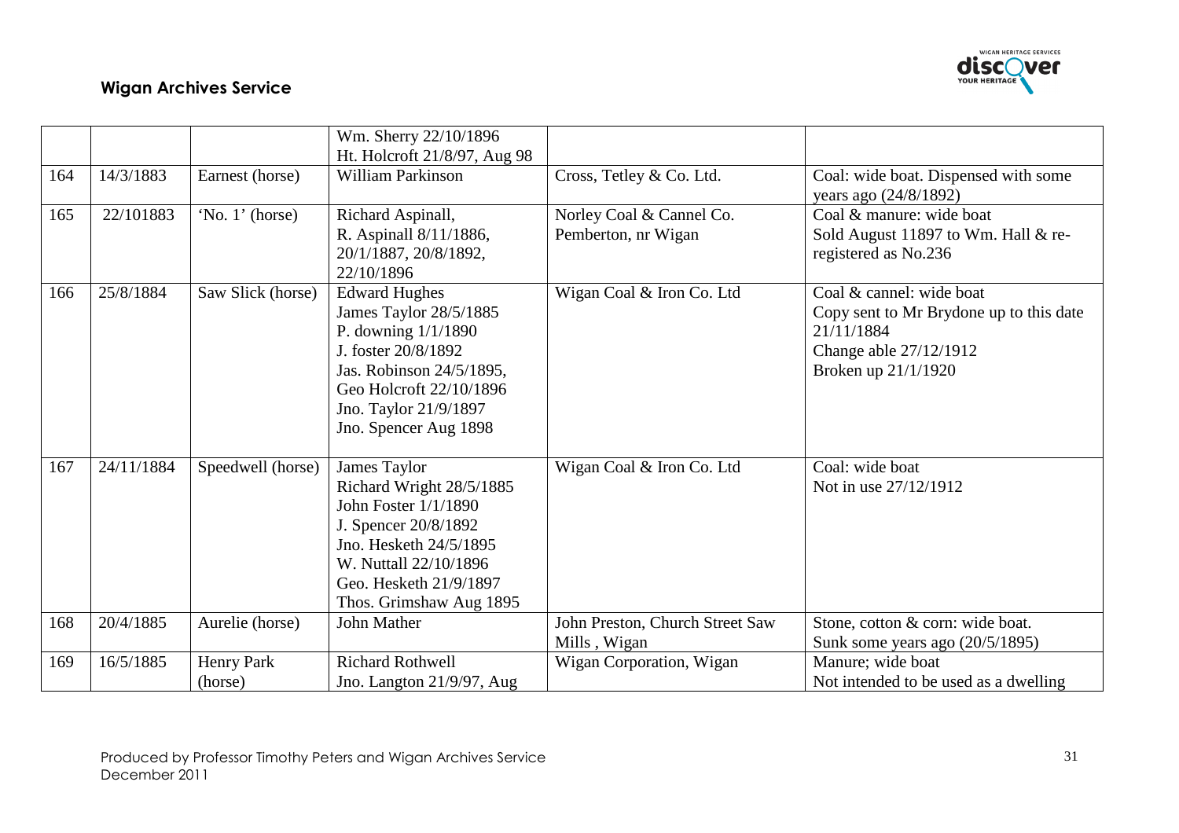## Wigan Archives Service

| | | | | | |
|---|---|---|---|---|---|
| | | | Wm. Sherry 22/10/1896<br>Ht. Holcroft 21/8/97, Aug 98 | | |
| 164 | 14/3/1883 | Earnest (horse) | William Parkinson | Cross, Tetley & Co. Ltd. | Coal: wide boat. Dispensed with some years ago (24/8/1892) |
| 165 | 22/101883 | 'No. 1' (horse) | Richard Aspinall,<br>R. Aspinall 8/11/1886,<br>20/1/1887, 20/8/1892,<br>22/10/1896 | Norley Coal & Cannel Co.<br>Pemberton, nr Wigan | Coal & manure: wide boat<br>Sold August 11897 to Wm. Hall & re-registered as No.236 |
| 166 | 25/8/1884 | Saw Slick (horse) | Edward Hughes<br>James Taylor 28/5/1885<br>P. downing 1/1/1890<br>J. foster 20/8/1892<br>Jas. Robinson 24/5/1895,<br>Geo Holcroft 22/10/1896<br>Jno. Taylor 21/9/1897<br>Jno. Spencer Aug 1898 | Wigan Coal & Iron Co. Ltd | Coal & cannel: wide boat<br>Copy sent to Mr Brydone up to this date 21/11/1884<br>Change able 27/12/1912<br>Broken up 21/1/1920 |
| 167 | 24/11/1884 | Speedwell (horse) | James Taylor<br>Richard Wright 28/5/1885<br>John Foster 1/1/1890<br>J. Spencer 20/8/1892<br>Jno. Hesketh 24/5/1895<br>W. Nuttall 22/10/1896<br>Geo. Hesketh 21/9/1897<br>Thos. Grimshaw Aug 1895 | Wigan Coal & Iron Co. Ltd | Coal: wide boat<br>Not in use 27/12/1912 |
| 168 | 20/4/1885 | Aurelie (horse) | John Mather | John Preston, Church Street Saw Mills , Wigan | Stone, cotton & corn: wide boat.<br>Sunk some years ago (20/5/1895) |
| 169 | 16/5/1885 | Henry Park (horse) | Richard Rothwell<br>Jno. Langton 21/9/97, Aug | Wigan Corporation, Wigan | Manure; wide boat<br>Not intended to be used as a dwelling |

Produced by Professor Timothy Peters and Wigan Archives Service
December 2011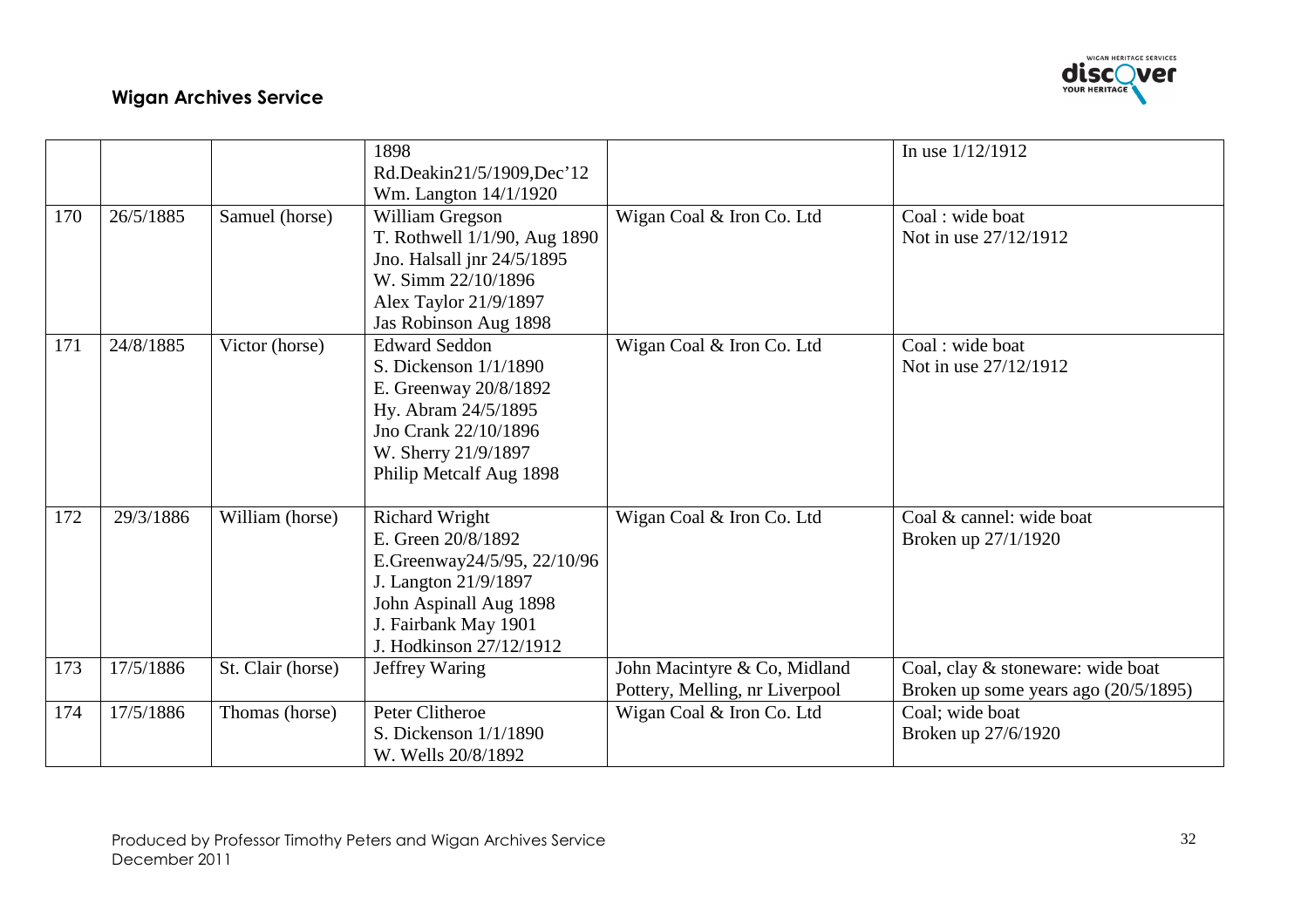| | | | | | |
|---|---|---|---|---|---|
| | | | 1898<br>Rd.Deakin21/5/1909,Dec'12<br>Wm. Langton 14/1/1920 | | In use 1/12/1912 |
| 170 | 26/5/1885 | Samuel (horse) | William Gregson<br>T. Rothwell 1/1/90, Aug 1890<br>Jno. Halsall jnr 24/5/1895<br>W. Simm 22/10/1896<br>Alex Taylor 21/9/1897<br>Jas Robinson Aug 1898 | Wigan Coal & Iron Co. Ltd | Coal : wide boat<br>Not in use 27/12/1912 |
| 171 | 24/8/1885 | Victor (horse) | Edward Seddon<br>S. Dickenson 1/1/1890<br>E. Greenway 20/8/1892<br>Hy. Abram 24/5/1895<br>Jno Crank 22/10/1896<br>W. Sherry 21/9/1897<br>Philip Metcalf Aug 1898 | Wigan Coal & Iron Co. Ltd | Coal : wide boat<br>Not in use 27/12/1912 |
| 172 | 29/3/1886 | William (horse) | Richard Wright<br>E. Green 20/8/1892<br>E.Greenway24/5/95, 22/10/96<br>J. Langton 21/9/1897<br>John Aspinall Aug 1898<br>J. Fairbank May 1901<br>J. Hodkinson 27/12/1912 | Wigan Coal & Iron Co. Ltd | Coal & cannel: wide boat<br>Broken up 27/1/1920 |
| 173 | 17/5/1886 | St. Clair (horse) | Jeffrey Waring | John Macintyre & Co, Midland Pottery, Melling, nr Liverpool | Coal, clay & stoneware: wide boat<br>Broken up some years ago (20/5/1895) |
| 174 | 17/5/1886 | Thomas (horse) | Peter Clitheroe<br>S. Dickenson 1/1/1890<br>W. Wells 20/8/1892 | Wigan Coal & Iron Co. Ltd | Coal; wide boat<br>Broken up 27/6/1920 |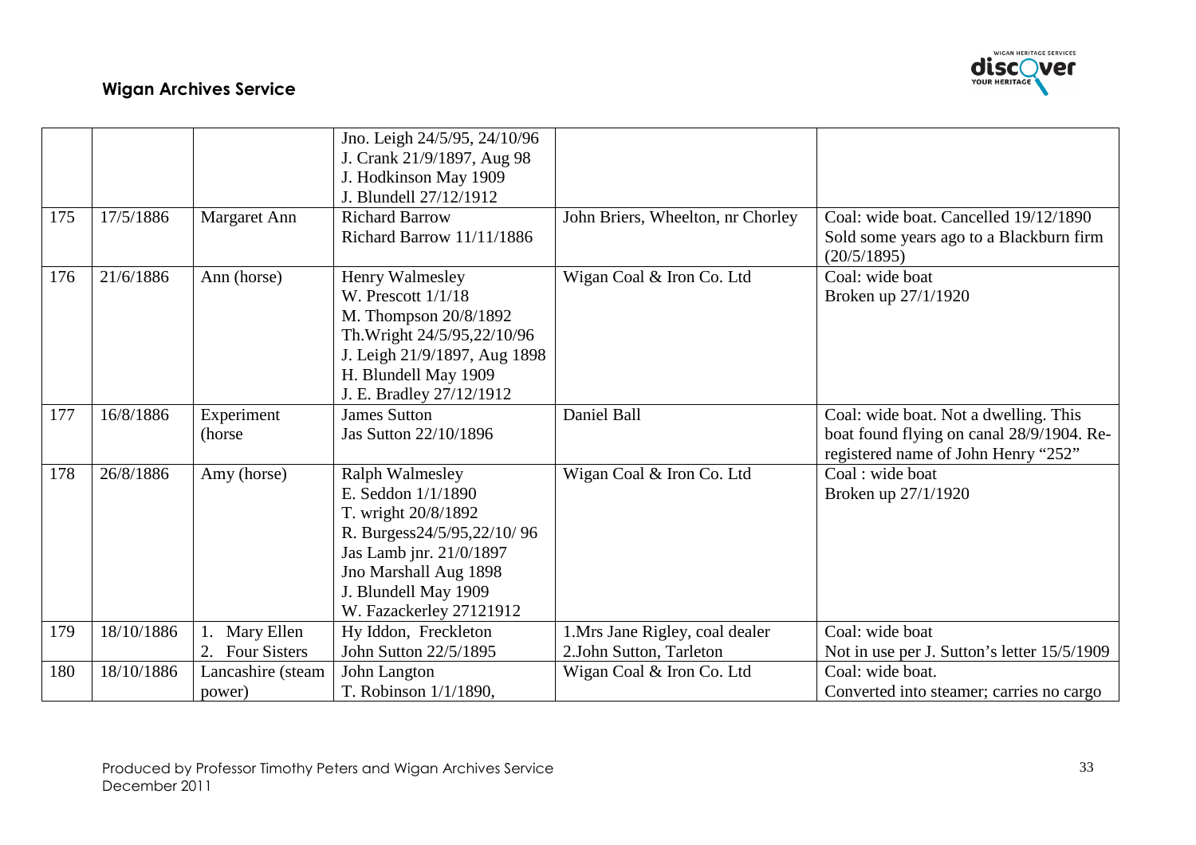| | | | | | |
|---|---|---|---|---|---|
| | | | Jno. Leigh 24/5/95, 24/10/96<br>J. Crank 21/9/1897, Aug 98<br>J. Hodkinson May 1909<br>J. Blundell 27/12/1912 | | |
| 175 | 17/5/1886 | Margaret Ann | Richard Barrow<br>Richard Barrow 11/11/1886 | John Briers, Wheelton, nr Chorley | Coal: wide boat. Cancelled 19/12/1890<br>Sold some years ago to a Blackburn firm (20/5/1895) |
| 176 | 21/6/1886 | Ann (horse) | Henry Walmesley<br>W. Prescott 1/1/18<br>M. Thompson 20/8/1892<br>Th.Wright 24/5/95,22/10/96<br>J. Leigh 21/9/1897, Aug 1898<br>H. Blundell May 1909<br>J. E. Bradley 27/12/1912 | Wigan Coal & Iron Co. Ltd | Coal: wide boat<br>Broken up 27/1/1920 |
| 177 | 16/8/1886 | Experiment (horse | James Sutton<br>Jas Sutton 22/10/1896 | Daniel Ball | Coal: wide boat. Not a dwelling. This boat found flying on canal 28/9/1904. Re-registered name of John Henry "252" |
| 178 | 26/8/1886 | Amy (horse) | Ralph Walmesley<br>E. Seddon 1/1/1890<br>T. wright 20/8/1892<br>R. Burgess24/5/95,22/10/ 96<br>Jas Lamb jnr. 21/0/1897<br>Jno Marshall Aug 1898<br>J. Blundell May 1909<br>W. Fazackerley 27121912 | Wigan Coal & Iron Co. Ltd | Coal : wide boat<br>Broken up 27/1/1920 |
| 179 | 18/10/1886 | 1. Mary Ellen<br>2. Four Sisters | Hy Iddon, Freckleton<br>John Sutton 22/5/1895 | 1.Mrs Jane Rigley, coal dealer<br>2.John Sutton, Tarleton | Coal: wide boat<br>Not in use per J. Sutton's letter 15/5/1909 |
| 180 | 18/10/1886 | Lancashire (steam power) | John Langton<br>T. Robinson 1/1/1890, | Wigan Coal & Iron Co. Ltd | Coal: wide boat.<br>Converted into steamer; carries no cargo |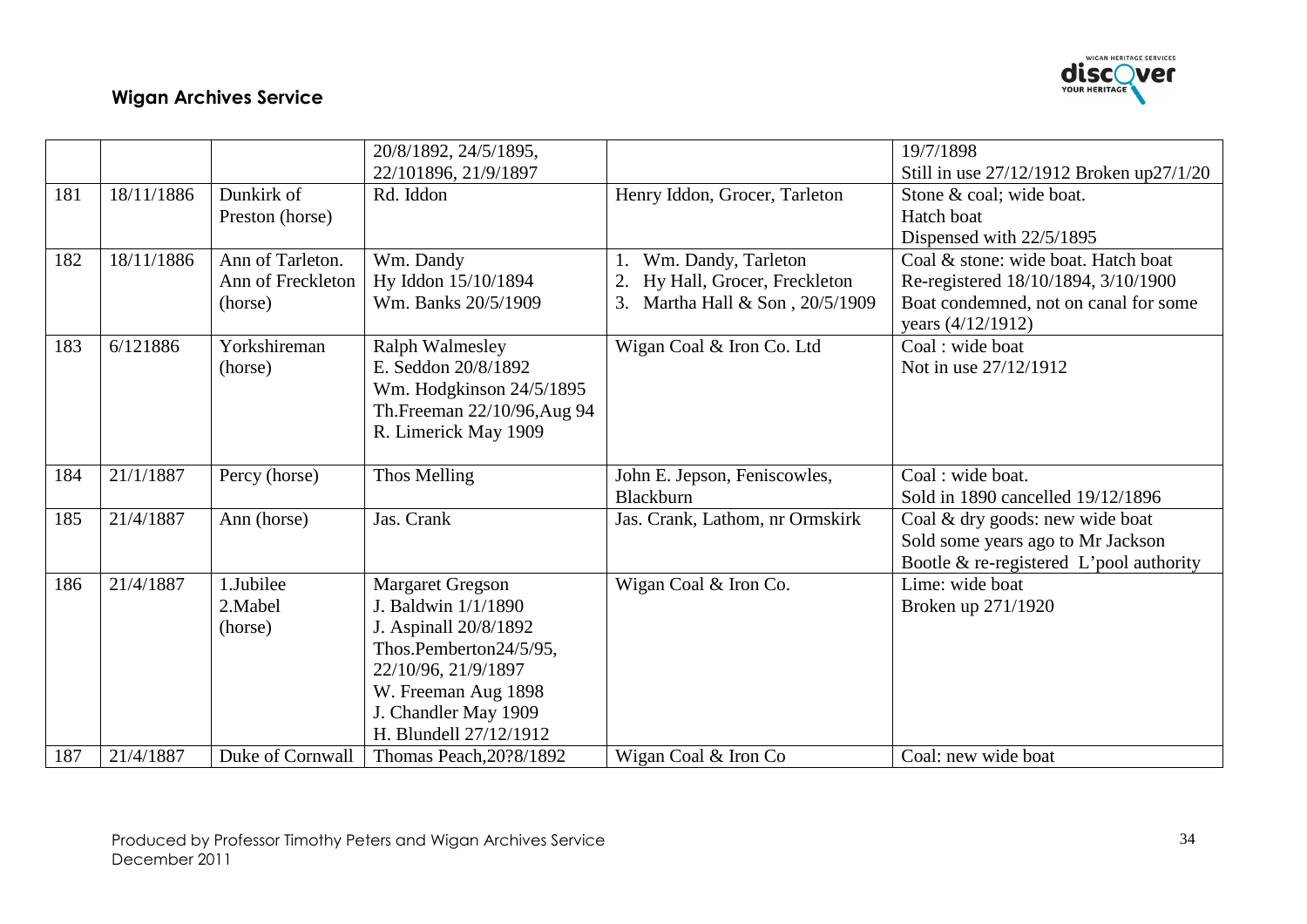| | | | | | |
|---|---|---|---|---|---|
| | | | 20/8/1892, 24/5/1895, 22/101896, 21/9/1897 | | 19/7/1898<br>Still in use 27/12/1912 Broken up27/1/20 |
| 181 | 18/11/1886 | Dunkirk of Preston (horse) | Rd. Iddon | Henry Iddon, Grocer, Tarleton | Stone & coal; wide boat.<br>Hatch boat<br>Dispensed with 22/5/1895 |
| 182 | 18/11/1886 | Ann of Tarleton. Ann of Freckleton (horse) | Wm. Dandy<br>Hy Iddon 15/10/1894<br>Wm. Banks 20/5/1909 | 1. Wm. Dandy, Tarleton<br>2. Hy Hall, Grocer, Freckleton<br>3. Martha Hall & Son , 20/5/1909 | Coal & stone: wide boat. Hatch boat<br>Re-registered 18/10/1894, 3/10/1900<br>Boat condemned, not on canal for some years (4/12/1912) |
| 183 | 6/121886 | Yorkshireman (horse) | Ralph Walmesley<br>E. Seddon 20/8/1892<br>Wm. Hodgkinson 24/5/1895<br>Th.Freeman 22/10/96,Aug 94<br>R. Limerick May 1909 | Wigan Coal & Iron Co. Ltd | Coal : wide boat<br>Not in use 27/12/1912 |
| 184 | 21/1/1887 | Percy (horse) | Thos Melling | John E. Jepson, Feniscowles, Blackburn | Coal : wide boat.<br>Sold in 1890 cancelled 19/12/1896 |
| 185 | 21/4/1887 | Ann (horse) | Jas. Crank | Jas. Crank, Lathom, nr Ormskirk | Coal & dry goods: new wide boat<br>Sold some years ago to Mr Jackson Bootle & re-registered L'pool authority |
| 186 | 21/4/1887 | 1.Jubilee<br>2.Mabel<br>(horse) | Margaret Gregson<br>J. Baldwin 1/1/1890<br>J. Aspinall 20/8/1892<br>Thos.Pemberton24/5/95, 22/10/96, 21/9/1897<br>W. Freeman Aug 1898<br>J. Chandler May 1909<br>H. Blundell 27/12/1912 | Wigan Coal & Iron Co. | Lime: wide boat<br>Broken up 271/1920 |
| 187 | 21/4/1887 | Duke of Cornwall | Thomas Peach,20?8/1892 | Wigan Coal & Iron Co | Coal: new wide boat |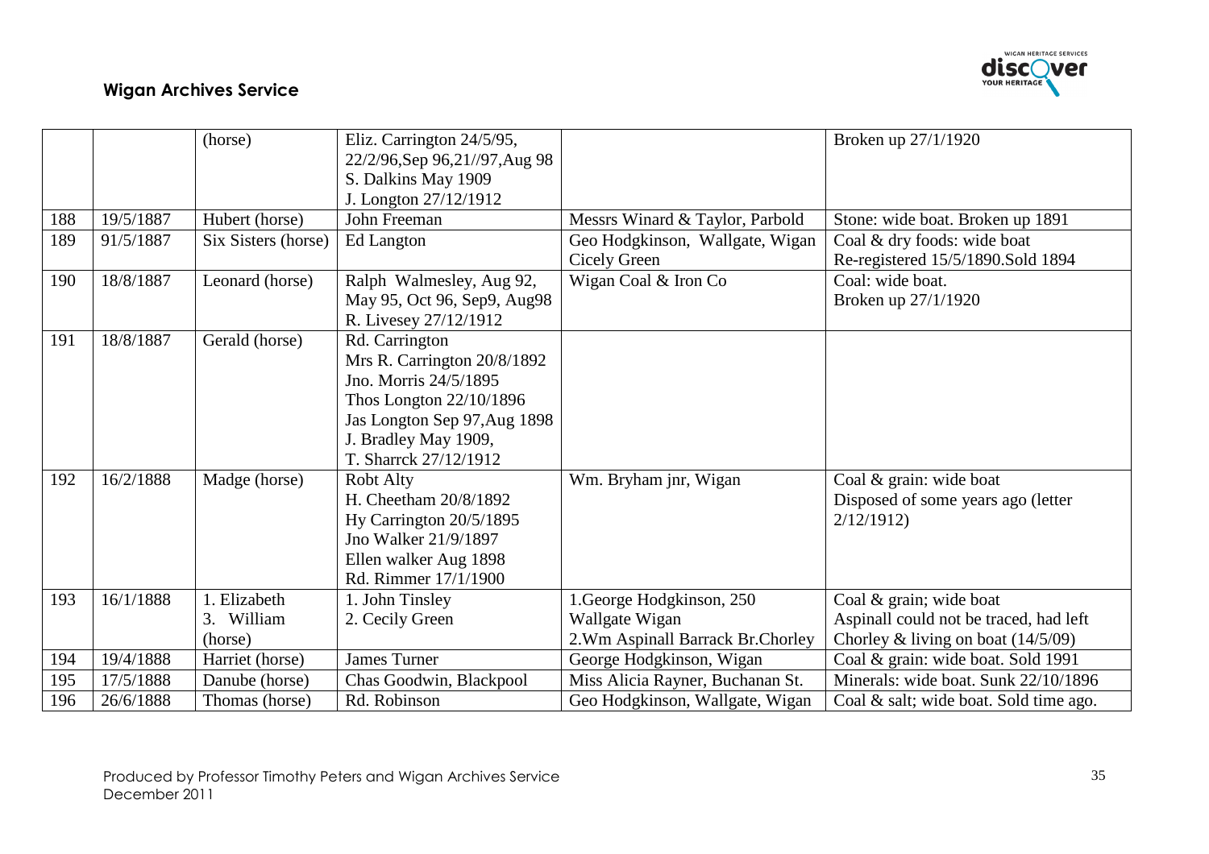**Wigan Archives Service**

| | | | | | |
|---|---|---|---|---|---|
| | | (horse) | Eliz. Carrington 24/5/95, 22/2/96,Sep 96,21//97,Aug 98<br>S. Dalkins May 1909<br>J. Longton 27/12/1912 | | Broken up 27/1/1920 |
| 188 | 19/5/1887 | Hubert (horse) | John Freeman | Messrs Winard & Taylor, Parbold | Stone: wide boat. Broken up 1891 |
| 189 | 91/5/1887 | Six Sisters (horse) | Ed Langton | Geo Hodgkinson, Wallgate, Wigan<br>Cicely Green | Coal & dry foods: wide boat<br>Re-registered 15/5/1890.Sold 1894 |
| 190 | 18/8/1887 | Leonard (horse) | Ralph Walmesley, Aug 92, May 95, Oct 96, Sep9, Aug98<br>R. Livesey 27/12/1912 | Wigan Coal & Iron Co | Coal: wide boat.<br>Broken up 27/1/1920 |
| 191 | 18/8/1887 | Gerald (horse) | Rd. Carrington<br>Mrs R. Carrington 20/8/1892<br>Jno. Morris 24/5/1895<br>Thos Longton 22/10/1896<br>Jas Longton Sep 97,Aug 1898<br>J. Bradley May 1909,<br>T. Sharrck 27/12/1912 | | |
| 192 | 16/2/1888 | Madge (horse) | Robt Alty<br>H. Cheetham 20/8/1892<br>Hy Carrington 20/5/1895<br>Jno Walker 21/9/1897<br>Ellen walker Aug 1898<br>Rd. Rimmer 17/1/1900 | Wm. Bryham jnr, Wigan | Coal & grain: wide boat<br>Disposed of some years ago (letter 2/12/1912) |
| 193 | 16/1/1888 | 1. Elizabeth<br>3. William<br>(horse) | 1. John Tinsley<br>2. Cecily Green | 1.George Hodgkinson, 250 Wallgate Wigan<br>2.Wm Aspinall Barrack Br.Chorley | Coal & grain; wide boat<br>Aspinall could not be traced, had left Chorley & living on boat (14/5/09) |
| 194 | 19/4/1888 | Harriet (horse) | James Turner | George Hodgkinson, Wigan | Coal & grain: wide boat. Sold 1991 |
| 195 | 17/5/1888 | Danube (horse) | Chas Goodwin, Blackpool | Miss Alicia Rayner, Buchanan St. | Minerals: wide boat. Sunk 22/10/1896 |
| 196 | 26/6/1888 | Thomas (horse) | Rd. Robinson | Geo Hodgkinson, Wallgate, Wigan | Coal & salt; wide boat. Sold time ago. |

Produced by Professor Timothy Peters and Wigan Archives Service
December 2011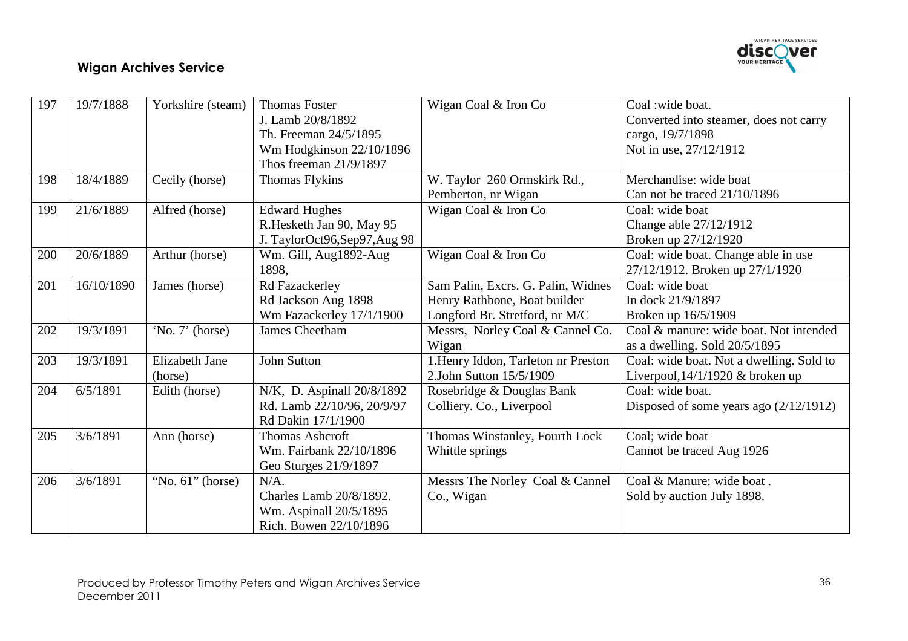| 197 | 19/7/1888 | Yorkshire (steam) | Thomas Foster<br>J. Lamb 20/8/1892<br>Th. Freeman 24/5/1895<br>Wm Hodgkinson 22/10/1896<br>Thos freeman 21/9/1897 | Wigan Coal & Iron Co | Coal :wide boat.<br>Converted into steamer, does not carry cargo, 19/7/1898<br>Not in use, 27/12/1912 |
|---|---|---|---|---|---|
| 198 | 18/4/1889 | Cecily (horse) | Thomas Flykins | W. Taylor 260 Ormskirk Rd., Pemberton, nr Wigan | Merchandise: wide boat<br>Can not be traced 21/10/1896 |
| 199 | 21/6/1889 | Alfred (horse) | Edward Hughes<br>R.Hesketh Jan 90, May 95<br>J. TaylorOct96,Sep97,Aug 98 | Wigan Coal & Iron Co | Coal: wide boat<br>Change able 27/12/1912<br>Broken up 27/12/1920 |
| 200 | 20/6/1889 | Arthur (horse) | Wm. Gill, Aug1892-Aug 1898, | Wigan Coal & Iron Co | Coal: wide boat. Change able in use 27/12/1912. Broken up 27/1/1920 |
| 201 | 16/10/1890 | James (horse) | Rd Fazackerley<br>Rd Jackson Aug 1898<br>Wm Fazackerley 17/1/1900 | Sam Palin, Excrs. G. Palin, Widnes<br>Henry Rathbone, Boat builder<br>Longford Br. Stretford, nr M/C | Coal: wide boat<br>In dock 21/9/1897<br>Broken up 16/5/1909 |
| 202 | 19/3/1891 | 'No. 7' (horse) | James Cheetham | Messrs, Norley Coal & Cannel Co. Wigan | Coal & manure: wide boat. Not intended as a dwelling. Sold 20/5/1895 |
| 203 | 19/3/1891 | Elizabeth Jane (horse) | John Sutton | 1.Henry Iddon, Tarleton nr Preston<br>2.John Sutton 15/5/1909 | Coal: wide boat. Not a dwelling. Sold to Liverpool,14/1/1920 & broken up |
| 204 | 6/5/1891 | Edith (horse) | N/K, D. Aspinall 20/8/1892<br>Rd. Lamb 22/10/96, 20/9/97<br>Rd Dakin 17/1/1900 | Rosebridge & Douglas Bank Colliery. Co., Liverpool | Coal: wide boat.<br>Disposed of some years ago (2/12/1912) |
| 205 | 3/6/1891 | Ann (horse) | Thomas Ashcroft<br>Wm. Fairbank 22/10/1896<br>Geo Sturges 21/9/1897 | Thomas Winstanley, Fourth Lock Whittle springs | Coal; wide boat<br>Cannot be traced Aug 1926 |
| 206 | 3/6/1891 | "No. 61" (horse) | N/A.<br>Charles Lamb 20/8/1892.<br>Wm. Aspinall 20/5/1895<br>Rich. Bowen 22/10/1896 | Messrs The Norley Coal & Cannel Co., Wigan | Coal & Manure: wide boat .<br>Sold by auction July 1898. |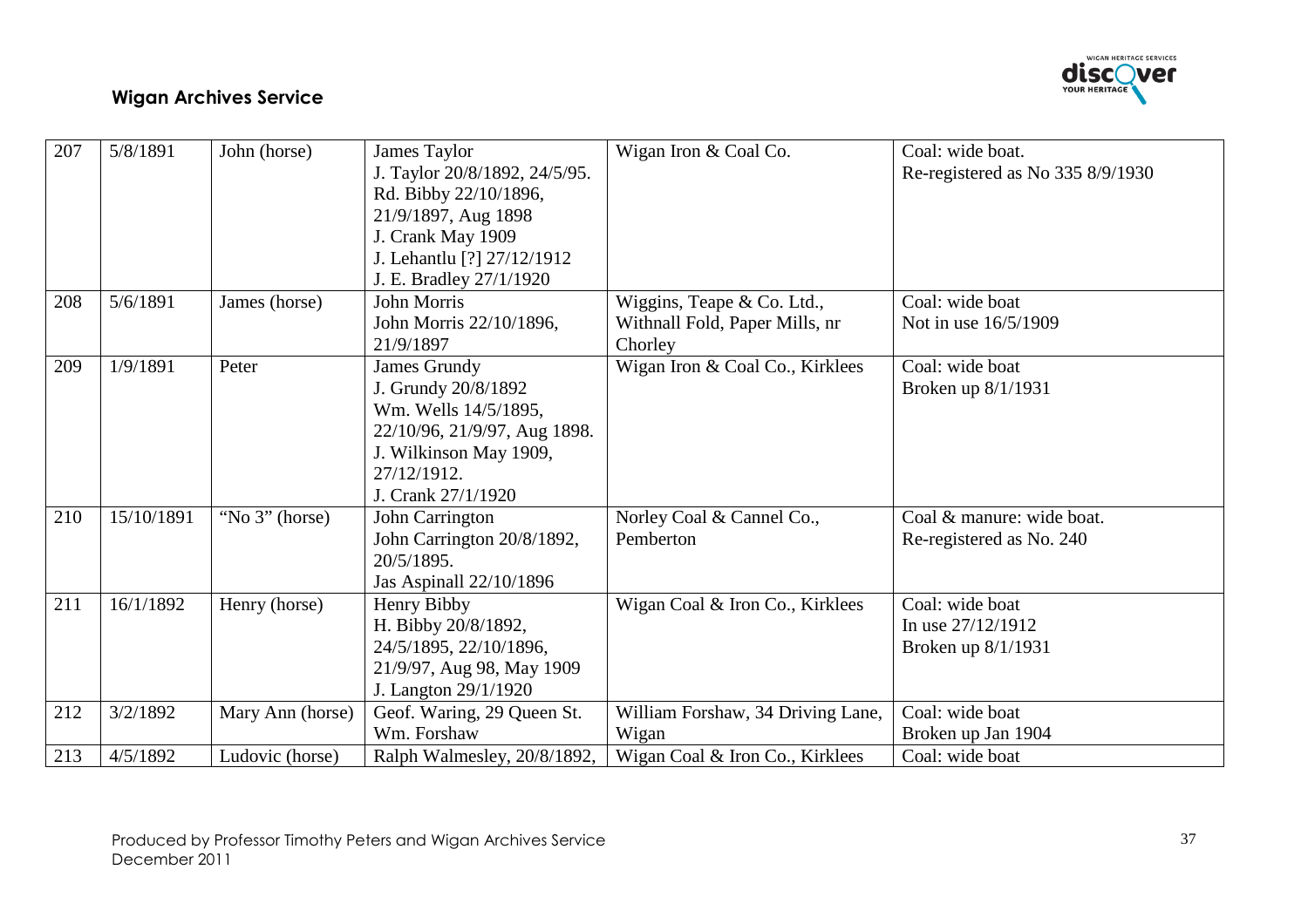| 207 | 5/8/1891 | John (horse) | James Taylor<br>J. Taylor 20/8/1892, 24/5/95.<br>Rd. Bibby 22/10/1896,<br>21/9/1897, Aug 1898<br>J. Crank May 1909<br>J. Lehantlu [?] 27/12/1912<br>J. E. Bradley 27/1/1920 | Wigan Iron & Coal Co. | Coal: wide boat.<br>Re-registered as No 335 8/9/1930 |
|---|---|---|---|---|---|
| 208 | 5/6/1891 | James (horse) | John Morris<br>John Morris 22/10/1896,<br>21/9/1897 | Wiggins, Teape & Co. Ltd.,<br>Withnall Fold, Paper Mills, nr<br>Chorley | Coal: wide boat<br>Not in use 16/5/1909 |
| 209 | 1/9/1891 | Peter | James Grundy<br>J. Grundy 20/8/1892<br>Wm. Wells 14/5/1895,<br>22/10/96, 21/9/97, Aug 1898.<br>J. Wilkinson May 1909,<br>27/12/1912.<br>J. Crank 27/1/1920 | Wigan Iron & Coal Co., Kirklees | Coal: wide boat<br>Broken up 8/1/1931 |
| 210 | 15/10/1891 | "No 3" (horse) | John Carrington<br>John Carrington 20/8/1892,<br>20/5/1895.<br>Jas Aspinall 22/10/1896 | Norley Coal & Cannel Co.,<br>Pemberton | Coal & manure: wide boat.<br>Re-registered as No. 240 |
| 211 | 16/1/1892 | Henry (horse) | Henry Bibby<br>H. Bibby 20/8/1892,<br>24/5/1895, 22/10/1896,<br>21/9/97, Aug 98, May 1909<br>J. Langton 29/1/1920 | Wigan Coal & Iron Co., Kirklees | Coal: wide boat<br>In use 27/12/1912<br>Broken up 8/1/1931 |
| 212 | 3/2/1892 | Mary Ann (horse) | Geof. Waring, 29 Queen St.<br>Wm. Forshaw | William Forshaw, 34 Driving Lane,<br>Wigan | Coal: wide boat<br>Broken up Jan 1904 |
| 213 | 4/5/1892 | Ludovic (horse) | Ralph Walmesley, 20/8/1892, | Wigan Coal & Iron Co., Kirklees | Coal: wide boat |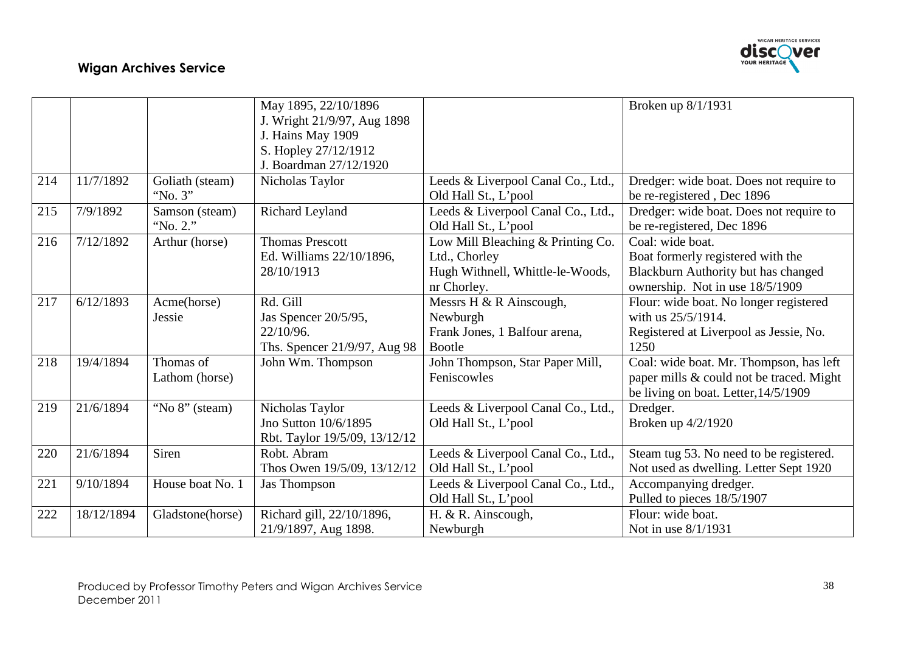| | | | | | |
|---|---|---|---|---|---|
| | | | May 1895, 22/10/1896<br>J. Wright 21/9/97, Aug 1898<br>J. Hains May 1909<br>S. Hopley 27/12/1912<br>J. Boardman 27/12/1920 | | Broken up 8/1/1931 |
| 214 | 11/7/1892 | Goliath (steam) "No. 3" | Nicholas Taylor | Leeds & Liverpool Canal Co., Ltd., Old Hall St., L'pool | Dredger: wide boat. Does not require to be re-registered , Dec 1896 |
| 215 | 7/9/1892 | Samson (steam) "No. 2." | Richard Leyland | Leeds & Liverpool Canal Co., Ltd., Old Hall St., L'pool | Dredger: wide boat. Does not require to be re-registered, Dec 1896 |
| 216 | 7/12/1892 | Arthur (horse) | Thomas Prescott<br>Ed. Williams 22/10/1896, 28/10/1913 | Low Mill Bleaching & Printing Co. Ltd., Chorley<br>Hugh Withnell, Whittle-le-Woods, nr Chorley. | Coal: wide boat.<br>Boat formerly registered with the Blackburn Authority but has changed ownership. Not in use 18/5/1909 |
| 217 | 6/12/1893 | Acme(horse)<br>Jessie | Rd. Gill<br>Jas Spencer 20/5/95, 22/10/96.<br>Ths. Spencer 21/9/97, Aug 98 | Messrs H & R Ainscough, Newburgh<br>Frank Jones, 1 Balfour arena, Bootle | Flour: wide boat. No longer registered with us 25/5/1914.<br>Registered at Liverpool as Jessie, No. 1250 |
| 218 | 19/4/1894 | Thomas of Lathom (horse) | John Wm. Thompson | John Thompson, Star Paper Mill, Feniscowles | Coal: wide boat. Mr. Thompson, has left paper mills & could not be traced. Might be living on boat. Letter,14/5/1909 |
| 219 | 21/6/1894 | "No 8" (steam) | Nicholas Taylor<br>Jno Sutton 10/6/1895<br>Rbt. Taylor 19/5/09, 13/12/12 | Leeds & Liverpool Canal Co., Ltd., Old Hall St., L'pool | Dredger.<br>Broken up 4/2/1920 |
| 220 | 21/6/1894 | Siren | Robt. Abram<br>Thos Owen 19/5/09, 13/12/12 | Leeds & Liverpool Canal Co., Ltd., Old Hall St., L'pool | Steam tug 53. No need to be registered. Not used as dwelling. Letter Sept 1920 |
| 221 | 9/10/1894 | House boat No. 1 | Jas Thompson | Leeds & Liverpool Canal Co., Ltd., Old Hall St., L'pool | Accompanying dredger.<br>Pulled to pieces 18/5/1907 |
| 222 | 18/12/1894 | Gladstone(horse) | Richard gill, 22/10/1896, 21/9/1897, Aug 1898. | H. & R. Ainscough, Newburgh | Flour: wide boat.<br>Not in use 8/1/1931 |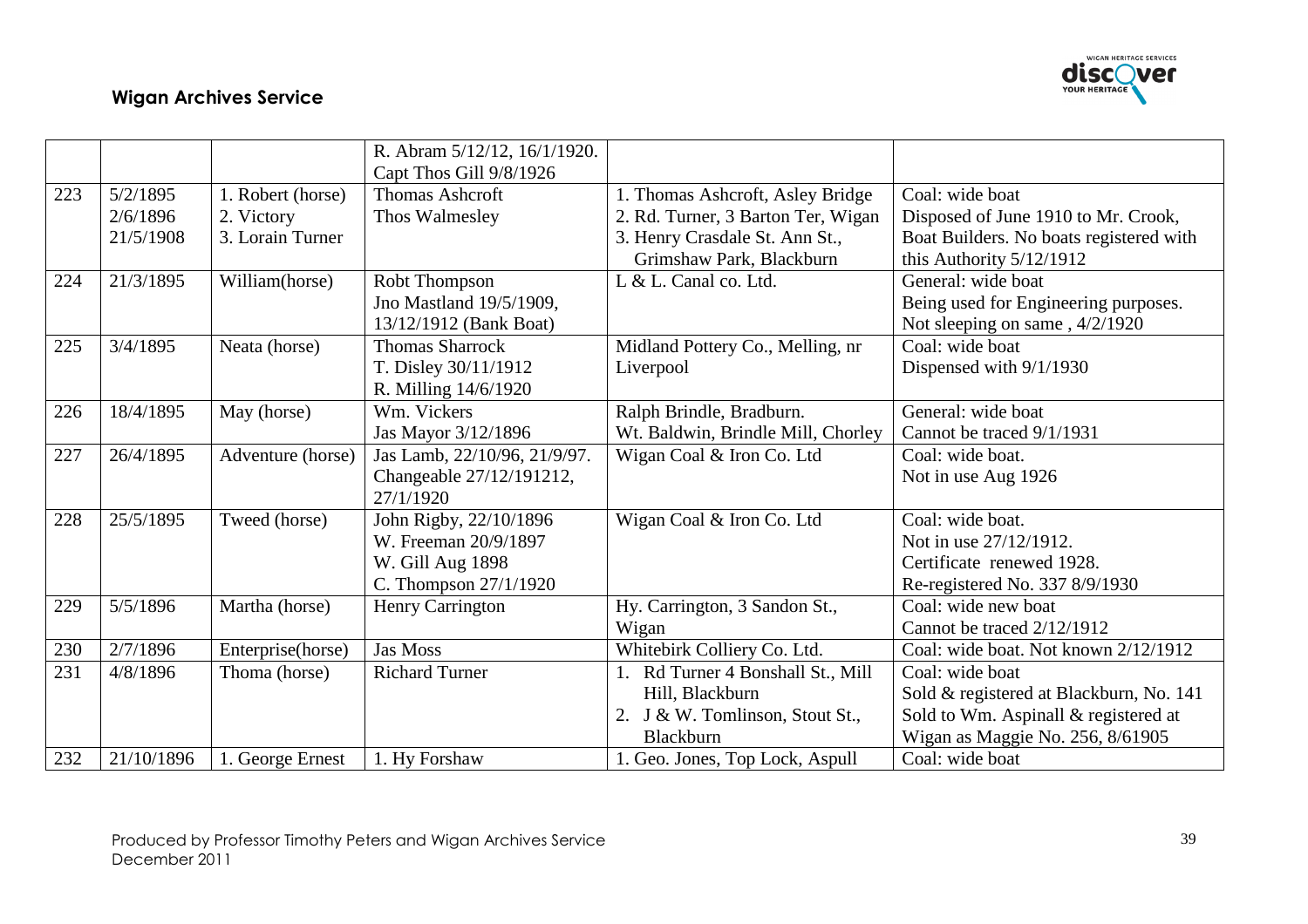| | | | R. Abram 5/12/12, 16/1/1920. Capt Thos Gill 9/8/1926 | | |
|---|---|---|---|---|---|
| 223 | 5/2/1895 2/6/1896 21/5/1908 | 1. Robert (horse) 2. Victory 3. Lorain Turner | Thomas Ashcroft Thos Walmesley | 1. Thomas Ashcroft, Asley Bridge 2. Rd. Turner, 3 Barton Ter, Wigan 3. Henry Crasdale St. Ann St., Grimshaw Park, Blackburn | Coal: wide boat Disposed of June 1910 to Mr. Crook, Boat Builders. No boats registered with this Authority 5/12/1912 |
| 224 | 21/3/1895 | William(horse) | Robt Thompson Jno Mastland 19/5/1909, 13/12/1912 (Bank Boat) | L & L. Canal co. Ltd. | General: wide boat Being used for Engineering purposes. Not sleeping on same , 4/2/1920 |
| 225 | 3/4/1895 | Neata (horse) | Thomas Sharrock T. Disley 30/11/1912 R. Milling 14/6/1920 | Midland Pottery Co., Melling, nr Liverpool | Coal: wide boat Dispensed with 9/1/1930 |
| 226 | 18/4/1895 | May (horse) | Wm. Vickers Jas Mayor 3/12/1896 | Ralph Brindle, Bradburn. Wt. Baldwin, Brindle Mill, Chorley | General: wide boat Cannot be traced 9/1/1931 |
| 227 | 26/4/1895 | Adventure (horse) | Jas Lamb, 22/10/96, 21/9/97. Changeable 27/12/191212, 27/1/1920 | Wigan Coal & Iron Co. Ltd | Coal: wide boat. Not in use Aug 1926 |
| 228 | 25/5/1895 | Tweed (horse) | John Rigby, 22/10/1896 W. Freeman 20/9/1897 W. Gill Aug 1898 C. Thompson 27/1/1920 | Wigan Coal & Iron Co. Ltd | Coal: wide boat. Not in use 27/12/1912. Certificate renewed 1928. Re-registered No. 337 8/9/1930 |
| 229 | 5/5/1896 | Martha (horse) | Henry Carrington | Hy. Carrington, 3 Sandon St., Wigan | Coal: wide new boat Cannot be traced 2/12/1912 |
| 230 | 2/7/1896 | Enterprise(horse) | Jas Moss | Whitebirk Colliery Co. Ltd. | Coal: wide boat. Not known 2/12/1912 |
| 231 | 4/8/1896 | Thoma (horse) | Richard Turner | 1. Rd Turner 4 Bonshall St., Mill Hill, Blackburn 2. J & W. Tomlinson, Stout St., Blackburn | Coal: wide boat Sold & registered at Blackburn, No. 141 Sold to Wm. Aspinall & registered at Wigan as Maggie No. 256, 8/61905 |
| 232 | 21/10/1896 | 1. George Ernest | 1. Hy Forshaw | 1. Geo. Jones, Top Lock, Aspull | Coal: wide boat |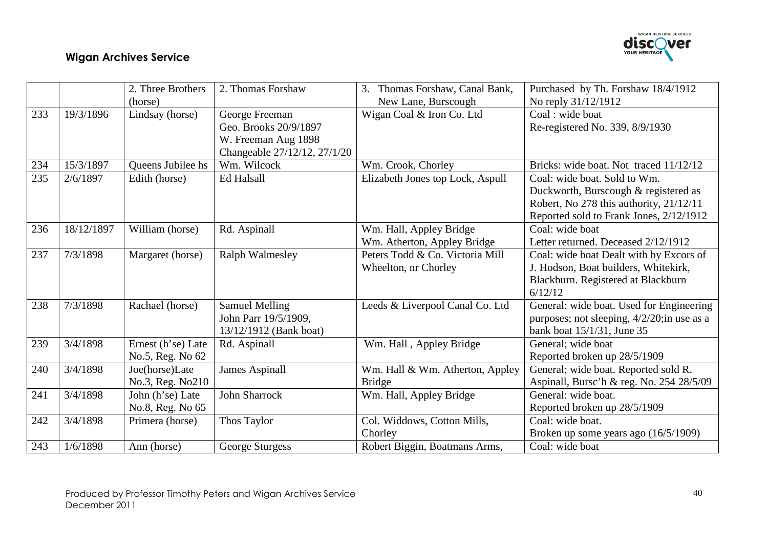|  |  | 2. Three Brothers (horse) | 2. Thomas Forshaw | 3. Thomas Forshaw, Canal Bank, New Lane, Burscough | Purchased by Th. Forshaw 18/4/1912 No reply 31/12/1912 |
|---|---|---|---|---|---|
| 233 | 19/3/1896 | Lindsay (horse) | George Freeman Geo. Brooks 20/9/1897 W. Freeman Aug 1898 Changeable 27/12/12, 27/1/20 | Wigan Coal & Iron Co. Ltd | Coal : wide boat Re-registered No. 339, 8/9/1930 |
| 234 | 15/3/1897 | Queens Jubilee hs | Wm. Wilcock | Wm. Crook, Chorley | Bricks: wide boat. Not traced 11/12/12 |
| 235 | 2/6/1897 | Edith (horse) | Ed Halsall | Elizabeth Jones top Lock, Aspull | Coal: wide boat. Sold to Wm. Duckworth, Burscough & registered as Robert, No 278 this authority, 21/12/11 Reported sold to Frank Jones, 2/12/1912 |
| 236 | 18/12/1897 | William (horse) | Rd. Aspinall | Wm. Hall, Appley Bridge Wm. Atherton, Appley Bridge | Coal: wide boat Letter returned. Deceased 2/12/1912 |
| 237 | 7/3/1898 | Margaret (horse) | Ralph Walmesley | Peters Todd & Co. Victoria Mill Wheelton, nr Chorley | Coal: wide boat Dealt with by Excors of J. Hodson, Boat builders, Whitekirk, Blackburn. Registered at Blackburn 6/12/12 |
| 238 | 7/3/1898 | Rachael (horse) | Samuel Melling John Parr 19/5/1909, 13/12/1912 (Bank boat) | Leeds & Liverpool Canal Co. Ltd | General: wide boat. Used for Engineering purposes; not sleeping, 4/2/20;in use as a bank boat 15/1/31, June 35 |
| 239 | 3/4/1898 | Ernest (h'se) Late No.5, Reg. No 62 | Rd. Aspinall | Wm. Hall , Appley Bridge | General; wide boat Reported broken up 28/5/1909 |
| 240 | 3/4/1898 | Joe(horse)Late No.3, Reg. No210 | James Aspinall | Wm. Hall & Wm. Atherton, Appley Bridge | General; wide boat. Reported sold R. Aspinall, Bursc'h & reg. No. 254 28/5/09 |
| 241 | 3/4/1898 | John (h'se) Late No.8, Reg. No 65 | John Sharrock | Wm. Hall, Appley Bridge | General: wide boat. Reported broken up 28/5/1909 |
| 242 | 3/4/1898 | Primera (horse) | Thos Taylor | Col. Widdows, Cotton Mills, Chorley | Coal: wide boat. Broken up some years ago (16/5/1909) |
| 243 | 1/6/1898 | Ann (horse) | George Sturgess | Robert Biggin, Boatmans Arms, | Coal: wide boat |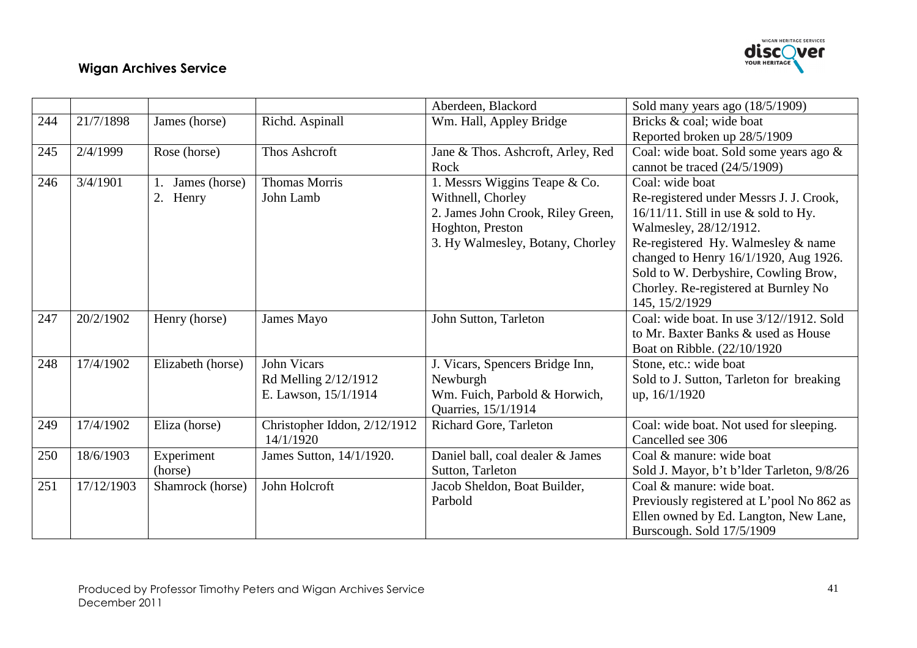| | | | | Aberdeen, Blackord | Sold many years ago (18/5/1909) |
|---|---|---|---|---|---|
| 244 | 21/7/1898 | James (horse) | Richd. Aspinall | Wm. Hall, Appley Bridge | Bricks & coal; wide boat<br>Reported broken up 28/5/1909 |
| 245 | 2/4/1999 | Rose (horse) | Thos Ashcroft | Jane & Thos. Ashcroft, Arley, Red Rock | Coal: wide boat. Sold some years ago & cannot be traced (24/5/1909) |
| 246 | 3/4/1901 | 1. James (horse)<br>2. Henry | Thomas Morris<br>John Lamb | 1. Messrs Wiggins Teape & Co. Withnell, Chorley<br>2. James John Crook, Riley Green, Hoghton, Preston<br>3. Hy Walmesley, Botany, Chorley | Coal: wide boat<br>Re-registered under Messrs J. J. Crook, 16/11/11. Still in use & sold to Hy. Walmesley, 28/12/1912.<br>Re-registered Hy. Walmesley & name changed to Henry 16/1/1920, Aug 1926. Sold to W. Derbyshire, Cowling Brow, Chorley. Re-registered at Burnley No 145, 15/2/1929 |
| 247 | 20/2/1902 | Henry (horse) | James Mayo | John Sutton, Tarleton | Coal: wide boat. In use 3/12//1912. Sold to Mr. Baxter Banks & used as House Boat on Ribble. (22/10/1920 |
| 248 | 17/4/1902 | Elizabeth (horse) | John Vicars<br>Rd Melling 2/12/1912<br>E. Lawson, 15/1/1914 | J. Vicars, Spencers Bridge Inn, Newburgh<br>Wm. Fuich, Parbold & Horwich, Quarries, 15/1/1914 | Stone, etc.: wide boat<br>Sold to J. Sutton, Tarleton for breaking up, 16/1/1920 |
| 249 | 17/4/1902 | Eliza (horse) | Christopher Iddon, 2/12/1912<br>14/1/1920 | Richard Gore, Tarleton | Coal: wide boat. Not used for sleeping.<br>Cancelled see 306 |
| 250 | 18/6/1903 | Experiment (horse) | James Sutton, 14/1/1920. | Daniel ball, coal dealer & James Sutton, Tarleton | Coal & manure: wide boat<br>Sold J. Mayor, b't b'lder Tarleton, 9/8/26 |
| 251 | 17/12/1903 | Shamrock (horse) | John Holcroft | Jacob Sheldon, Boat Builder, Parbold | Coal & manure: wide boat.<br>Previously registered at L'pool No 862 as Ellen owned by Ed. Langton, New Lane, Burscough. Sold 17/5/1909 |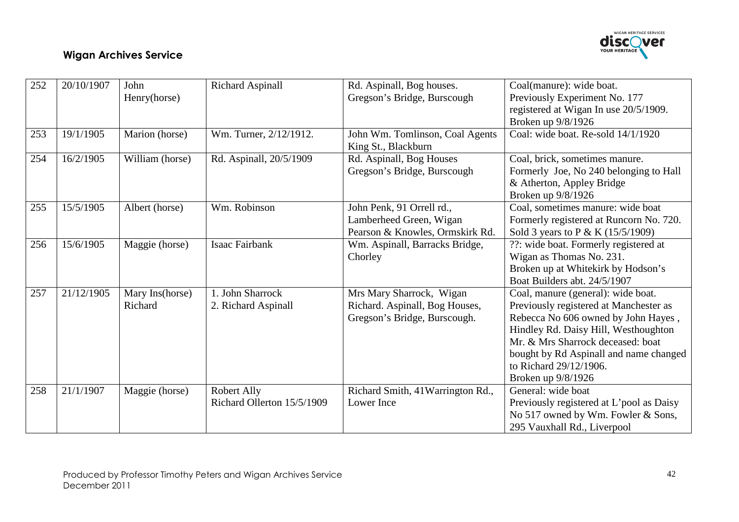| 252 | 20/10/1907 | John Henry(horse) | Richard Aspinall | Rd. Aspinall, Bog houses. Gregson's Bridge, Burscough | Coal(manure): wide boat. Previously Experiment No. 177 registered at Wigan In use 20/5/1909. Broken up 9/8/1926 |
|---|---|---|---|---|---|
| 253 | 19/1/1905 | Marion (horse) | Wm. Turner, 2/12/1912. | John Wm. Tomlinson, Coal Agents King St., Blackburn | Coal: wide boat. Re-sold 14/1/1920 |
| 254 | 16/2/1905 | William (horse) | Rd. Aspinall, 20/5/1909 | Rd. Aspinall, Bog Houses Gregson's Bridge, Burscough | Coal, brick, sometimes manure. Formerly Joe, No 240 belonging to Hall & Atherton, Appley Bridge Broken up 9/8/1926 |
| 255 | 15/5/1905 | Albert (horse) | Wm. Robinson | John Penk, 91 Orrell rd., Lamberheed Green, Wigan Pearson & Knowles, Ormskirk Rd. | Coal, sometimes manure: wide boat Formerly registered at Runcorn No. 720. Sold 3 years to P & K (15/5/1909) |
| 256 | 15/6/1905 | Maggie (horse) | Isaac Fairbank | Wm. Aspinall, Barracks Bridge, Chorley | ??: wide boat. Formerly registered at Wigan as Thomas No. 231. Broken up at Whitekirk by Hodson's Boat Builders abt. 24/5/1907 |
| 257 | 21/12/1905 | Mary Ins(horse) Richard | 1. John Sharrock 2. Richard Aspinall | Mrs Mary Sharrock, Wigan Richard. Aspinall, Bog Houses, Gregson's Bridge, Burscough. | Coal, manure (general): wide boat. Previously registered at Manchester as Rebecca No 606 owned by John Hayes , Hindley Rd. Daisy Hill, Westhoughton Mr. & Mrs Sharrock deceased: boat bought by Rd Aspinall and name changed to Richard 29/12/1906. Broken up 9/8/1926 |
| 258 | 21/1/1907 | Maggie (horse) | Robert Ally Richard Ollerton 15/5/1909 | Richard Smith, 41Warrington Rd., Lower Ince | General: wide boat Previously registered at L'pool as Daisy No 517 owned by Wm. Fowler & Sons, 295 Vauxhall Rd., Liverpool |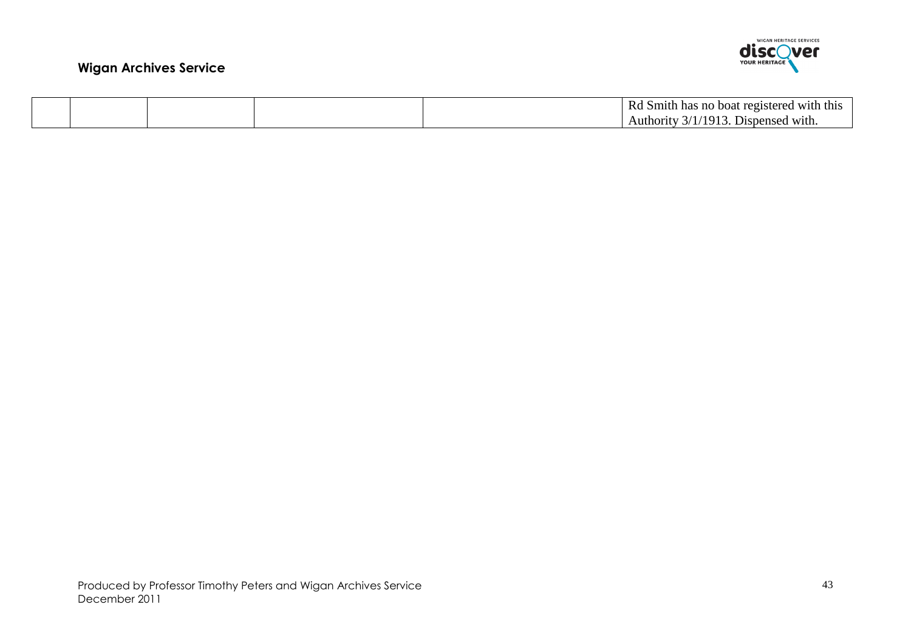|  |  |  |  |  |  |
|---|---|---|---|---|---|
|  |  |  |  |  | Rd Smith has no boat registered with this Authority 3/1/1913. Dispensed with. |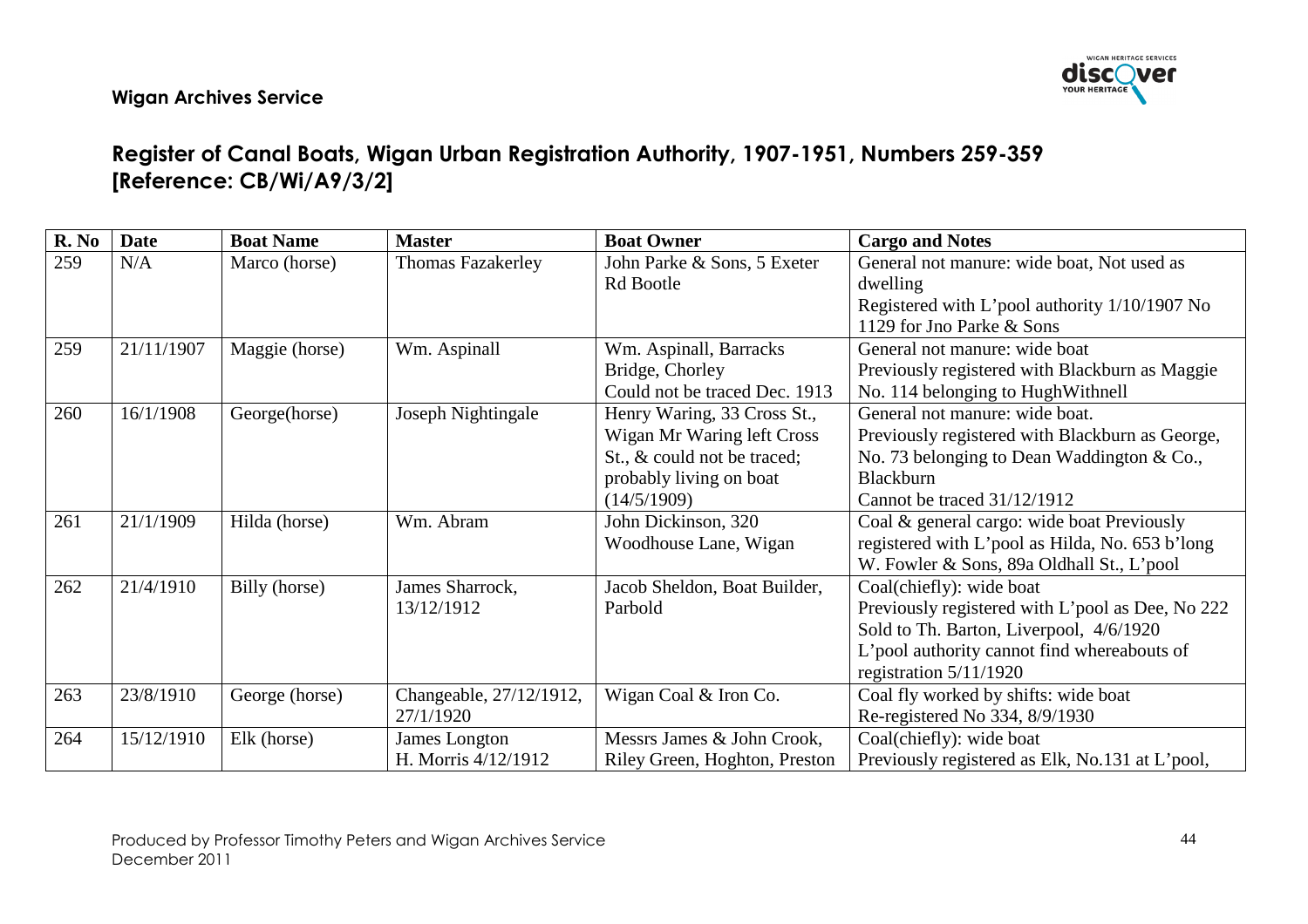**Wigan Archives Service**

## Register of Canal Boats, Wigan Urban Registration Authority, 1907-1951, Numbers 259-359 [Reference: CB/Wi/A9/3/2]

| R. No | Date | Boat Name | Master | Boat Owner | Cargo and Notes |
|---|---|---|---|---|---|
| 259 | N/A | Marco (horse) | Thomas Fazakerley | John Parke & Sons, 5 Exeter Rd Bootle | General not manure: wide boat, Not used as dwelling<br>Registered with L'pool authority 1/10/1907 No 1129 for Jno Parke & Sons |
| 259 | 21/11/1907 | Maggie (horse) | Wm. Aspinall | Wm. Aspinall, Barracks Bridge, Chorley<br>Could not be traced Dec. 1913 | General not manure: wide boat<br>Previously registered with Blackburn as Maggie No. 114 belonging to HughWithnell |
| 260 | 16/1/1908 | George(horse) | Joseph Nightingale | Henry Waring, 33 Cross St., Wigan Mr Waring left Cross St., & could not be traced; probably living on boat (14/5/1909) | General not manure: wide boat.<br>Previously registered with Blackburn as George, No. 73 belonging to Dean Waddington & Co., Blackburn<br>Cannot be traced 31/12/1912 |
| 261 | 21/1/1909 | Hilda (horse) | Wm. Abram | John Dickinson, 320 Woodhouse Lane, Wigan | Coal & general cargo: wide boat Previously registered with L'pool as Hilda, No. 653 b'long W. Fowler & Sons, 89a Oldhall St., L'pool |
| 262 | 21/4/1910 | Billy (horse) | James Sharrock, 13/12/1912 | Jacob Sheldon, Boat Builder, Parbold | Coal(chiefly): wide boat<br>Previously registered with L'pool as Dee, No 222<br>Sold to Th. Barton, Liverpool, 4/6/1920<br>L'pool authority cannot find whereabouts of registration 5/11/1920 |
| 263 | 23/8/1910 | George (horse) | Changeable, 27/12/1912, 27/1/1920 | Wigan Coal & Iron Co. | Coal fly worked by shifts: wide boat<br>Re-registered No 334, 8/9/1930 |
| 264 | 15/12/1910 | Elk (horse) | James Longton<br>H. Morris 4/12/1912 | Messrs James & John Crook, Riley Green, Hoghton, Preston | Coal(chiefly): wide boat<br>Previously registered as Elk, No.131 at L'pool, |

Produced by Professor Timothy Peters and Wigan Archives Service
December 2011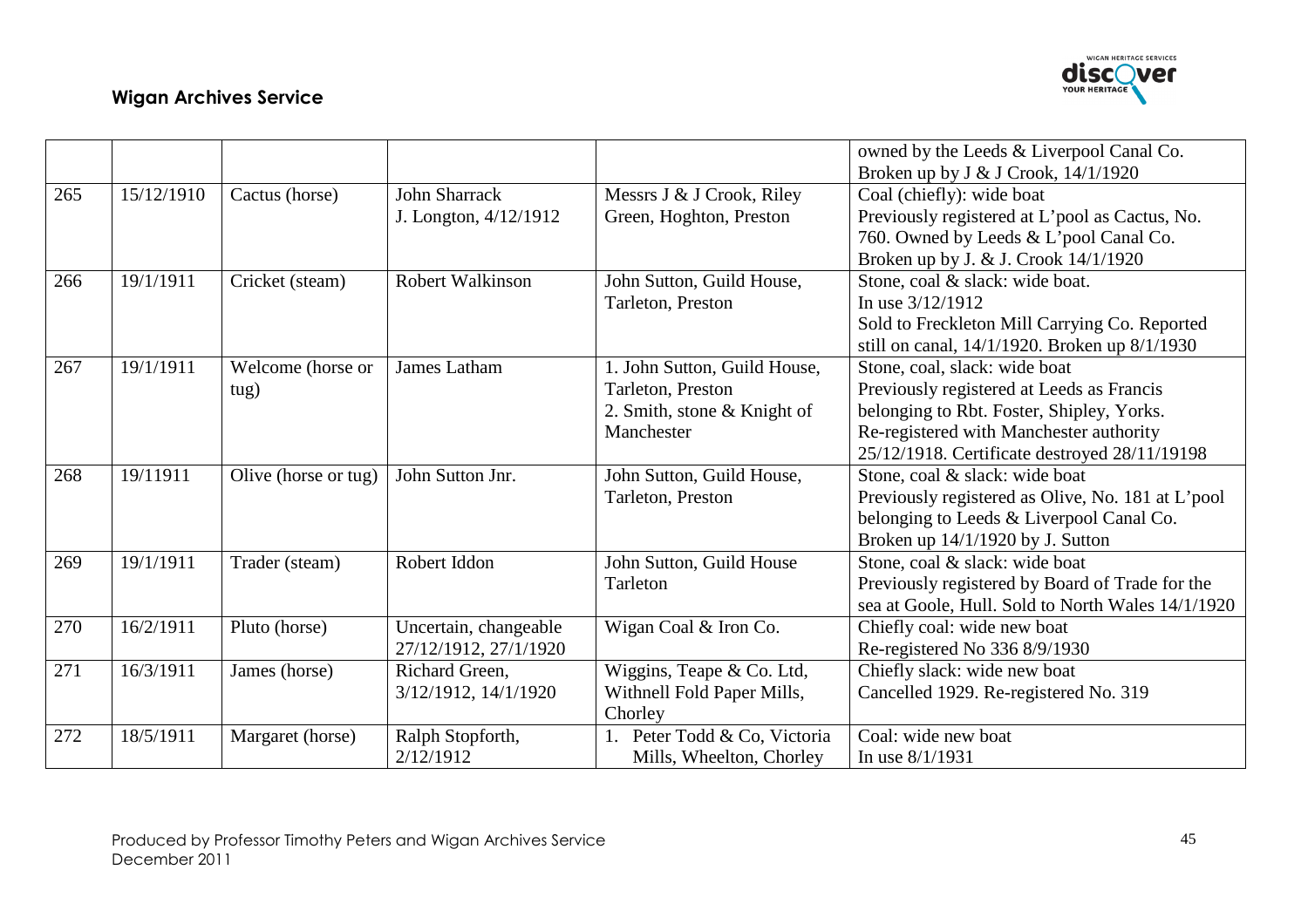|  |  |  |  |  |  |
|---|---|---|---|---|---|
|  |  |  |  |  | owned by the Leeds & Liverpool Canal Co. Broken up by J & J Crook, 14/1/1920 |
| 265 | 15/12/1910 | Cactus (horse) | John Sharrack J. Longton, 4/12/1912 | Messrs J & J Crook, Riley Green, Hoghton, Preston | Coal (chiefly): wide boat Previously registered at L'pool as Cactus, No. 760. Owned by Leeds & L'pool Canal Co. Broken up by J. & J. Crook 14/1/1920 |
| 266 | 19/1/1911 | Cricket (steam) | Robert Walkinson | John Sutton, Guild House, Tarleton, Preston | Stone, coal & slack: wide boat. In use 3/12/1912 Sold to Freckleton Mill Carrying Co. Reported still on canal, 14/1/1920. Broken up 8/1/1930 |
| 267 | 19/1/1911 | Welcome (horse or tug) | James Latham | 1. John Sutton, Guild House, Tarleton, Preston 2. Smith, stone & Knight of Manchester | Stone, coal, slack: wide boat Previously registered at Leeds as Francis belonging to Rbt. Foster, Shipley, Yorks. Re-registered with Manchester authority 25/12/1918. Certificate destroyed 28/11/19198 |
| 268 | 19/11911 | Olive (horse or tug) | John Sutton Jnr. | John Sutton, Guild House, Tarleton, Preston | Stone, coal & slack: wide boat Previously registered as Olive, No. 181 at L'pool belonging to Leeds & Liverpool Canal Co. Broken up 14/1/1920 by J. Sutton |
| 269 | 19/1/1911 | Trader (steam) | Robert Iddon | John Sutton, Guild House Tarleton | Stone, coal & slack: wide boat Previously registered by Board of Trade for the sea at Goole, Hull. Sold to North Wales 14/1/1920 |
| 270 | 16/2/1911 | Pluto (horse) | Uncertain, changeable 27/12/1912, 27/1/1920 | Wigan Coal & Iron Co. | Chiefly coal: wide new boat Re-registered No 336 8/9/1930 |
| 271 | 16/3/1911 | James (horse) | Richard Green, 3/12/1912, 14/1/1920 | Wiggins, Teape & Co. Ltd, Withnell Fold Paper Mills, Chorley | Chiefly slack: wide new boat Cancelled 1929. Re-registered No. 319 |
| 272 | 18/5/1911 | Margaret (horse) | Ralph Stopforth, 2/12/1912 | 1. Peter Todd & Co, Victoria Mills, Wheelton, Chorley | Coal: wide new boat In use 8/1/1931 |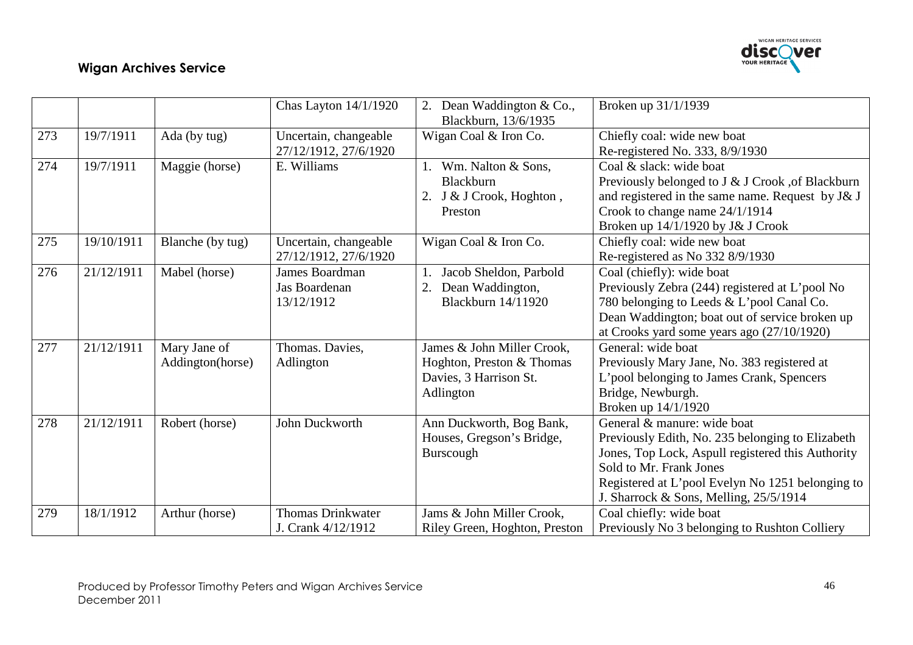| | | | Chas Layton 14/1/1920 | 2. Dean Waddington & Co., Blackburn, 13/6/1935 | Broken up 31/1/1939 |
|---|---|---|---|---|---|
| 273 | 19/7/1911 | Ada (by tug) | Uncertain, changeable 27/12/1912, 27/6/1920 | Wigan Coal & Iron Co. | Chiefly coal: wide new boat<br>Re-registered No. 333, 8/9/1930 |
| 274 | 19/7/1911 | Maggie (horse) | E. Williams | 1. Wm. Nalton & Sons, Blackburn<br>2. J & J Crook, Hoghton , Preston | Coal & slack: wide boat<br>Previously belonged to J & J Crook ,of Blackburn and registered in the same name. Request by J& J Crook to change name 24/1/1914<br>Broken up 14/1/1920 by J& J Crook |
| 275 | 19/10/1911 | Blanche (by tug) | Uncertain, changeable 27/12/1912, 27/6/1920 | Wigan Coal & Iron Co. | Chiefly coal: wide new boat<br>Re-registered as No 332 8/9/1930 |
| 276 | 21/12/1911 | Mabel (horse) | James Boardman<br>Jas Boardenan 13/12/1912 | 1. Jacob Sheldon, Parbold<br>2. Dean Waddington, Blackburn 14/11920 | Coal (chiefly): wide boat<br>Previously Zebra (244) registered at L'pool No 780 belonging to Leeds & L'pool Canal Co.<br>Dean Waddington; boat out of service broken up at Crooks yard some years ago (27/10/1920) |
| 277 | 21/12/1911 | Mary Jane of Addington(horse) | Thomas. Davies, Adlington | James & John Miller Crook, Hoghton, Preston & Thomas Davies, 3 Harrison St. Adlington | General: wide boat<br>Previously Mary Jane, No. 383 registered at L'pool belonging to James Crank, Spencers Bridge, Newburgh.<br>Broken up 14/1/1920 |
| 278 | 21/12/1911 | Robert (horse) | John Duckworth | Ann Duckworth, Bog Bank, Houses, Gregson's Bridge, Burscough | General & manure: wide boat<br>Previously Edith, No. 235 belonging to Elizabeth Jones, Top Lock, Aspull registered this Authority<br>Sold to Mr. Frank Jones<br>Registered at L'pool Evelyn No 1251 belonging to J. Sharrock & Sons, Melling, 25/5/1914 |
| 279 | 18/1/1912 | Arthur (horse) | Thomas Drinkwater<br>J. Crank 4/12/1912 | Jams & John Miller Crook, Riley Green, Hoghton, Preston | Coal chiefly: wide boat<br>Previously No 3 belonging to Rushton Colliery |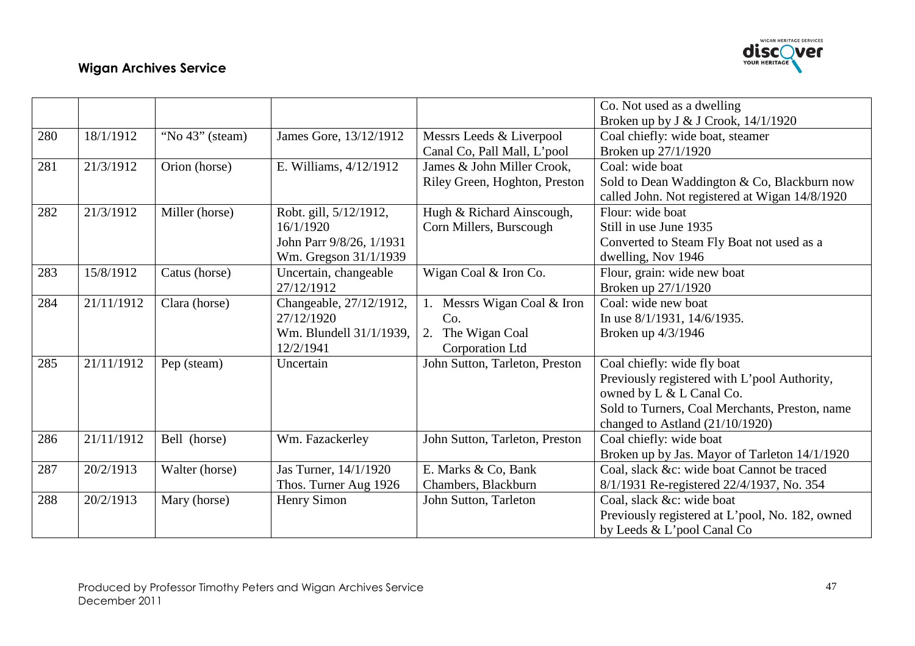| | | | | | Co. Not used as a dwelling<br>Broken up by J & J Crook, 14/1/1920 |
|---|---|---|---|---|---|
| 280 | 18/1/1912 | "No 43" (steam) | James Gore, 13/12/1912 | Messrs Leeds & Liverpool Canal Co, Pall Mall, L'pool | Coal chiefly: wide boat, steamer<br>Broken up 27/1/1920 |
| 281 | 21/3/1912 | Orion (horse) | E. Williams, 4/12/1912 | James & John Miller Crook, Riley Green, Hoghton, Preston | Coal: wide boat<br>Sold to Dean Waddington & Co, Blackburn now called John. Not registered at Wigan 14/8/1920 |
| 282 | 21/3/1912 | Miller (horse) | Robt. gill, 5/12/1912, 16/1/1920<br>John Parr 9/8/26, 1/1931<br>Wm. Gregson 31/1/1939 | Hugh & Richard Ainscough, Corn Millers, Burscough | Flour: wide boat<br>Still in use June 1935<br>Converted to Steam Fly Boat not used as a dwelling, Nov 1946 |
| 283 | 15/8/1912 | Catus (horse) | Uncertain, changeable 27/12/1912 | Wigan Coal & Iron Co. | Flour, grain: wide new boat<br>Broken up 27/1/1920 |
| 284 | 21/11/1912 | Clara (horse) | Changeable, 27/12/1912, 27/12/1920<br>Wm. Blundell 31/1/1939, 12/2/1941 | 1. Messrs Wigan Coal & Iron Co.<br>2. The Wigan Coal Corporation Ltd | Coal: wide new boat<br>In use 8/1/1931, 14/6/1935.<br>Broken up 4/3/1946 |
| 285 | 21/11/1912 | Pep (steam) | Uncertain | John Sutton, Tarleton, Preston | Coal chiefly: wide fly boat<br>Previously registered with L'pool Authority, owned by L & L Canal Co.<br>Sold to Turners, Coal Merchants, Preston, name changed to Astland (21/10/1920) |
| 286 | 21/11/1912 | Bell (horse) | Wm. Fazackerley | John Sutton, Tarleton, Preston | Coal chiefly: wide boat<br>Broken up by Jas. Mayor of Tarleton 14/1/1920 |
| 287 | 20/2/1913 | Walter (horse) | Jas Turner, 14/1/1920<br>Thos. Turner Aug 1926 | E. Marks & Co, Bank Chambers, Blackburn | Coal, slack &c: wide boat Cannot be traced 8/1/1931 Re-registered 22/4/1937, No. 354 |
| 288 | 20/2/1913 | Mary (horse) | Henry Simon | John Sutton, Tarleton | Coal, slack &c: wide boat<br>Previously registered at L'pool, No. 182, owned by Leeds & L'pool Canal Co |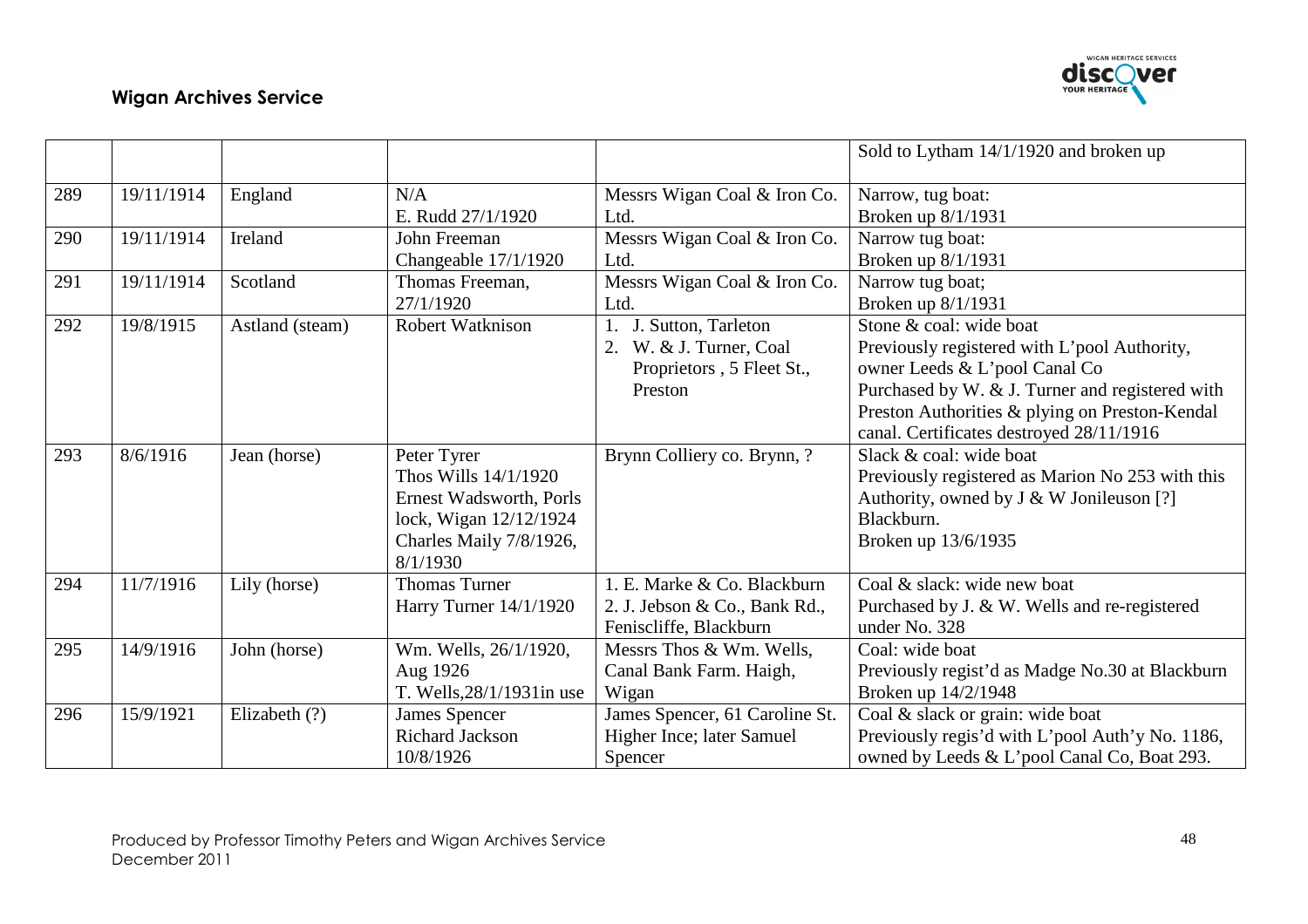|  |  |  |  |  | Sold to Lytham 14/1/1920 and broken up |
|---|---|---|---|---|---|
| 289 | 19/11/1914 | England | N/A<br>E. Rudd 27/1/1920 | Messrs Wigan Coal & Iron Co. Ltd. | Narrow, tug boat:<br>Broken up 8/1/1931 |
| 290 | 19/11/1914 | Ireland | John Freeman<br>Changeable 17/1/1920 | Messrs Wigan Coal & Iron Co. Ltd. | Narrow tug boat:<br>Broken up 8/1/1931 |
| 291 | 19/11/1914 | Scotland | Thomas Freeman, 27/1/1920 | Messrs Wigan Coal & Iron Co. Ltd. | Narrow tug boat;<br>Broken up 8/1/1931 |
| 292 | 19/8/1915 | Astland (steam) | Robert Watknison | 1. J. Sutton, Tarleton<br>2. W. & J. Turner, Coal Proprietors , 5 Fleet St., Preston | Stone & coal: wide boat<br>Previously registered with L'pool Authority, owner Leeds & L'pool Canal Co<br>Purchased by W. & J. Turner and registered with Preston Authorities & plying on Preston-Kendal canal. Certificates destroyed 28/11/1916 |
| 293 | 8/6/1916 | Jean (horse) | Peter Tyrer<br>Thos Wills 14/1/1920<br>Ernest Wadsworth, Porls lock, Wigan 12/12/1924<br>Charles Maily 7/8/1926, 8/1/1930 | Brynn Colliery co. Brynn, ? | Slack & coal: wide boat<br>Previously registered as Marion No 253 with this Authority, owned by J & W Jonileuson [?] Blackburn.<br>Broken up 13/6/1935 |
| 294 | 11/7/1916 | Lily (horse) | Thomas Turner<br>Harry Turner 14/1/1920 | 1. E. Marke & Co. Blackburn<br>2. J. Jebson & Co., Bank Rd., Feniscliffe, Blackburn | Coal & slack: wide new boat<br>Purchased by J. & W. Wells and re-registered under No. 328 |
| 295 | 14/9/1916 | John (horse) | Wm. Wells, 26/1/1920, Aug 1926<br>T. Wells,28/1/1931in use | Messrs Thos & Wm. Wells, Canal Bank Farm. Haigh, Wigan | Coal: wide boat<br>Previously regist'd as Madge No.30 at Blackburn<br>Broken up 14/2/1948 |
| 296 | 15/9/1921 | Elizabeth (?) | James Spencer<br>Richard Jackson 10/8/1926 | James Spencer, 61 Caroline St. Higher Ince; later Samuel Spencer | Coal & slack or grain: wide boat<br>Previously regis'd with L'pool Auth'y No. 1186, owned by Leeds & L'pool Canal Co, Boat 293. |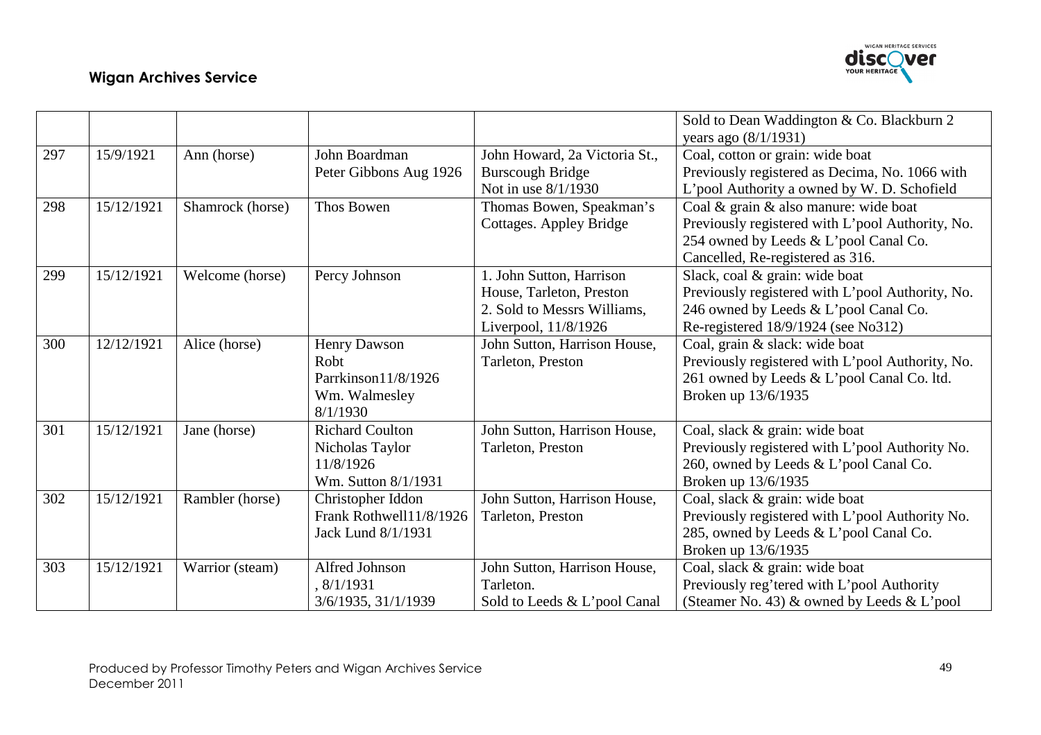|  |  |  |  |  | Sold to Dean Waddington & Co. Blackburn 2 years ago (8/1/1931) |
|---|---|---|---|---|---|
| 297 | 15/9/1921 | Ann (horse) | John Boardman<br>Peter Gibbons Aug 1926 | John Howard, 2a Victoria St., Burscough Bridge<br>Not in use 8/1/1930 | Coal, cotton or grain: wide boat<br>Previously registered as Decima, No. 1066 with L'pool Authority a owned by W. D. Schofield |
| 298 | 15/12/1921 | Shamrock (horse) | Thos Bowen | Thomas Bowen, Speakman's Cottages. Appley Bridge | Coal & grain & also manure: wide boat<br>Previously registered with L'pool Authority, No. 254 owned by Leeds & L'pool Canal Co.<br>Cancelled, Re-registered as 316. |
| 299 | 15/12/1921 | Welcome (horse) | Percy Johnson | 1. John Sutton, Harrison House, Tarleton, Preston<br>2. Sold to Messrs Williams, Liverpool, 11/8/1926 | Slack, coal & grain: wide boat<br>Previously registered with L'pool Authority, No. 246 owned by Leeds & L'pool Canal Co.<br>Re-registered 18/9/1924 (see No312) |
| 300 | 12/12/1921 | Alice (horse) | Henry Dawson<br>Robt Parrkinson11/8/1926<br>Wm. Walmesley 8/1/1930 | John Sutton, Harrison House, Tarleton, Preston | Coal, grain & slack: wide boat<br>Previously registered with L'pool Authority, No. 261 owned by Leeds & L'pool Canal Co. ltd.<br>Broken up 13/6/1935 |
| 301 | 15/12/1921 | Jane (horse) | Richard Coulton<br>Nicholas Taylor 11/8/1926<br>Wm. Sutton 8/1/1931 | John Sutton, Harrison House, Tarleton, Preston | Coal, slack & grain: wide boat<br>Previously registered with L'pool Authority No. 260, owned by Leeds & L'pool Canal Co.<br>Broken up 13/6/1935 |
| 302 | 15/12/1921 | Rambler (horse) | Christopher Iddon<br>Frank Rothwell11/8/1926<br>Jack Lund 8/1/1931 | John Sutton, Harrison House, Tarleton, Preston | Coal, slack & grain: wide boat<br>Previously registered with L'pool Authority No. 285, owned by Leeds & L'pool Canal Co.<br>Broken up 13/6/1935 |
| 303 | 15/12/1921 | Warrior (steam) | Alfred Johnson<br>, 8/1/1931<br>3/6/1935, 31/1/1939 | John Sutton, Harrison House, Tarleton.<br>Sold to Leeds & L'pool Canal | Coal, slack & grain: wide boat<br>Previously reg'tered with L'pool Authority (Steamer No. 43) & owned by Leeds & L'pool |

Produced by Professor Timothy Peters and Wigan Archives Service
December 2011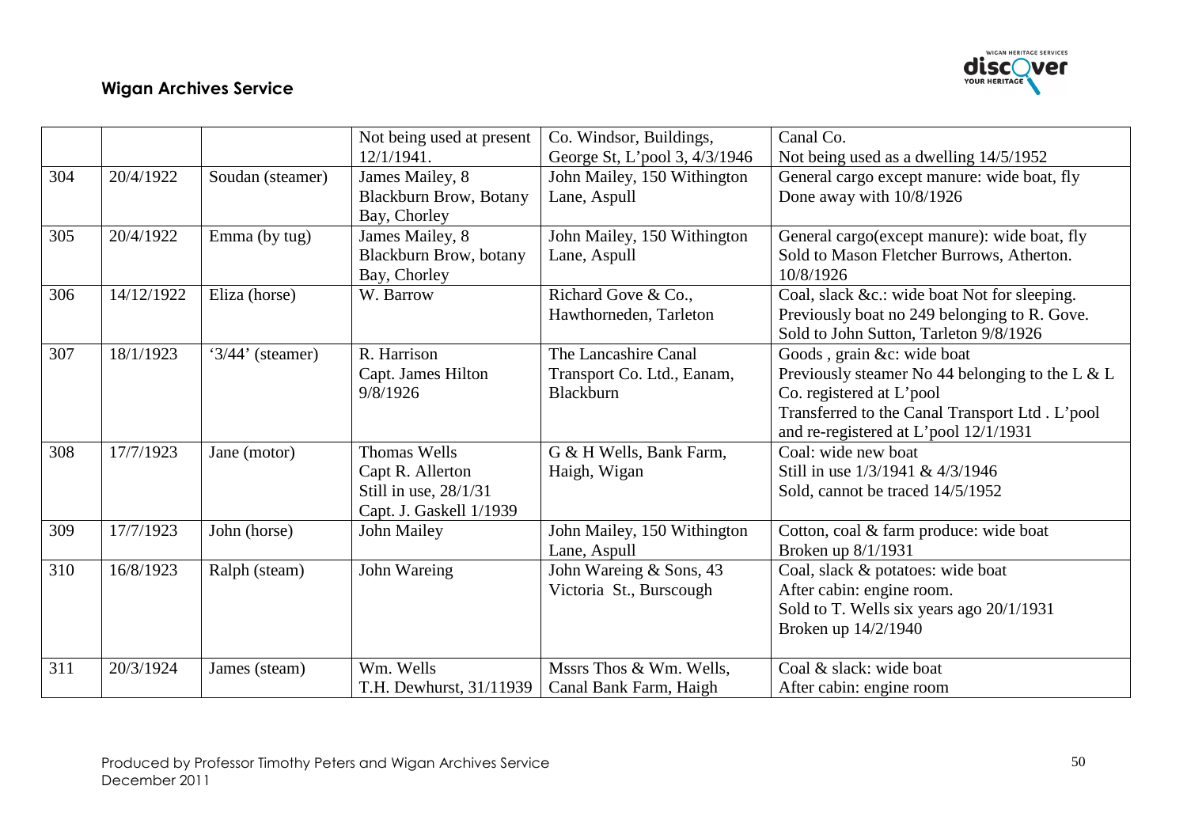| | | | Not being used at present 12/1/1941. | Co. Windsor, Buildings, George St, L'pool 3, 4/3/1946 | Canal Co. Not being used as a dwelling 14/5/1952 |
|---|---|---|---|---|---|
| 304 | 20/4/1922 | Soudan (steamer) | James Mailey, 8 Blackburn Brow, Botany Bay, Chorley | John Mailey, 150 Withington Lane, Aspull | General cargo except manure: wide boat, fly Done away with 10/8/1926 |
| 305 | 20/4/1922 | Emma (by tug) | James Mailey, 8 Blackburn Brow, botany Bay, Chorley | John Mailey, 150 Withington Lane, Aspull | General cargo(except manure): wide boat, fly Sold to Mason Fletcher Burrows, Atherton. 10/8/1926 |
| 306 | 14/12/1922 | Eliza (horse) | W. Barrow | Richard Gove & Co., Hawthorneden, Tarleton | Coal, slack &c.: wide boat Not for sleeping. Previously boat no 249 belonging to R. Gove. Sold to John Sutton, Tarleton 9/8/1926 |
| 307 | 18/1/1923 | '3/44' (steamer) | R. Harrison Capt. James Hilton 9/8/1926 | The Lancashire Canal Transport Co. Ltd., Eanam, Blackburn | Goods , grain &c: wide boat Previously steamer No 44 belonging to the L & L Co. registered at L'pool Transferred to the Canal Transport Ltd . L'pool and re-registered at L'pool 12/1/1931 |
| 308 | 17/7/1923 | Jane (motor) | Thomas Wells Capt R. Allerton Still in use, 28/1/31 Capt. J. Gaskell 1/1939 | G & H Wells, Bank Farm, Haigh, Wigan | Coal: wide new boat Still in use 1/3/1941 & 4/3/1946 Sold, cannot be traced 14/5/1952 |
| 309 | 17/7/1923 | John (horse) | John Mailey | John Mailey, 150 Withington Lane, Aspull | Cotton, coal & farm produce: wide boat Broken up 8/1/1931 |
| 310 | 16/8/1923 | Ralph (steam) | John Wareing | John Wareing & Sons, 43 Victoria St., Burscough | Coal, slack & potatoes: wide boat After cabin: engine room. Sold to T. Wells six years ago 20/1/1931 Broken up 14/2/1940 |
| 311 | 20/3/1924 | James (steam) | Wm. Wells T.H. Dewhurst, 31/11939 | Mssrs Thos & Wm. Wells, Canal Bank Farm, Haigh | Coal & slack: wide boat After cabin: engine room |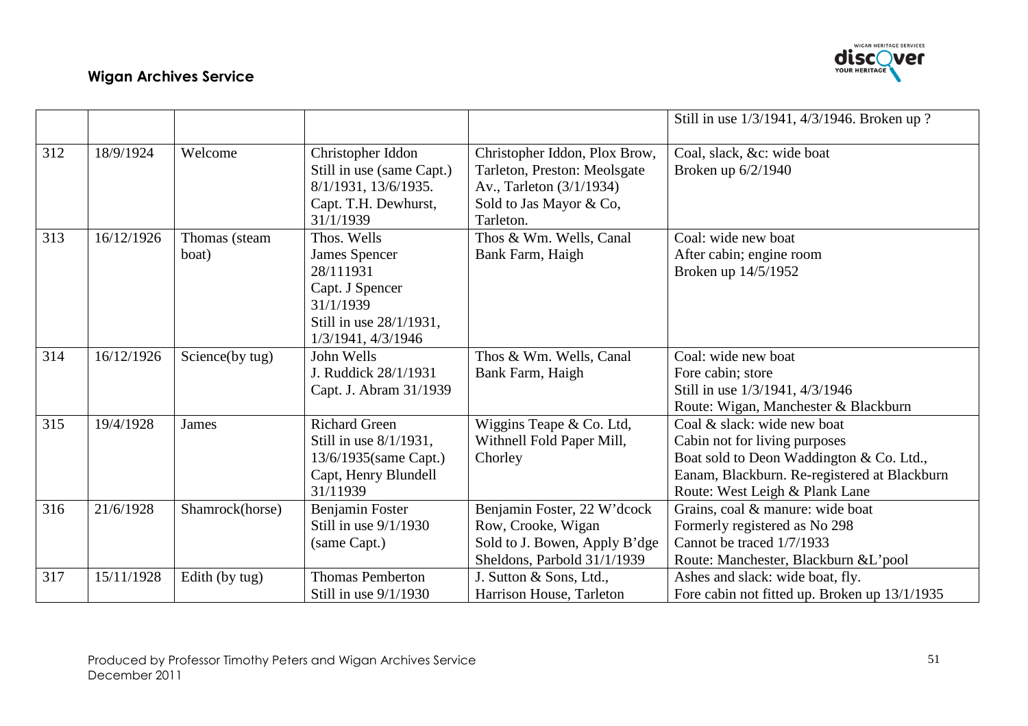|  |  |  |  |  | Still in use 1/3/1941, 4/3/1946. Broken up ? |
|---|---|---|---|---|---|
| 312 | 18/9/1924 | Welcome | Christopher Iddon<br>Still in use (same Capt.) 8/1/1931, 13/6/1935.<br>Capt. T.H. Dewhurst, 31/1/1939 | Christopher Iddon, Plox Brow, Tarleton, Preston: Meolsgate Av., Tarleton (3/1/1934)<br>Sold to Jas Mayor & Co, Tarleton. | Coal, slack, &c: wide boat<br>Broken up 6/2/1940 |
| 313 | 16/12/1926 | Thomas (steam boat) | Thos. Wells<br>James Spencer 28/111931<br>Capt. J Spencer 31/1/1939<br>Still in use 28/1/1931, 1/3/1941, 4/3/1946 | Thos & Wm. Wells, Canal Bank Farm, Haigh | Coal: wide new boat<br>After cabin; engine room<br>Broken up 14/5/1952 |
| 314 | 16/12/1926 | Science(by tug) | John Wells<br>J. Ruddick 28/1/1931<br>Capt. J. Abram 31/1939 | Thos & Wm. Wells, Canal Bank Farm, Haigh | Coal: wide new boat<br>Fore cabin; store<br>Still in use 1/3/1941, 4/3/1946<br>Route: Wigan, Manchester & Blackburn |
| 315 | 19/4/1928 | James | Richard Green<br>Still in use 8/1/1931, 13/6/1935(same Capt.)<br>Capt, Henry Blundell 31/11939 | Wiggins Teape & Co. Ltd, Withnell Fold Paper Mill, Chorley | Coal & slack: wide new boat<br>Cabin not for living purposes<br>Boat sold to Deon Waddington & Co. Ltd., Eanam, Blackburn. Re-registered at Blackburn<br>Route: West Leigh & Plank Lane |
| 316 | 21/6/1928 | Shamrock(horse) | Benjamin Foster<br>Still in use 9/1/1930 (same Capt.) | Benjamin Foster, 22 W'dcock Row, Crooke, Wigan<br>Sold to J. Bowen, Apply B'dge Sheldons, Parbold 31/1/1939 | Grains, coal & manure: wide boat<br>Formerly registered as No 298<br>Cannot be traced 1/7/1933<br>Route: Manchester, Blackburn &L'pool |
| 317 | 15/11/1928 | Edith (by tug) | Thomas Pemberton<br>Still in use 9/1/1930 | J. Sutton & Sons, Ltd., Harrison House, Tarleton | Ashes and slack: wide boat, fly.<br>Fore cabin not fitted up. Broken up 13/1/1935 |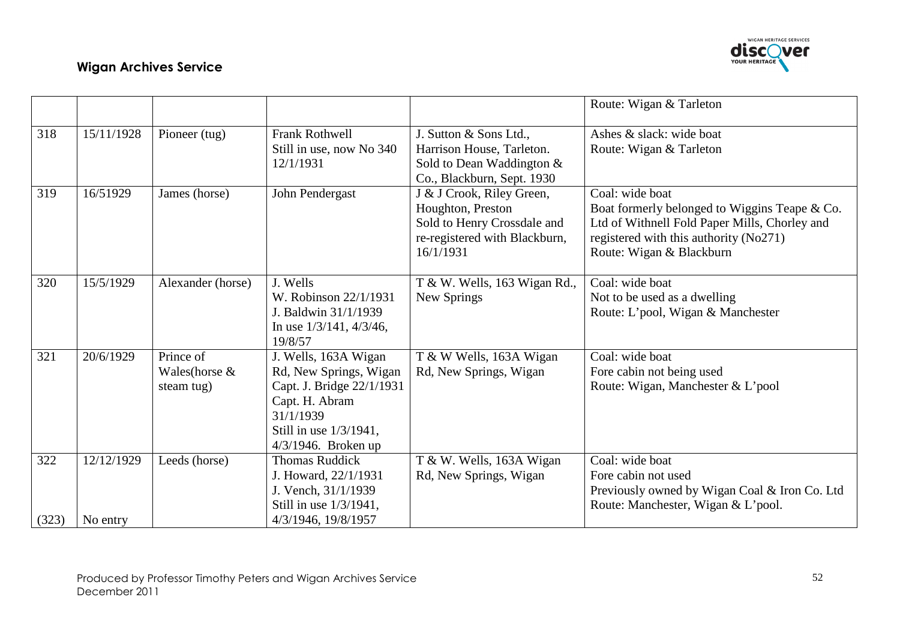| | | | | | Route: Wigan & Tarleton |
|---|---|---|---|---|---|
| 318 | 15/11/1928 | Pioneer (tug) | Frank Rothwell Still in use, now No 340 12/1/1931 | J. Sutton & Sons Ltd., Harrison House, Tarleton. Sold to Dean Waddington & Co., Blackburn, Sept. 1930 | Ashes & slack: wide boat Route: Wigan & Tarleton |
| 319 | 16/51929 | James (horse) | John Pendergast | J & J Crook, Riley Green, Houghton, Preston Sold to Henry Crossdale and re-registered with Blackburn, 16/1/1931 | Coal: wide boat Boat formerly belonged to Wiggins Teape & Co. Ltd of Withnell Fold Paper Mills, Chorley and registered with this authority (No271) Route: Wigan & Blackburn |
| 320 | 15/5/1929 | Alexander (horse) | J. Wells W. Robinson 22/1/1931 J. Baldwin 31/1/1939 In use 1/3/141, 4/3/46, 19/8/57 | T & W. Wells, 163 Wigan Rd., New Springs | Coal: wide boat Not to be used as a dwelling Route: L'pool, Wigan & Manchester |
| 321 | 20/6/1929 | Prince of Wales(horse & steam tug) | J. Wells, 163A Wigan Rd, New Springs, Wigan Capt. J. Bridge 22/1/1931 Capt. H. Abram 31/1/1939 Still in use 1/3/1941, 4/3/1946. Broken up | T & W Wells, 163A Wigan Rd, New Springs, Wigan | Coal: wide boat Fore cabin not being used Route: Wigan, Manchester & L'pool |
| 322 (323) | 12/12/1929 No entry | Leeds (horse) | Thomas Ruddick J. Howard, 22/1/1931 J. Vench, 31/1/1939 Still in use 1/3/1941, 4/3/1946, 19/8/1957 | T & W. Wells, 163A Wigan Rd, New Springs, Wigan | Coal: wide boat Fore cabin not used Previously owned by Wigan Coal & Iron Co. Ltd Route: Manchester, Wigan & L'pool. |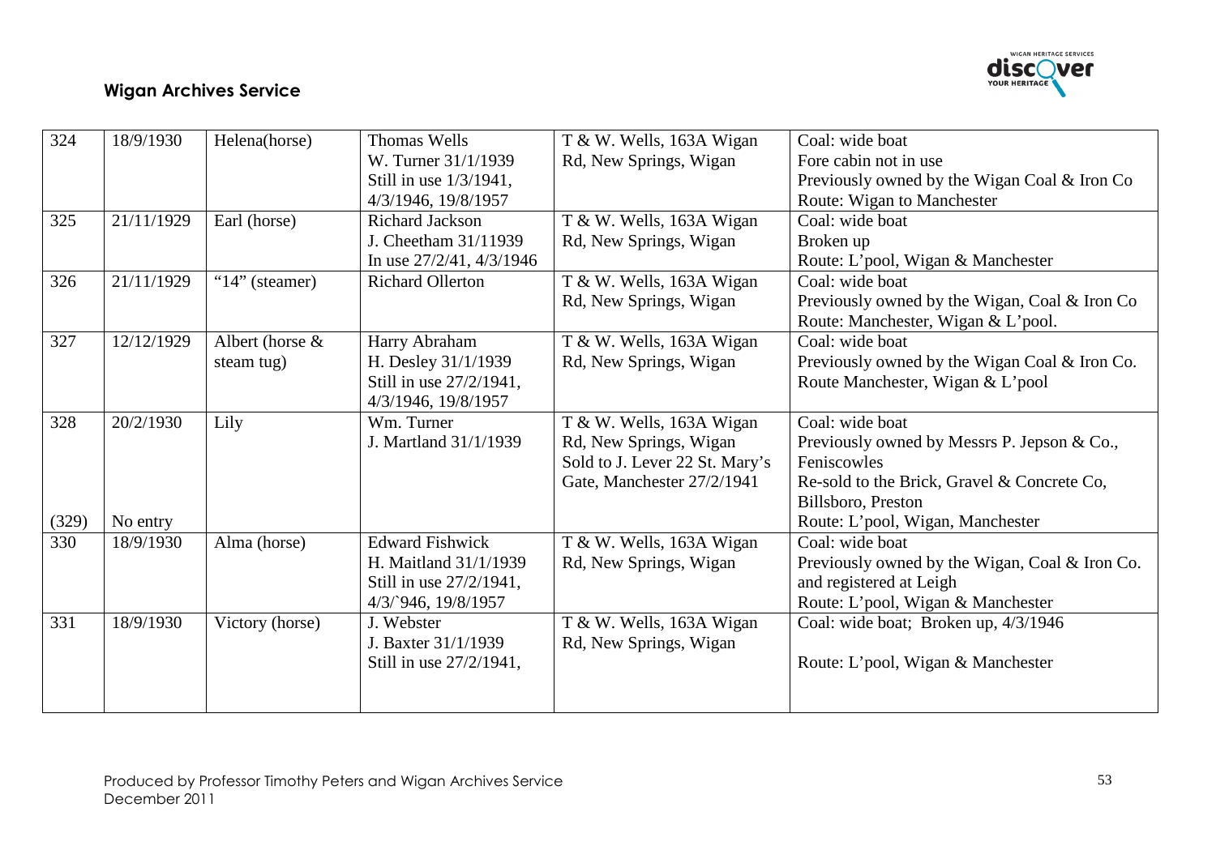| 324 | 18/9/1930 | Helena(horse) | Thomas Wells<br>W. Turner 31/1/1939<br>Still in use 1/3/1941, 4/3/1946, 19/8/1957 | T & W. Wells, 163A Wigan Rd, New Springs, Wigan | Coal: wide boat<br>Fore cabin not in use<br>Previously owned by the Wigan Coal & Iron Co<br>Route: Wigan to Manchester |
|---|---|---|---|---|---|
| 325 | 21/11/1929 | Earl (horse) | Richard Jackson<br>J. Cheetham 31/11939<br>In use 27/2/41, 4/3/1946 | T & W. Wells, 163A Wigan Rd, New Springs, Wigan | Coal: wide boat<br>Broken up<br>Route: L'pool, Wigan & Manchester |
| 326 | 21/11/1929 | "14" (steamer) | Richard Ollerton | T & W. Wells, 163A Wigan Rd, New Springs, Wigan | Coal: wide boat<br>Previously owned by the Wigan, Coal & Iron Co<br>Route: Manchester, Wigan & L'pool. |
| 327 | 12/12/1929 | Albert (horse & steam tug) | Harry Abraham<br>H. Desley 31/1/1939<br>Still in use 27/2/1941, 4/3/1946, 19/8/1957 | T & W. Wells, 163A Wigan Rd, New Springs, Wigan | Coal: wide boat<br>Previously owned by the Wigan Coal & Iron Co.<br>Route Manchester, Wigan & L'pool |
| 328 | 20/2/1930 | Lily | Wm. Turner<br>J. Martland 31/1/1939 | T & W. Wells, 163A Wigan Rd, New Springs, Wigan<br>Sold to J. Lever 22 St. Mary's Gate, Manchester 27/2/1941 | Coal: wide boat<br>Previously owned by Messrs P. Jepson & Co., Feniscowles<br>Re-sold to the Brick, Gravel & Concrete Co, Billsboro, Preston<br>Route: L'pool, Wigan, Manchester |
| (329) | No entry | | | | |
| 330 | 18/9/1930 | Alma (horse) | Edward Fishwick<br>H. Maitland 31/1/1939<br>Still in use 27/2/1941, 4/3/`946, 19/8/1957 | T & W. Wells, 163A Wigan Rd, New Springs, Wigan | Coal: wide boat<br>Previously owned by the Wigan, Coal & Iron Co. and registered at Leigh<br>Route: L'pool, Wigan & Manchester |
| 331 | 18/9/1930 | Victory (horse) | J. Webster<br>J. Baxter 31/1/1939<br>Still in use 27/2/1941, | T & W. Wells, 163A Wigan Rd, New Springs, Wigan | Coal: wide boat; Broken up, 4/3/1946<br><br>Route: L'pool, Wigan & Manchester |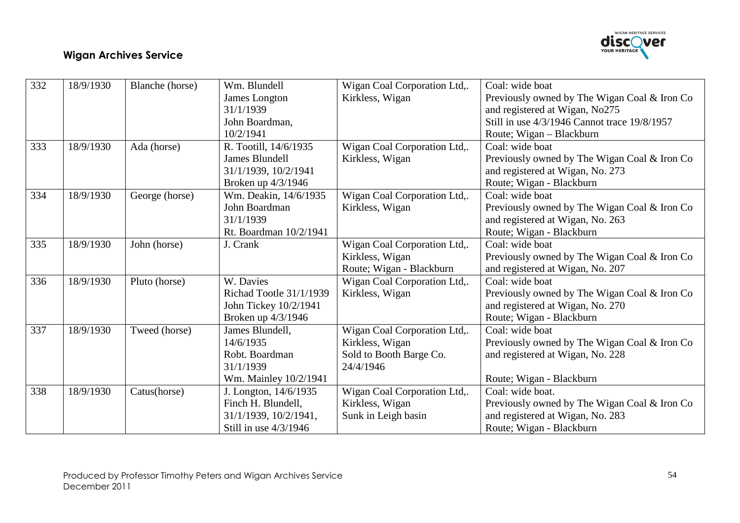| 332 | 18/9/1930 | Blanche (horse) | Wm. Blundell<br>James Longton<br>31/1/1939<br>John Boardman,<br>10/2/1941 | Wigan Coal Corporation Ltd,.<br>Kirkless, Wigan | Coal: wide boat<br>Previously owned by The Wigan Coal & Iron Co and registered at Wigan, No275<br>Still in use 4/3/1946 Cannot trace 19/8/1957<br>Route; Wigan – Blackburn |
|---|---|---|---|---|---|
| 333 | 18/9/1930 | Ada (horse) | R. Tootill, 14/6/1935<br>James Blundell<br>31/1/1939, 10/2/1941<br>Broken up 4/3/1946 | Wigan Coal Corporation Ltd,.<br>Kirkless, Wigan | Coal: wide boat<br>Previously owned by The Wigan Coal & Iron Co and registered at Wigan, No. 273<br>Route; Wigan - Blackburn |
| 334 | 18/9/1930 | George (horse) | Wm. Deakin, 14/6/1935<br>John Boardman<br>31/1/1939<br>Rt. Boardman 10/2/1941 | Wigan Coal Corporation Ltd,.<br>Kirkless, Wigan | Coal: wide boat<br>Previously owned by The Wigan Coal & Iron Co and registered at Wigan, No. 263<br>Route; Wigan - Blackburn |
| 335 | 18/9/1930 | John (horse) | J. Crank | Wigan Coal Corporation Ltd,.<br>Kirkless, Wigan<br>Route; Wigan - Blackburn | Coal: wide boat<br>Previously owned by The Wigan Coal & Iron Co and registered at Wigan, No. 207 |
| 336 | 18/9/1930 | Pluto (horse) | W. Davies<br>Richad Tootle 31/1/1939<br>John Tickey 10/2/1941<br>Broken up 4/3/1946 | Wigan Coal Corporation Ltd,.<br>Kirkless, Wigan | Coal: wide boat<br>Previously owned by The Wigan Coal & Iron Co and registered at Wigan, No. 270<br>Route; Wigan - Blackburn |
| 337 | 18/9/1930 | Tweed (horse) | James Blundell,<br>14/6/1935<br>Robt. Boardman<br>31/1/1939<br>Wm. Mainley 10/2/1941 | Wigan Coal Corporation Ltd,.<br>Kirkless, Wigan<br>Sold to Booth Barge Co.<br>24/4/1946 | Coal: wide boat<br>Previously owned by The Wigan Coal & Iron Co and registered at Wigan, No. 228<br><br>Route; Wigan - Blackburn |
| 338 | 18/9/1930 | Catus(horse) | J. Longton, 14/6/1935<br>Finch H. Blundell,<br>31/1/1939, 10/2/1941,<br>Still in use 4/3/1946 | Wigan Coal Corporation Ltd,.<br>Kirkless, Wigan<br>Sunk in Leigh basin | Coal: wide boat.<br>Previously owned by The Wigan Coal & Iron Co and registered at Wigan, No. 283<br>Route; Wigan - Blackburn |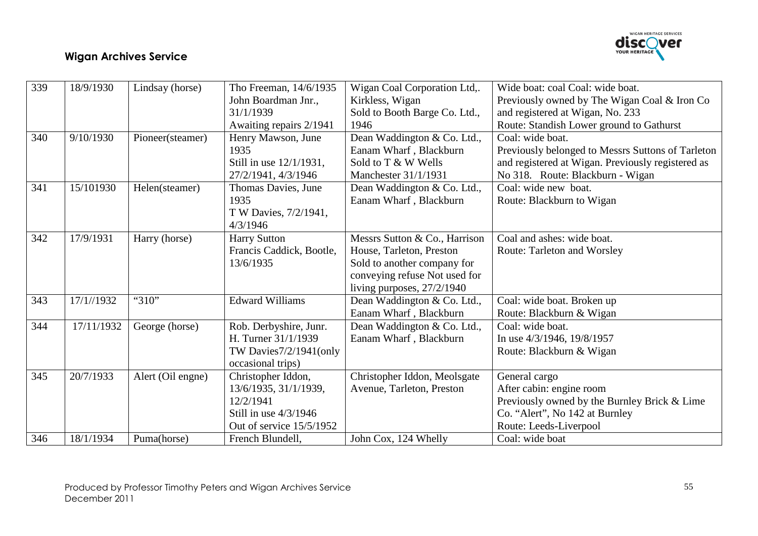| 339 | 18/9/1930 | Lindsay (horse) | Tho Freeman, 14/6/1935 John Boardman Jnr., 31/1/1939 Awaiting repairs 2/1941 | Wigan Coal Corporation Ltd,. Kirkless, Wigan Sold to Booth Barge Co. Ltd., 1946 | Wide boat: coal Coal: wide boat. Previously owned by The Wigan Coal & Iron Co and registered at Wigan, No. 233 Route: Standish Lower ground to Gathurst |
|---|---|---|---|---|---|
| 340 | 9/10/1930 | Pioneer(steamer) | Henry Mawson, June 1935 Still in use 12/1/1931, 27/2/1941, 4/3/1946 | Dean Waddington & Co. Ltd., Eanam Wharf , Blackburn Sold to T & W Wells Manchester 31/1/1931 | Coal: wide boat. Previously belonged to Messrs Suttons of Tarleton and registered at Wigan. Previously registered as No 318. Route: Blackburn - Wigan |
| 341 | 15/101930 | Helen(steamer) | Thomas Davies, June 1935 T W Davies, 7/2/1941, 4/3/1946 | Dean Waddington & Co. Ltd., Eanam Wharf , Blackburn | Coal: wide new boat. Route: Blackburn to Wigan |
| 342 | 17/9/1931 | Harry (horse) | Harry Sutton Francis Caddick, Bootle, 13/6/1935 | Messrs Sutton & Co., Harrison House, Tarleton, Preston Sold to another company for conveying refuse Not used for living purposes, 27/2/1940 | Coal and ashes: wide boat. Route: Tarleton and Worsley |
| 343 | 17/1//1932 | "310" | Edward Williams | Dean Waddington & Co. Ltd., Eanam Wharf , Blackburn | Coal: wide boat. Broken up Route: Blackburn & Wigan |
| 344 | 17/11/1932 | George (horse) | Rob. Derbyshire, Junr. H. Turner 31/1/1939 TW Davies7/2/1941(only occasional trips) | Dean Waddington & Co. Ltd., Eanam Wharf , Blackburn | Coal: wide boat. In use 4/3/1946, 19/8/1957 Route: Blackburn & Wigan |
| 345 | 20/7/1933 | Alert (Oil engne) | Christopher Iddon, 13/6/1935, 31/1/1939, 12/2/1941 Still in use 4/3/1946 Out of service 15/5/1952 | Christopher Iddon, Meolsgate Avenue, Tarleton, Preston | General cargo After cabin: engine room Previously owned by the Burnley Brick & Lime Co. "Alert", No 142 at Burnley Route: Leeds-Liverpool |
| 346 | 18/1/1934 | Puma(horse) | French Blundell, | John Cox, 124 Whelly | Coal: wide boat |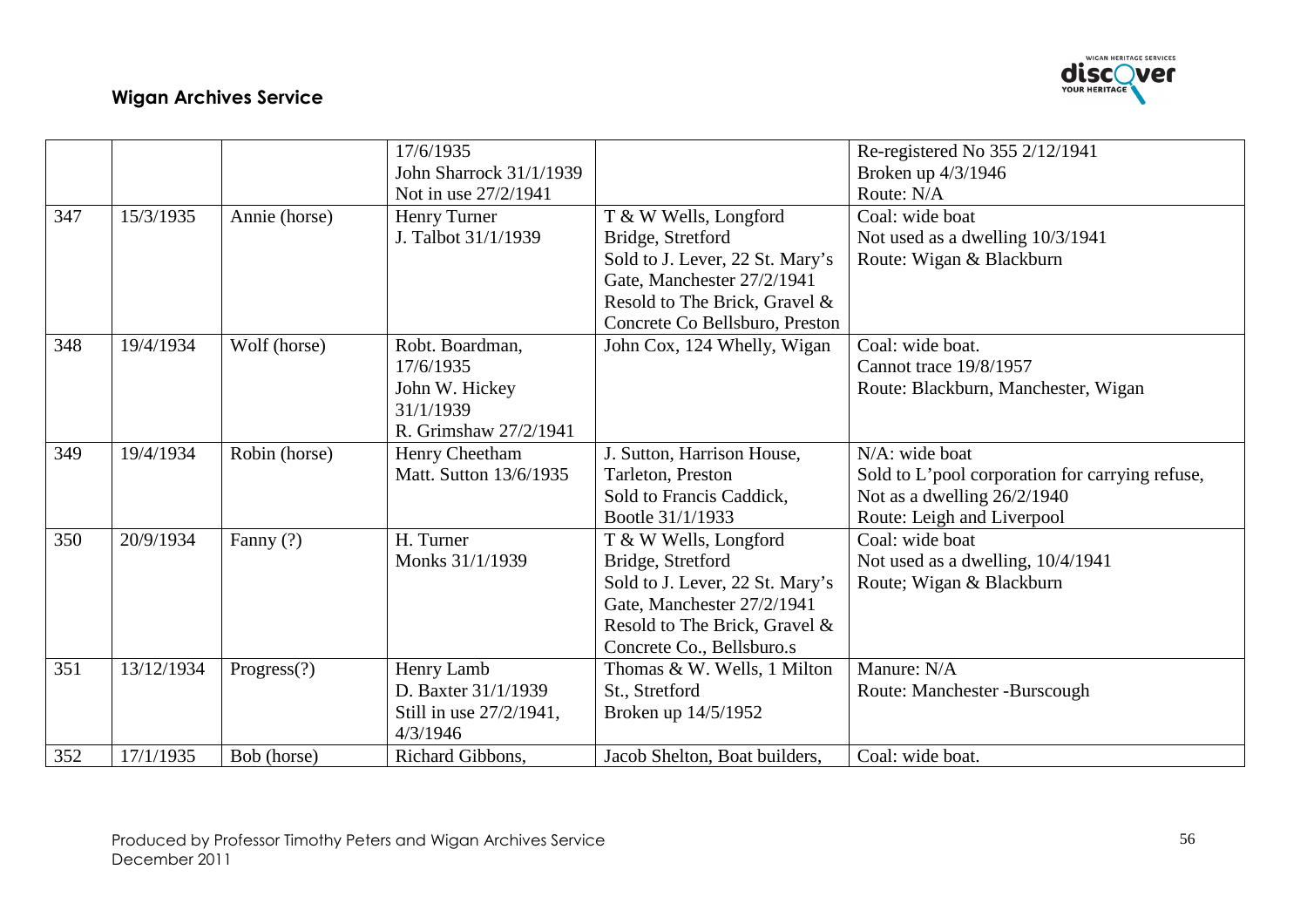| | | | | | |
|---|---|---|---|---|---|
| | | | 17/6/1935<br>John Sharrock 31/1/1939<br>Not in use 27/2/1941 | | Re-registered No 355 2/12/1941<br>Broken up 4/3/1946<br>Route: N/A |
| 347 | 15/3/1935 | Annie (horse) | Henry Turner<br>J. Talbot 31/1/1939 | T & W Wells, Longford Bridge, Stretford<br>Sold to J. Lever, 22 St. Mary's Gate, Manchester 27/2/1941<br>Resold to The Brick, Gravel & Concrete Co Bellsburo, Preston | Coal: wide boat<br>Not used as a dwelling 10/3/1941<br>Route: Wigan & Blackburn |
| 348 | 19/4/1934 | Wolf (horse) | Robt. Boardman, 17/6/1935<br>John W. Hickey 31/1/1939<br>R. Grimshaw 27/2/1941 | John Cox, 124 Whelly, Wigan | Coal: wide boat.<br>Cannot trace 19/8/1957<br>Route: Blackburn, Manchester, Wigan |
| 349 | 19/4/1934 | Robin (horse) | Henry Cheetham<br>Matt. Sutton 13/6/1935 | J. Sutton, Harrison House, Tarleton, Preston<br>Sold to Francis Caddick, Bootle 31/1/1933 | N/A: wide boat<br>Sold to L'pool corporation for carrying refuse, Not as a dwelling 26/2/1940<br>Route: Leigh and Liverpool |
| 350 | 20/9/1934 | Fanny (?) | H. Turner<br>Monks 31/1/1939 | T & W Wells, Longford Bridge, Stretford<br>Sold to J. Lever, 22 St. Mary's Gate, Manchester 27/2/1941<br>Resold to The Brick, Gravel & Concrete Co., Bellsburo.s | Coal: wide boat<br>Not used as a dwelling, 10/4/1941<br>Route; Wigan & Blackburn |
| 351 | 13/12/1934 | Progress(?) | Henry Lamb<br>D. Baxter 31/1/1939<br>Still in use 27/2/1941, 4/3/1946 | Thomas & W. Wells, 1 Milton St., Stretford<br>Broken up 14/5/1952 | Manure: N/A<br>Route: Manchester -Burscough |
| 352 | 17/1/1935 | Bob (horse) | Richard Gibbons, | Jacob Shelton, Boat builders, | Coal: wide boat. |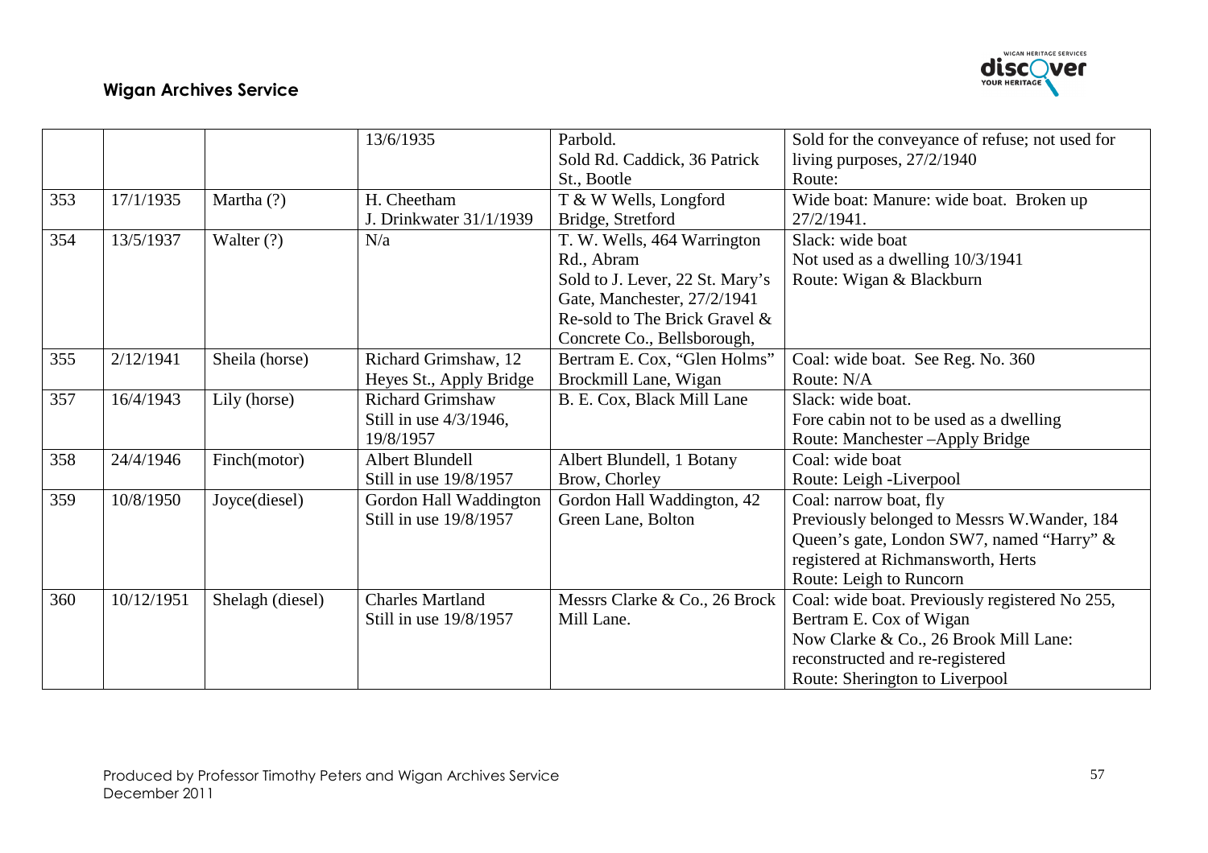| | | | | | |
|---|---|---|---|---|---|
| | | | 13/6/1935 | Parbold.<br>Sold Rd. Caddick, 36 Patrick St., Bootle | Sold for the conveyance of refuse; not used for living purposes, 27/2/1940<br>Route: |
| 353 | 17/1/1935 | Martha (?) | H. Cheetham<br>J. Drinkwater 31/1/1939 | T & W Wells, Longford Bridge, Stretford | Wide boat: Manure: wide boat. Broken up 27/2/1941. |
| 354 | 13/5/1937 | Walter (?) | N/a | T. W. Wells, 464 Warrington Rd., Abram<br>Sold to J. Lever, 22 St. Mary's Gate, Manchester, 27/2/1941<br>Re-sold to The Brick Gravel & Concrete Co., Bellsborough, | Slack: wide boat<br>Not used as a dwelling 10/3/1941<br>Route: Wigan & Blackburn |
| 355 | 2/12/1941 | Sheila (horse) | Richard Grimshaw, 12 Heyes St., Apply Bridge | Bertram E. Cox, "Glen Holms" Brockmill Lane, Wigan | Coal: wide boat. See Reg. No. 360<br>Route: N/A |
| 357 | 16/4/1943 | Lily (horse) | Richard Grimshaw<br>Still in use 4/3/1946, 19/8/1957 | B. E. Cox, Black Mill Lane | Slack: wide boat.<br>Fore cabin not to be used as a dwelling<br>Route: Manchester –Apply Bridge |
| 358 | 24/4/1946 | Finch(motor) | Albert Blundell<br>Still in use 19/8/1957 | Albert Blundell, 1 Botany Brow, Chorley | Coal: wide boat<br>Route: Leigh -Liverpool |
| 359 | 10/8/1950 | Joyce(diesel) | Gordon Hall Waddington<br>Still in use 19/8/1957 | Gordon Hall Waddington, 42 Green Lane, Bolton | Coal: narrow boat, fly<br>Previously belonged to Messrs W.Wander, 184 Queen's gate, London SW7, named "Harry" & registered at Richmansworth, Herts<br>Route: Leigh to Runcorn |
| 360 | 10/12/1951 | Shelagh (diesel) | Charles Martland<br>Still in use 19/8/1957 | Messrs Clarke & Co., 26 Brock Mill Lane. | Coal: wide boat. Previously registered No 255, Bertram E. Cox of Wigan<br>Now Clarke & Co., 26 Brook Mill Lane: reconstructed and re-registered<br>Route: Sherington to Liverpool |

Produced by Professor Timothy Peters and Wigan Archives Service
December 2011